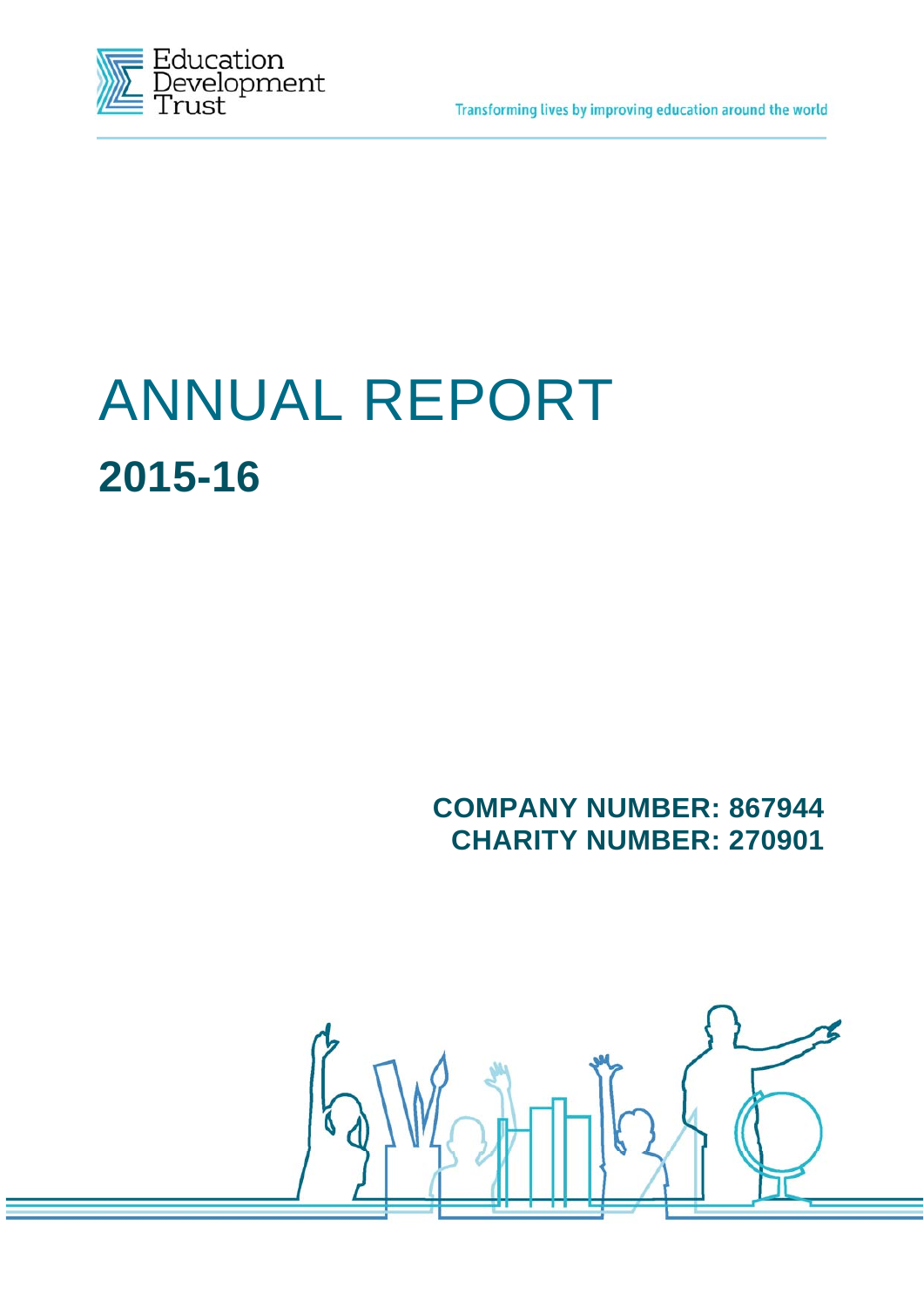Education Development Trust

Transforming lives by improving education around the world

# ANNUAL REPORT

## 2015-16

**COMPANY NUMBER: 867944**
**CHARITY NUMBER: 270901**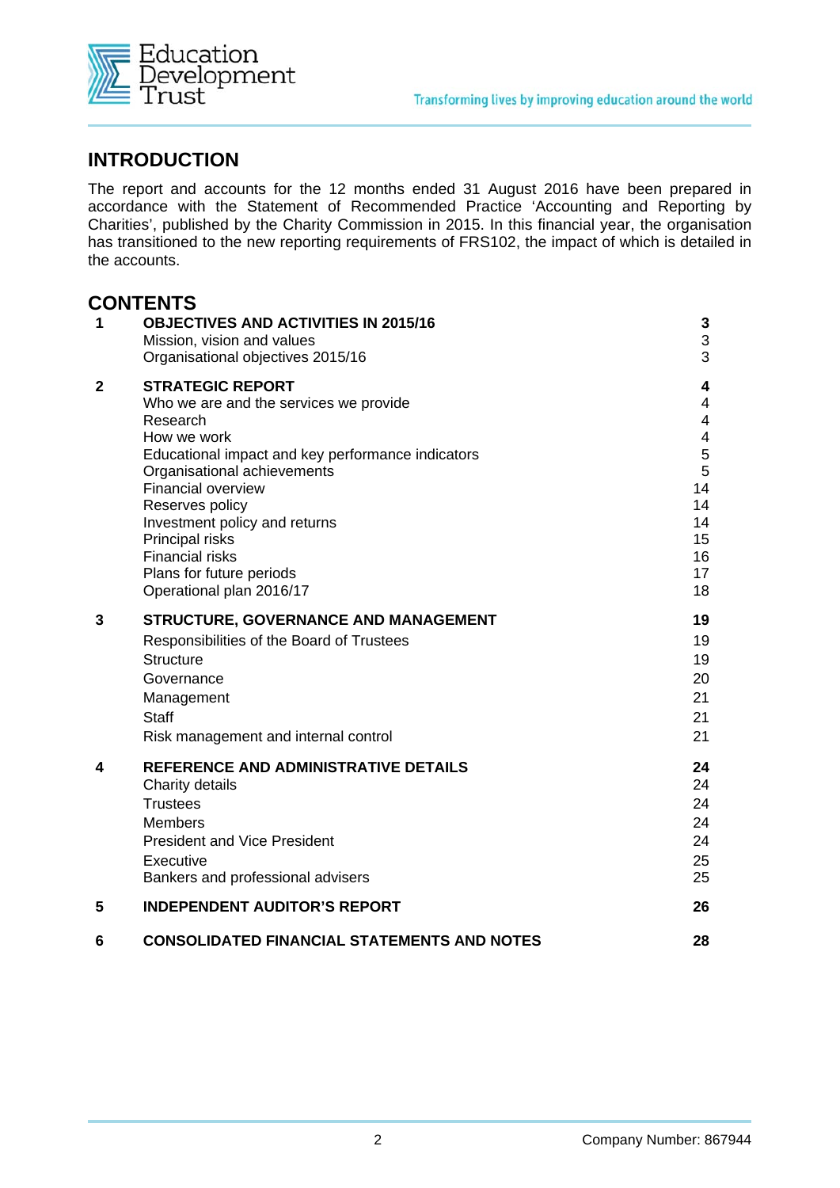## INTRODUCTION

The report and accounts for the 12 months ended 31 August 2016 have been prepared in accordance with the Statement of Recommended Practice 'Accounting and Reporting by Charities', published by the Charity Commission in 2015. In this financial year, the organisation has transitioned to the new reporting requirements of FRS102, the impact of which is detailed in the accounts.

## CONTENTS

| | | |
|---|---|---|
| **1** | **OBJECTIVES AND ACTIVITIES IN 2015/16** | **3** |
| | Mission, vision and values | 3 |
| | Organisational objectives 2015/16 | 3 |
| **2** | **STRATEGIC REPORT** | **4** |
| | Who we are and the services we provide | 4 |
| | Research | 4 |
| | How we work | 4 |
| | Educational impact and key performance indicators | 5 |
| | Organisational achievements | 5 |
| | Financial overview | 14 |
| | Reserves policy | 14 |
| | Investment policy and returns | 14 |
| | Principal risks | 15 |
| | Financial risks | 16 |
| | Plans for future periods | 17 |
| | Operational plan 2016/17 | 18 |
| **3** | **STRUCTURE, GOVERNANCE AND MANAGEMENT** | **19** |
| | Responsibilities of the Board of Trustees | 19 |
| | Structure | 19 |
| | Governance | 20 |
| | Management | 21 |
| | Staff | 21 |
| | Risk management and internal control | 21 |
| **4** | **REFERENCE AND ADMINISTRATIVE DETAILS** | **24** |
| | Charity details | 24 |
| | Trustees | 24 |
| | Members | 24 |
| | President and Vice President | 24 |
| | Executive | 25 |
| | Bankers and professional advisers | 25 |
| **5** | **INDEPENDENT AUDITOR'S REPORT** | **26** |
| **6** | **CONSOLIDATED FINANCIAL STATEMENTS AND NOTES** | **28** |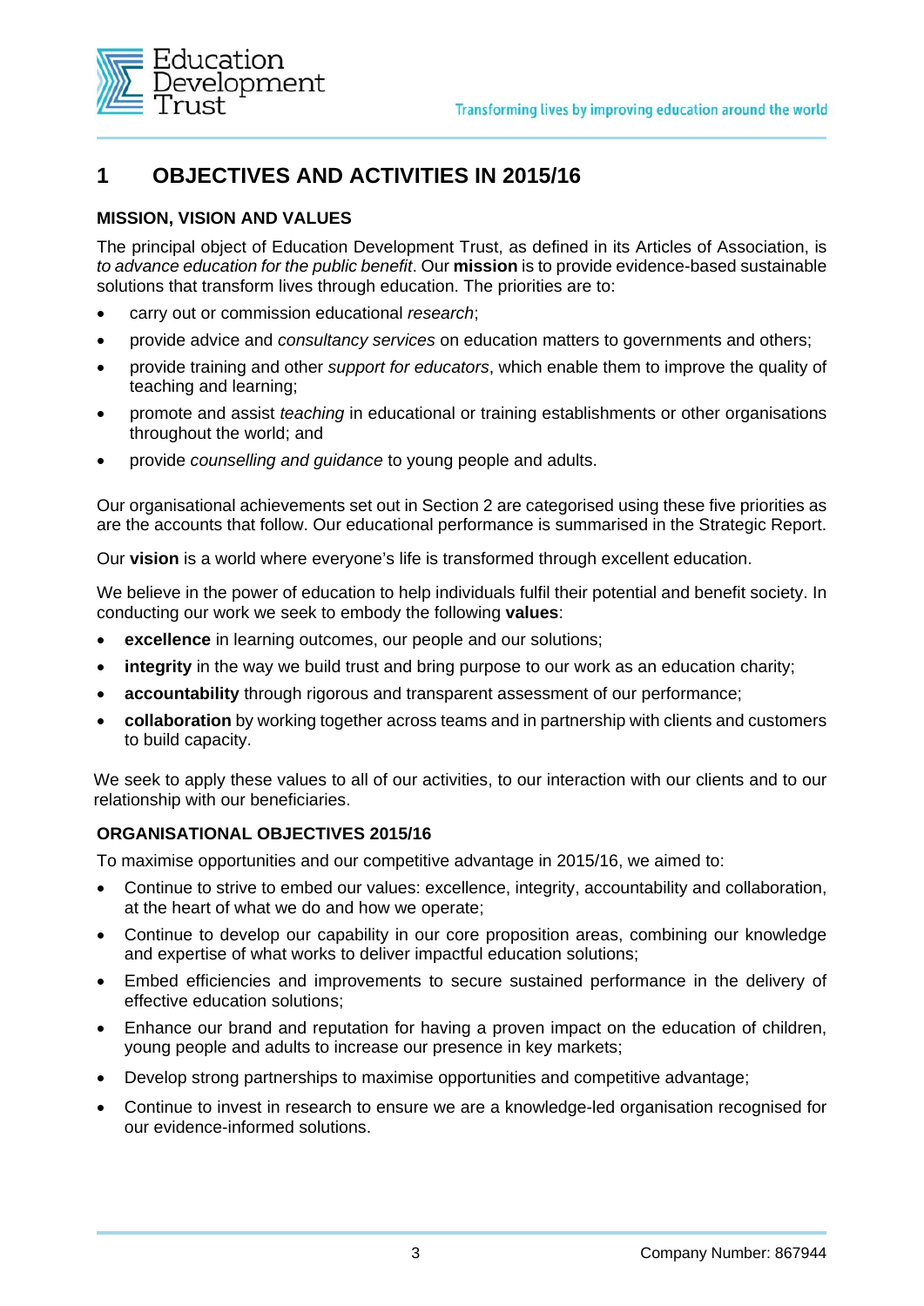# 1 OBJECTIVES AND ACTIVITIES IN 2015/16

## MISSION, VISION AND VALUES

The principal object of Education Development Trust, as defined in its Articles of Association, is *to advance education for the public benefit*. Our **mission** is to provide evidence-based sustainable solutions that transform lives through education. The priorities are to:

- carry out or commission educational *research*;
- provide advice and *consultancy services* on education matters to governments and others;
- provide training and other *support for educators*, which enable them to improve the quality of teaching and learning;
- promote and assist *teaching* in educational or training establishments or other organisations throughout the world; and
- provide *counselling and guidance* to young people and adults.

Our organisational achievements set out in Section 2 are categorised using these five priorities as are the accounts that follow. Our educational performance is summarised in the Strategic Report.

Our **vision** is a world where everyone's life is transformed through excellent education.

We believe in the power of education to help individuals fulfil their potential and benefit society. In conducting our work we seek to embody the following **values**:

- **excellence** in learning outcomes, our people and our solutions;
- **integrity** in the way we build trust and bring purpose to our work as an education charity;
- **accountability** through rigorous and transparent assessment of our performance;
- **collaboration** by working together across teams and in partnership with clients and customers to build capacity.

We seek to apply these values to all of our activities, to our interaction with our clients and to our relationship with our beneficiaries.

## ORGANISATIONAL OBJECTIVES 2015/16

To maximise opportunities and our competitive advantage in 2015/16, we aimed to:

- Continue to strive to embed our values: excellence, integrity, accountability and collaboration, at the heart of what we do and how we operate;
- Continue to develop our capability in our core proposition areas, combining our knowledge and expertise of what works to deliver impactful education solutions;
- Embed efficiencies and improvements to secure sustained performance in the delivery of effective education solutions;
- Enhance our brand and reputation for having a proven impact on the education of children, young people and adults to increase our presence in key markets;
- Develop strong partnerships to maximise opportunities and competitive advantage;
- Continue to invest in research to ensure we are a knowledge-led organisation recognised for our evidence-informed solutions.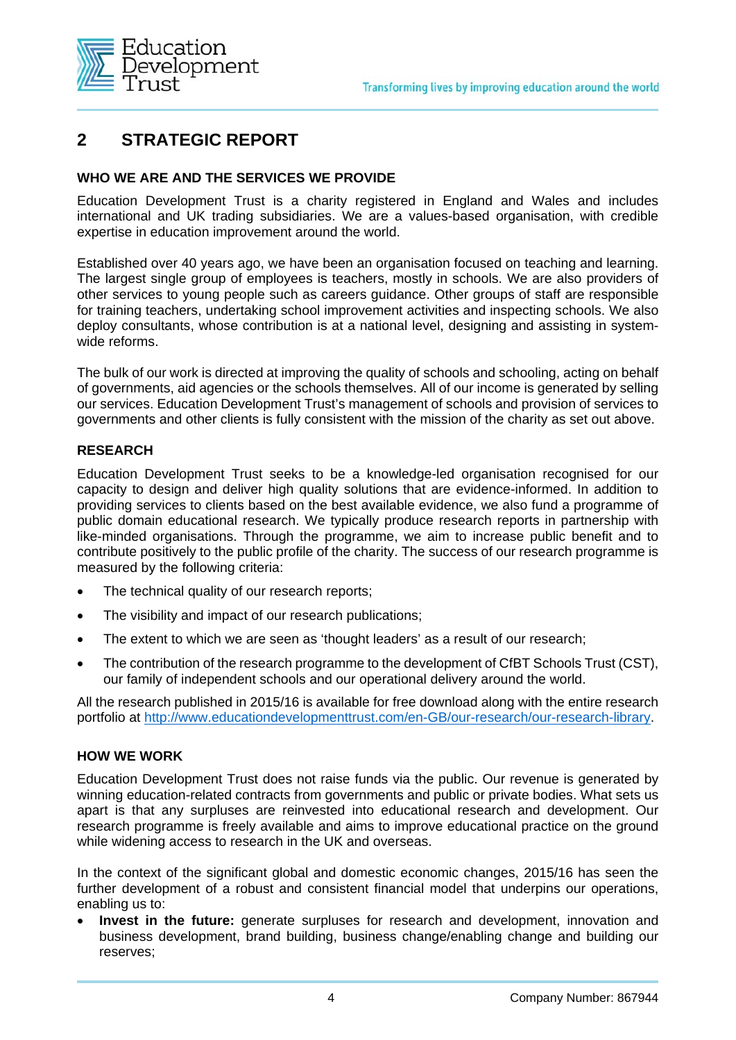## 2 STRATEGIC REPORT

### WHO WE ARE AND THE SERVICES WE PROVIDE

Education Development Trust is a charity registered in England and Wales and includes international and UK trading subsidiaries. We are a values-based organisation, with credible expertise in education improvement around the world.

Established over 40 years ago, we have been an organisation focused on teaching and learning. The largest single group of employees is teachers, mostly in schools. We are also providers of other services to young people such as careers guidance. Other groups of staff are responsible for training teachers, undertaking school improvement activities and inspecting schools. We also deploy consultants, whose contribution is at a national level, designing and assisting in system-wide reforms.

The bulk of our work is directed at improving the quality of schools and schooling, acting on behalf of governments, aid agencies or the schools themselves. All of our income is generated by selling our services. Education Development Trust's management of schools and provision of services to governments and other clients is fully consistent with the mission of the charity as set out above.

### RESEARCH

Education Development Trust seeks to be a knowledge-led organisation recognised for our capacity to design and deliver high quality solutions that are evidence-informed. In addition to providing services to clients based on the best available evidence, we also fund a programme of public domain educational research. We typically produce research reports in partnership with like-minded organisations. Through the programme, we aim to increase public benefit and to contribute positively to the public profile of the charity. The success of our research programme is measured by the following criteria:

- The technical quality of our research reports;
- The visibility and impact of our research publications;
- The extent to which we are seen as 'thought leaders' as a result of our research;
- The contribution of the research programme to the development of CfBT Schools Trust (CST), our family of independent schools and our operational delivery around the world.

All the research published in 2015/16 is available for free download along with the entire research portfolio at http://www.educationdevelopmenttrust.com/en-GB/our-research/our-research-library.

### HOW WE WORK

Education Development Trust does not raise funds via the public. Our revenue is generated by winning education-related contracts from governments and public or private bodies. What sets us apart is that any surpluses are reinvested into educational research and development. Our research programme is freely available and aims to improve educational practice on the ground while widening access to research in the UK and overseas.

In the context of the significant global and domestic economic changes, 2015/16 has seen the further development of a robust and consistent financial model that underpins our operations, enabling us to:

- **Invest in the future:** generate surpluses for research and development, innovation and business development, brand building, business change/enabling change and building our reserves;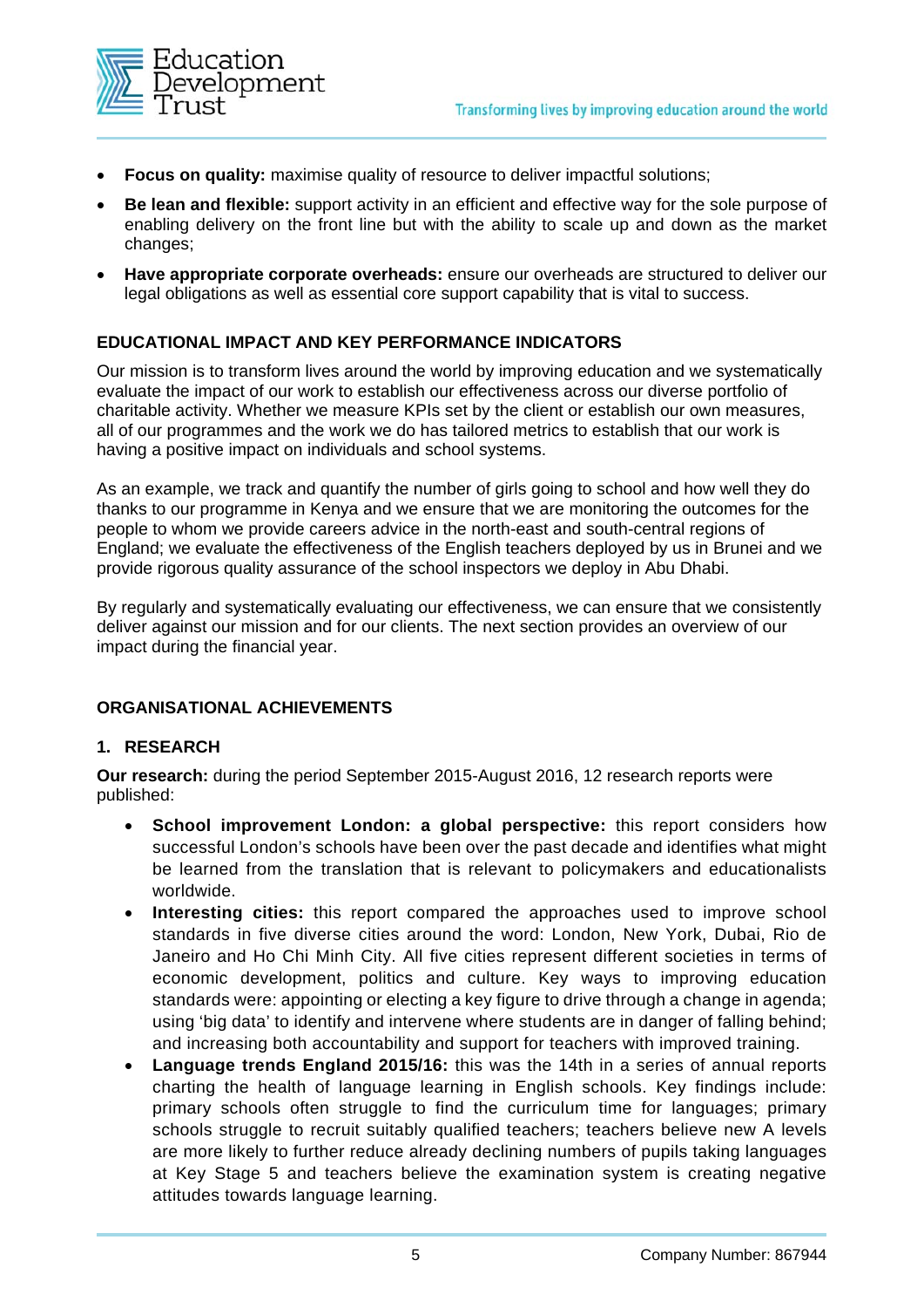- **Focus on quality:** maximise quality of resource to deliver impactful solutions;
- **Be lean and flexible:** support activity in an efficient and effective way for the sole purpose of enabling delivery on the front line but with the ability to scale up and down as the market changes;
- **Have appropriate corporate overheads:** ensure our overheads are structured to deliver our legal obligations as well as essential core support capability that is vital to success.

## EDUCATIONAL IMPACT AND KEY PERFORMANCE INDICATORS

Our mission is to transform lives around the world by improving education and we systematically evaluate the impact of our work to establish our effectiveness across our diverse portfolio of charitable activity. Whether we measure KPIs set by the client or establish our own measures, all of our programmes and the work we do has tailored metrics to establish that our work is having a positive impact on individuals and school systems.

As an example, we track and quantify the number of girls going to school and how well they do thanks to our programme in Kenya and we ensure that we are monitoring the outcomes for the people to whom we provide careers advice in the north-east and south-central regions of England; we evaluate the effectiveness of the English teachers deployed by us in Brunei and we provide rigorous quality assurance of the school inspectors we deploy in Abu Dhabi.

By regularly and systematically evaluating our effectiveness, we can ensure that we consistently deliver against our mission and for our clients. The next section provides an overview of our impact during the financial year.

## ORGANISATIONAL ACHIEVEMENTS

### 1. RESEARCH

**Our research:** during the period September 2015-August 2016, 12 research reports were published:

- **School improvement London: a global perspective:** this report considers how successful London's schools have been over the past decade and identifies what might be learned from the translation that is relevant to policymakers and educationalists worldwide.
- **Interesting cities:** this report compared the approaches used to improve school standards in five diverse cities around the word: London, New York, Dubai, Rio de Janeiro and Ho Chi Minh City. All five cities represent different societies in terms of economic development, politics and culture. Key ways to improving education standards were: appointing or electing a key figure to drive through a change in agenda; using 'big data' to identify and intervene where students are in danger of falling behind; and increasing both accountability and support for teachers with improved training.
- **Language trends England 2015/16:** this was the 14th in a series of annual reports charting the health of language learning in English schools. Key findings include: primary schools often struggle to find the curriculum time for languages; primary schools struggle to recruit suitably qualified teachers; teachers believe new A levels are more likely to further reduce already declining numbers of pupils taking languages at Key Stage 5 and teachers believe the examination system is creating negative attitudes towards language learning.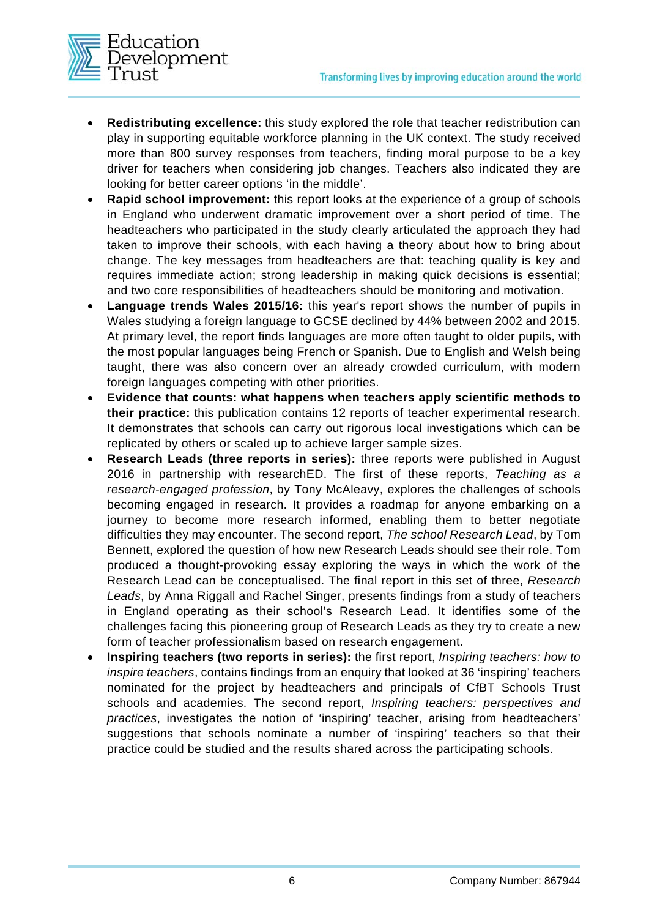- **Redistributing excellence:** this study explored the role that teacher redistribution can play in supporting equitable workforce planning in the UK context. The study received more than 800 survey responses from teachers, finding moral purpose to be a key driver for teachers when considering job changes. Teachers also indicated they are looking for better career options 'in the middle'.
- **Rapid school improvement:** this report looks at the experience of a group of schools in England who underwent dramatic improvement over a short period of time. The headteachers who participated in the study clearly articulated the approach they had taken to improve their schools, with each having a theory about how to bring about change. The key messages from headteachers are that: teaching quality is key and requires immediate action; strong leadership in making quick decisions is essential; and two core responsibilities of headteachers should be monitoring and motivation.
- **Language trends Wales 2015/16:** this year's report shows the number of pupils in Wales studying a foreign language to GCSE declined by 44% between 2002 and 2015. At primary level, the report finds languages are more often taught to older pupils, with the most popular languages being French or Spanish. Due to English and Welsh being taught, there was also concern over an already crowded curriculum, with modern foreign languages competing with other priorities.
- **Evidence that counts: what happens when teachers apply scientific methods to their practice:** this publication contains 12 reports of teacher experimental research. It demonstrates that schools can carry out rigorous local investigations which can be replicated by others or scaled up to achieve larger sample sizes.
- **Research Leads (three reports in series):** three reports were published in August 2016 in partnership with researchED. The first of these reports, *Teaching as a research-engaged profession*, by Tony McAleavy, explores the challenges of schools becoming engaged in research. It provides a roadmap for anyone embarking on a journey to become more research informed, enabling them to better negotiate difficulties they may encounter. The second report, *The school Research Lead*, by Tom Bennett, explored the question of how new Research Leads should see their role. Tom produced a thought-provoking essay exploring the ways in which the work of the Research Lead can be conceptualised. The final report in this set of three, *Research Leads*, by Anna Riggall and Rachel Singer, presents findings from a study of teachers in England operating as their school's Research Lead. It identifies some of the challenges facing this pioneering group of Research Leads as they try to create a new form of teacher professionalism based on research engagement.
- **Inspiring teachers (two reports in series):** the first report, *Inspiring teachers: how to inspire teachers*, contains findings from an enquiry that looked at 36 'inspiring' teachers nominated for the project by headteachers and principals of CfBT Schools Trust schools and academies. The second report, *Inspiring teachers: perspectives and practices*, investigates the notion of 'inspiring' teacher, arising from headteachers' suggestions that schools nominate a number of 'inspiring' teachers so that their practice could be studied and the results shared across the participating schools.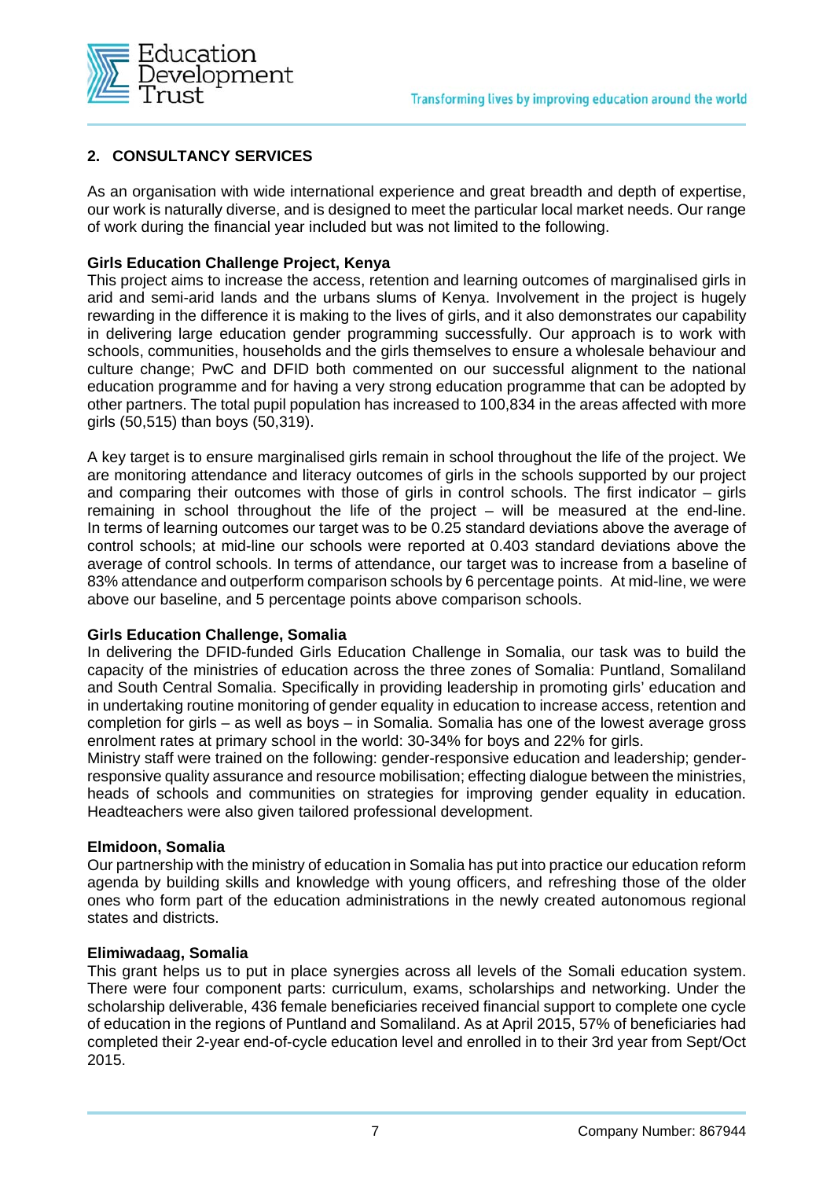## 2. CONSULTANCY SERVICES

As an organisation with wide international experience and great breadth and depth of expertise, our work is naturally diverse, and is designed to meet the particular local market needs. Our range of work during the financial year included but was not limited to the following.

**Girls Education Challenge Project, Kenya**

This project aims to increase the access, retention and learning outcomes of marginalised girls in arid and semi-arid lands and the urbans slums of Kenya. Involvement in the project is hugely rewarding in the difference it is making to the lives of girls, and it also demonstrates our capability in delivering large education gender programming successfully. Our approach is to work with schools, communities, households and the girls themselves to ensure a wholesale behaviour and culture change; PwC and DFID both commented on our successful alignment to the national education programme and for having a very strong education programme that can be adopted by other partners. The total pupil population has increased to 100,834 in the areas affected with more girls (50,515) than boys (50,319).

A key target is to ensure marginalised girls remain in school throughout the life of the project. We are monitoring attendance and literacy outcomes of girls in the schools supported by our project and comparing their outcomes with those of girls in control schools. The first indicator – girls remaining in school throughout the life of the project – will be measured at the end-line. In terms of learning outcomes our target was to be 0.25 standard deviations above the average of control schools; at mid-line our schools were reported at 0.403 standard deviations above the average of control schools. In terms of attendance, our target was to increase from a baseline of 83% attendance and outperform comparison schools by 6 percentage points. At mid-line, we were above our baseline, and 5 percentage points above comparison schools.

**Girls Education Challenge, Somalia**

In delivering the DFID-funded Girls Education Challenge in Somalia, our task was to build the capacity of the ministries of education across the three zones of Somalia: Puntland, Somaliland and South Central Somalia. Specifically in providing leadership in promoting girls' education and in undertaking routine monitoring of gender equality in education to increase access, retention and completion for girls – as well as boys – in Somalia. Somalia has one of the lowest average gross enrolment rates at primary school in the world: 30-34% for boys and 22% for girls.

Ministry staff were trained on the following: gender-responsive education and leadership; gender-responsive quality assurance and resource mobilisation; effecting dialogue between the ministries, heads of schools and communities on strategies for improving gender equality in education. Headteachers were also given tailored professional development.

**Elmidoon, Somalia**

Our partnership with the ministry of education in Somalia has put into practice our education reform agenda by building skills and knowledge with young officers, and refreshing those of the older ones who form part of the education administrations in the newly created autonomous regional states and districts.

**Elimiwadaag, Somalia**

This grant helps us to put in place synergies across all levels of the Somali education system. There were four component parts: curriculum, exams, scholarships and networking. Under the scholarship deliverable, 436 female beneficiaries received financial support to complete one cycle of education in the regions of Puntland and Somaliland. As at April 2015, 57% of beneficiaries had completed their 2-year end-of-cycle education level and enrolled in to their 3rd year from Sept/Oct 2015.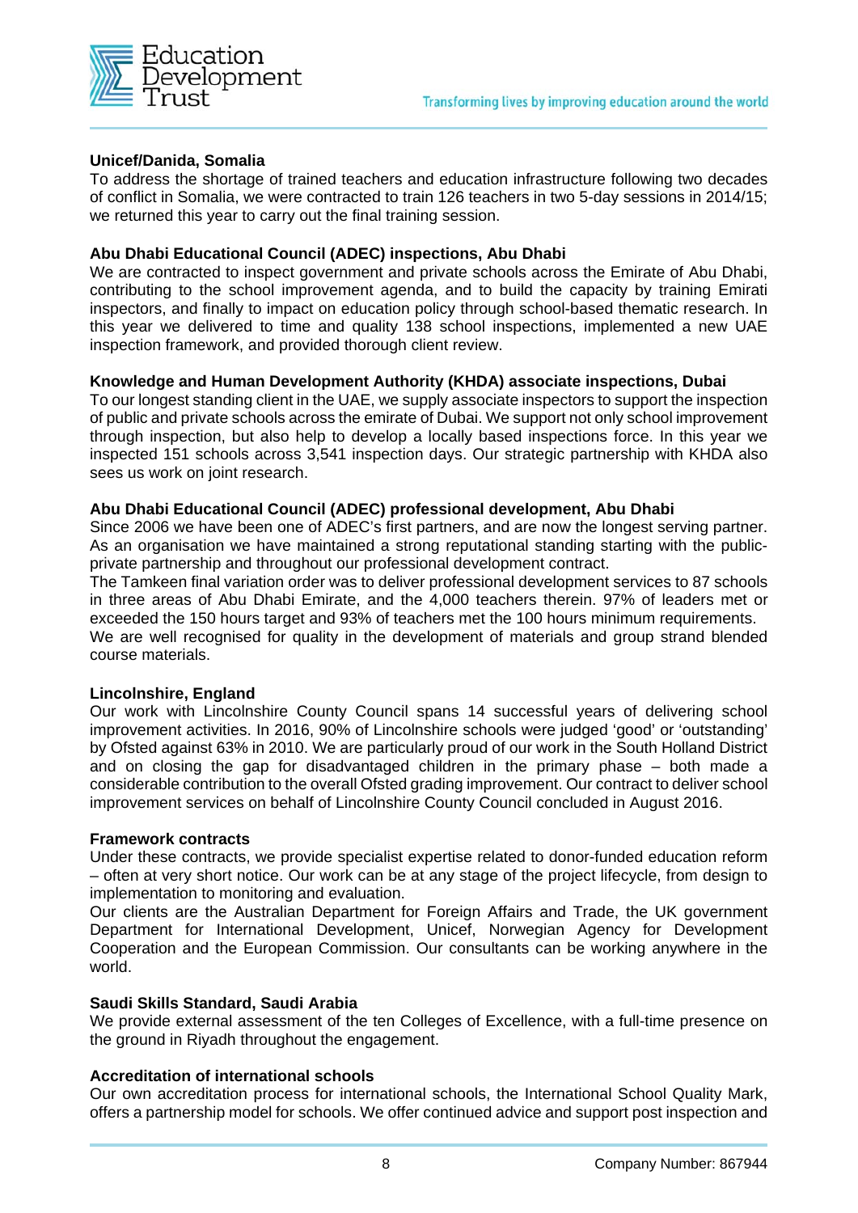**Unicef/Danida, Somalia**
To address the shortage of trained teachers and education infrastructure following two decades of conflict in Somalia, we were contracted to train 126 teachers in two 5-day sessions in 2014/15; we returned this year to carry out the final training session.

**Abu Dhabi Educational Council (ADEC) inspections, Abu Dhabi**
We are contracted to inspect government and private schools across the Emirate of Abu Dhabi, contributing to the school improvement agenda, and to build the capacity by training Emirati inspectors, and finally to impact on education policy through school-based thematic research. In this year we delivered to time and quality 138 school inspections, implemented a new UAE inspection framework, and provided thorough client review.

**Knowledge and Human Development Authority (KHDA) associate inspections, Dubai**
To our longest standing client in the UAE, we supply associate inspectors to support the inspection of public and private schools across the emirate of Dubai. We support not only school improvement through inspection, but also help to develop a locally based inspections force. In this year we inspected 151 schools across 3,541 inspection days. Our strategic partnership with KHDA also sees us work on joint research.

**Abu Dhabi Educational Council (ADEC) professional development, Abu Dhabi**
Since 2006 we have been one of ADEC's first partners, and are now the longest serving partner. As an organisation we have maintained a strong reputational standing starting with the public-private partnership and throughout our professional development contract.
The Tamkeen final variation order was to deliver professional development services to 87 schools in three areas of Abu Dhabi Emirate, and the 4,000 teachers therein. 97% of leaders met or exceeded the 150 hours target and 93% of teachers met the 100 hours minimum requirements.
We are well recognised for quality in the development of materials and group strand blended course materials.

**Lincolnshire, England**
Our work with Lincolnshire County Council spans 14 successful years of delivering school improvement activities. In 2016, 90% of Lincolnshire schools were judged 'good' or 'outstanding' by Ofsted against 63% in 2010. We are particularly proud of our work in the South Holland District and on closing the gap for disadvantaged children in the primary phase – both made a considerable contribution to the overall Ofsted grading improvement. Our contract to deliver school improvement services on behalf of Lincolnshire County Council concluded in August 2016.

**Framework contracts**
Under these contracts, we provide specialist expertise related to donor-funded education reform – often at very short notice. Our work can be at any stage of the project lifecycle, from design to implementation to monitoring and evaluation.
Our clients are the Australian Department for Foreign Affairs and Trade, the UK government Department for International Development, Unicef, Norwegian Agency for Development Cooperation and the European Commission. Our consultants can be working anywhere in the world.

**Saudi Skills Standard, Saudi Arabia**
We provide external assessment of the ten Colleges of Excellence, with a full-time presence on the ground in Riyadh throughout the engagement.

**Accreditation of international schools**
Our own accreditation process for international schools, the International School Quality Mark, offers a partnership model for schools. We offer continued advice and support post inspection and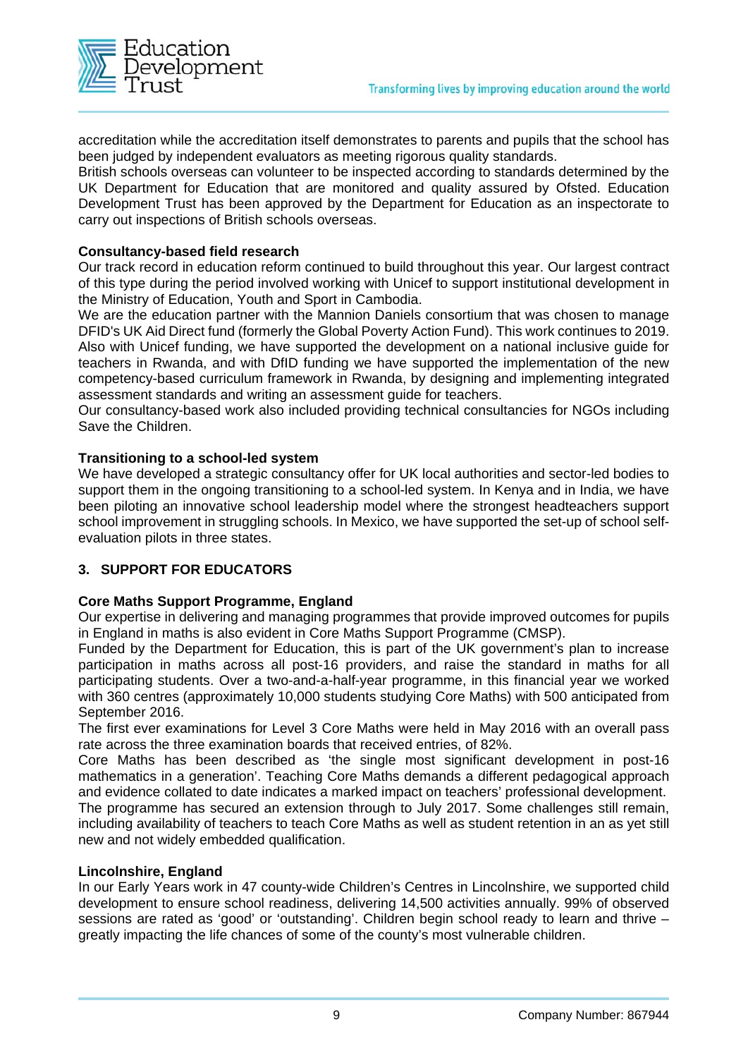accreditation while the accreditation itself demonstrates to parents and pupils that the school has been judged by independent evaluators as meeting rigorous quality standards.

British schools overseas can volunteer to be inspected according to standards determined by the UK Department for Education that are monitored and quality assured by Ofsted. Education Development Trust has been approved by the Department for Education as an inspectorate to carry out inspections of British schools overseas.

**Consultancy-based field research**

Our track record in education reform continued to build throughout this year. Our largest contract of this type during the period involved working with Unicef to support institutional development in the Ministry of Education, Youth and Sport in Cambodia.

We are the education partner with the Mannion Daniels consortium that was chosen to manage DFID's UK Aid Direct fund (formerly the Global Poverty Action Fund). This work continues to 2019.

Also with Unicef funding, we have supported the development on a national inclusive guide for teachers in Rwanda, and with DfID funding we have supported the implementation of the new competency-based curriculum framework in Rwanda, by designing and implementing integrated assessment standards and writing an assessment guide for teachers.

Our consultancy-based work also included providing technical consultancies for NGOs including Save the Children.

**Transitioning to a school-led system**

We have developed a strategic consultancy offer for UK local authorities and sector-led bodies to support them in the ongoing transitioning to a school-led system. In Kenya and in India, we have been piloting an innovative school leadership model where the strongest headteachers support school improvement in struggling schools. In Mexico, we have supported the set-up of school self-evaluation pilots in three states.

## 3. SUPPORT FOR EDUCATORS

**Core Maths Support Programme, England**

Our expertise in delivering and managing programmes that provide improved outcomes for pupils in England in maths is also evident in Core Maths Support Programme (CMSP).

Funded by the Department for Education, this is part of the UK government's plan to increase participation in maths across all post-16 providers, and raise the standard in maths for all participating students. Over a two-and-a-half-year programme, in this financial year we worked with 360 centres (approximately 10,000 students studying Core Maths) with 500 anticipated from September 2016.

The first ever examinations for Level 3 Core Maths were held in May 2016 with an overall pass rate across the three examination boards that received entries, of 82%.

Core Maths has been described as 'the single most significant development in post-16 mathematics in a generation'. Teaching Core Maths demands a different pedagogical approach and evidence collated to date indicates a marked impact on teachers' professional development.

The programme has secured an extension through to July 2017. Some challenges still remain, including availability of teachers to teach Core Maths as well as student retention in an as yet still new and not widely embedded qualification.

**Lincolnshire, England**

In our Early Years work in 47 county-wide Children's Centres in Lincolnshire, we supported child development to ensure school readiness, delivering 14,500 activities annually. 99% of observed sessions are rated as 'good' or 'outstanding'. Children begin school ready to learn and thrive – greatly impacting the life chances of some of the county's most vulnerable children.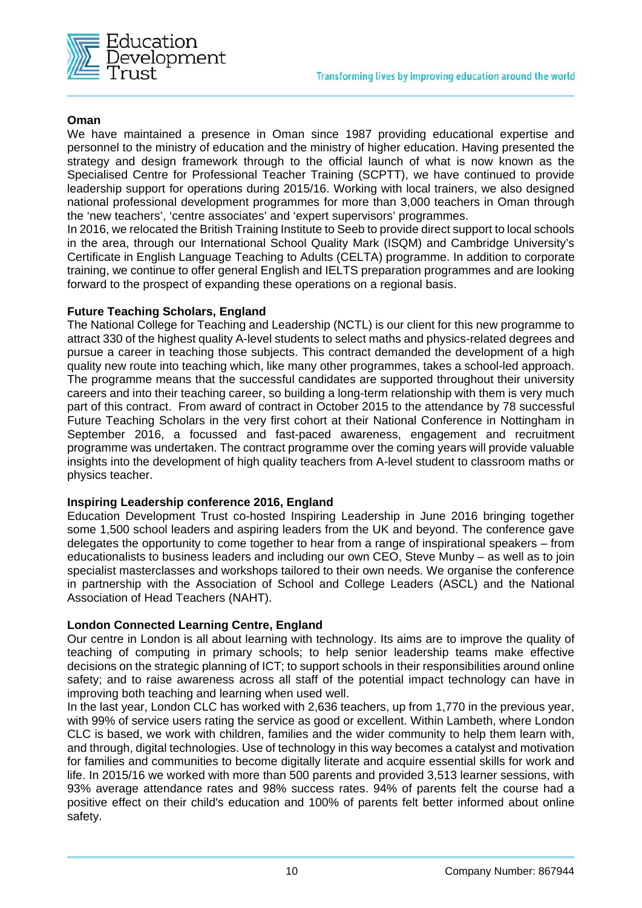**Oman**

We have maintained a presence in Oman since 1987 providing educational expertise and personnel to the ministry of education and the ministry of higher education. Having presented the strategy and design framework through to the official launch of what is now known as the Specialised Centre for Professional Teacher Training (SCPTT), we have continued to provide leadership support for operations during 2015/16. Working with local trainers, we also designed national professional development programmes for more than 3,000 teachers in Oman through the 'new teachers', 'centre associates' and 'expert supervisors' programmes.

In 2016, we relocated the British Training Institute to Seeb to provide direct support to local schools in the area, through our International School Quality Mark (ISQM) and Cambridge University's Certificate in English Language Teaching to Adults (CELTA) programme. In addition to corporate training, we continue to offer general English and IELTS preparation programmes and are looking forward to the prospect of expanding these operations on a regional basis.

**Future Teaching Scholars, England**

The National College for Teaching and Leadership (NCTL) is our client for this new programme to attract 330 of the highest quality A-level students to select maths and physics-related degrees and pursue a career in teaching those subjects. This contract demanded the development of a high quality new route into teaching which, like many other programmes, takes a school-led approach. The programme means that the successful candidates are supported throughout their university careers and into their teaching career, so building a long-term relationship with them is very much part of this contract. From award of contract in October 2015 to the attendance by 78 successful Future Teaching Scholars in the very first cohort at their National Conference in Nottingham in September 2016, a focussed and fast-paced awareness, engagement and recruitment programme was undertaken. The contract programme over the coming years will provide valuable insights into the development of high quality teachers from A-level student to classroom maths or physics teacher.

**Inspiring Leadership conference 2016, England**

Education Development Trust co-hosted Inspiring Leadership in June 2016 bringing together some 1,500 school leaders and aspiring leaders from the UK and beyond. The conference gave delegates the opportunity to come together to hear from a range of inspirational speakers – from educationalists to business leaders and including our own CEO, Steve Munby – as well as to join specialist masterclasses and workshops tailored to their own needs. We organise the conference in partnership with the Association of School and College Leaders (ASCL) and the National Association of Head Teachers (NAHT).

**London Connected Learning Centre, England**

Our centre in London is all about learning with technology. Its aims are to improve the quality of teaching of computing in primary schools; to help senior leadership teams make effective decisions on the strategic planning of ICT; to support schools in their responsibilities around online safety; and to raise awareness across all staff of the potential impact technology can have in improving both teaching and learning when used well.

In the last year, London CLC has worked with 2,636 teachers, up from 1,770 in the previous year, with 99% of service users rating the service as good or excellent. Within Lambeth, where London CLC is based, we work with children, families and the wider community to help them learn with, and through, digital technologies. Use of technology in this way becomes a catalyst and motivation for families and communities to become digitally literate and acquire essential skills for work and life. In 2015/16 we worked with more than 500 parents and provided 3,513 learner sessions, with 93% average attendance rates and 98% success rates. 94% of parents felt the course had a positive effect on their child's education and 100% of parents felt better informed about online safety.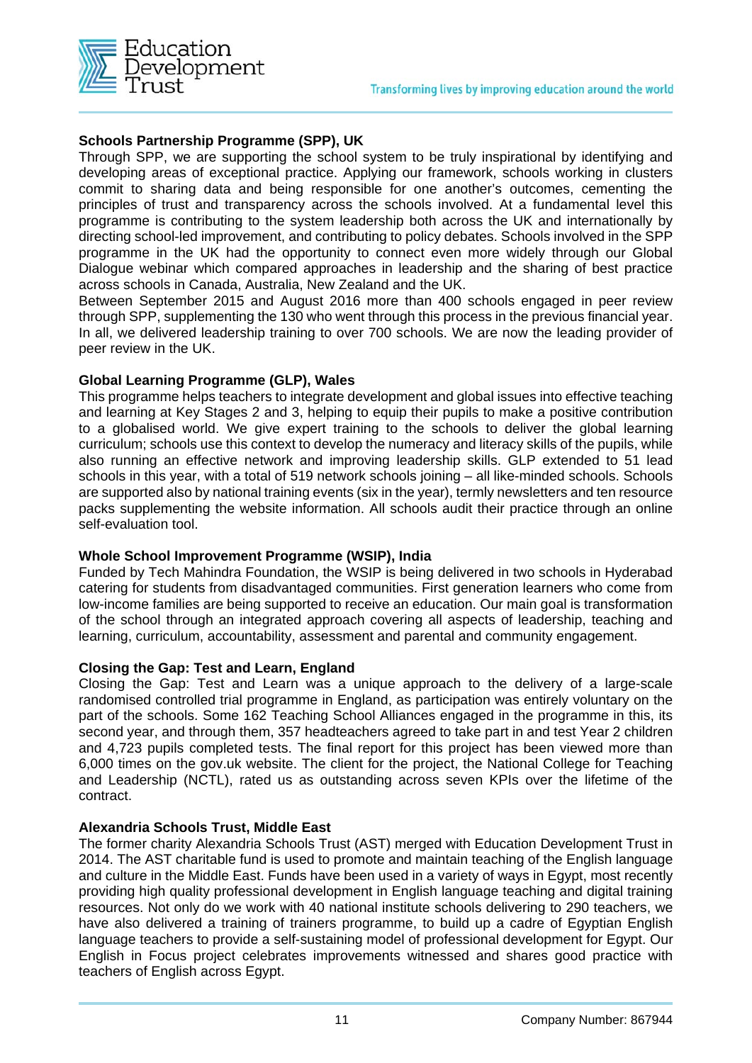**Schools Partnership Programme (SPP), UK**

Through SPP, we are supporting the school system to be truly inspirational by identifying and developing areas of exceptional practice. Applying our framework, schools working in clusters commit to sharing data and being responsible for one another's outcomes, cementing the principles of trust and transparency across the schools involved. At a fundamental level this programme is contributing to the system leadership both across the UK and internationally by directing school-led improvement, and contributing to policy debates. Schools involved in the SPP programme in the UK had the opportunity to connect even more widely through our Global Dialogue webinar which compared approaches in leadership and the sharing of best practice across schools in Canada, Australia, New Zealand and the UK.

Between September 2015 and August 2016 more than 400 schools engaged in peer review through SPP, supplementing the 130 who went through this process in the previous financial year. In all, we delivered leadership training to over 700 schools. We are now the leading provider of peer review in the UK.

**Global Learning Programme (GLP), Wales**

This programme helps teachers to integrate development and global issues into effective teaching and learning at Key Stages 2 and 3, helping to equip their pupils to make a positive contribution to a globalised world. We give expert training to the schools to deliver the global learning curriculum; schools use this context to develop the numeracy and literacy skills of the pupils, while also running an effective network and improving leadership skills. GLP extended to 51 lead schools in this year, with a total of 519 network schools joining – all like-minded schools. Schools are supported also by national training events (six in the year), termly newsletters and ten resource packs supplementing the website information. All schools audit their practice through an online self-evaluation tool.

**Whole School Improvement Programme (WSIP), India**

Funded by Tech Mahindra Foundation, the WSIP is being delivered in two schools in Hyderabad catering for students from disadvantaged communities. First generation learners who come from low-income families are being supported to receive an education. Our main goal is transformation of the school through an integrated approach covering all aspects of leadership, teaching and learning, curriculum, accountability, assessment and parental and community engagement.

**Closing the Gap: Test and Learn, England**

Closing the Gap: Test and Learn was a unique approach to the delivery of a large-scale randomised controlled trial programme in England, as participation was entirely voluntary on the part of the schools. Some 162 Teaching School Alliances engaged in the programme in this, its second year, and through them, 357 headteachers agreed to take part in and test Year 2 children and 4,723 pupils completed tests. The final report for this project has been viewed more than 6,000 times on the gov.uk website. The client for the project, the National College for Teaching and Leadership (NCTL), rated us as outstanding across seven KPIs over the lifetime of the contract.

**Alexandria Schools Trust, Middle East**

The former charity Alexandria Schools Trust (AST) merged with Education Development Trust in 2014. The AST charitable fund is used to promote and maintain teaching of the English language and culture in the Middle East. Funds have been used in a variety of ways in Egypt, most recently providing high quality professional development in English language teaching and digital training resources. Not only do we work with 40 national institute schools delivering to 290 teachers, we have also delivered a training of trainers programme, to build up a cadre of Egyptian English language teachers to provide a self-sustaining model of professional development for Egypt. Our English in Focus project celebrates improvements witnessed and shares good practice with teachers of English across Egypt.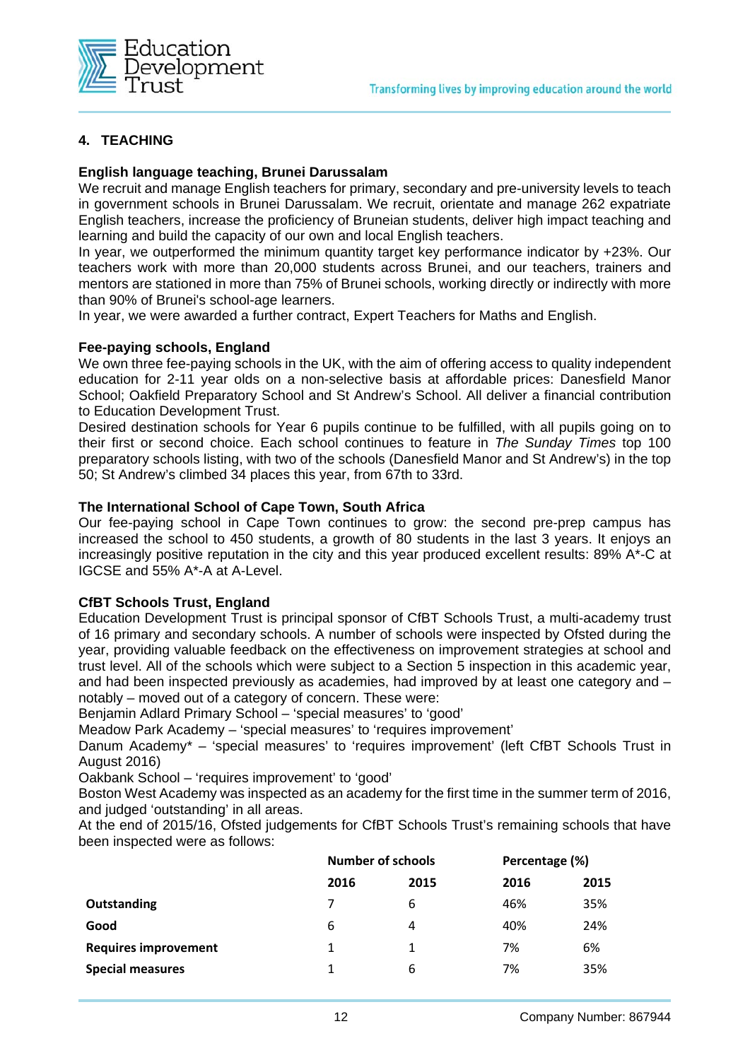## 4. TEACHING

### English language teaching, Brunei Darussalam

We recruit and manage English teachers for primary, secondary and pre-university levels to teach in government schools in Brunei Darussalam. We recruit, orientate and manage 262 expatriate English teachers, increase the proficiency of Bruneian students, deliver high impact teaching and learning and build the capacity of our own and local English teachers.

In year, we outperformed the minimum quantity target key performance indicator by +23%. Our teachers work with more than 20,000 students across Brunei, and our teachers, trainers and mentors are stationed in more than 75% of Brunei schools, working directly or indirectly with more than 90% of Brunei's school-age learners.

In year, we were awarded a further contract, Expert Teachers for Maths and English.

### Fee-paying schools, England

We own three fee-paying schools in the UK, with the aim of offering access to quality independent education for 2-11 year olds on a non-selective basis at affordable prices: Danesfield Manor School; Oakfield Preparatory School and St Andrew's School. All deliver a financial contribution to Education Development Trust.

Desired destination schools for Year 6 pupils continue to be fulfilled, with all pupils going on to their first or second choice. Each school continues to feature in *The Sunday Times* top 100 preparatory schools listing, with two of the schools (Danesfield Manor and St Andrew's) in the top 50; St Andrew's climbed 34 places this year, from 67th to 33rd.

### The International School of Cape Town, South Africa

Our fee-paying school in Cape Town continues to grow: the second pre-prep campus has increased the school to 450 students, a growth of 80 students in the last 3 years. It enjoys an increasingly positive reputation in the city and this year produced excellent results: 89% A*-C at IGCSE and 55% A*-A at A-Level.

### CfBT Schools Trust, England

Education Development Trust is principal sponsor of CfBT Schools Trust, a multi-academy trust of 16 primary and secondary schools. A number of schools were inspected by Ofsted during the year, providing valuable feedback on the effectiveness on improvement strategies at school and trust level. All of the schools which were subject to a Section 5 inspection in this academic year, and had been inspected previously as academies, had improved by at least one category and – notably – moved out of a category of concern. These were:

Benjamin Adlard Primary School – 'special measures' to 'good'

Meadow Park Academy – 'special measures' to 'requires improvement'

Danum Academy* – 'special measures' to 'requires improvement' (left CfBT Schools Trust in August 2016)

Oakbank School – 'requires improvement' to 'good'

Boston West Academy was inspected as an academy for the first time in the summer term of 2016, and judged 'outstanding' in all areas.

At the end of 2015/16, Ofsted judgements for CfBT Schools Trust's remaining schools that have been inspected were as follows:

| | Number of schools | | Percentage (%) | |
|---|---|---|---|---|
| | **2016** | **2015** | **2016** | **2015** |
| **Outstanding** | 7 | 6 | 46% | 35% |
| **Good** | 6 | 4 | 40% | 24% |
| **Requires improvement** | 1 | 1 | 7% | 6% |
| **Special measures** | 1 | 6 | 7% | 35% |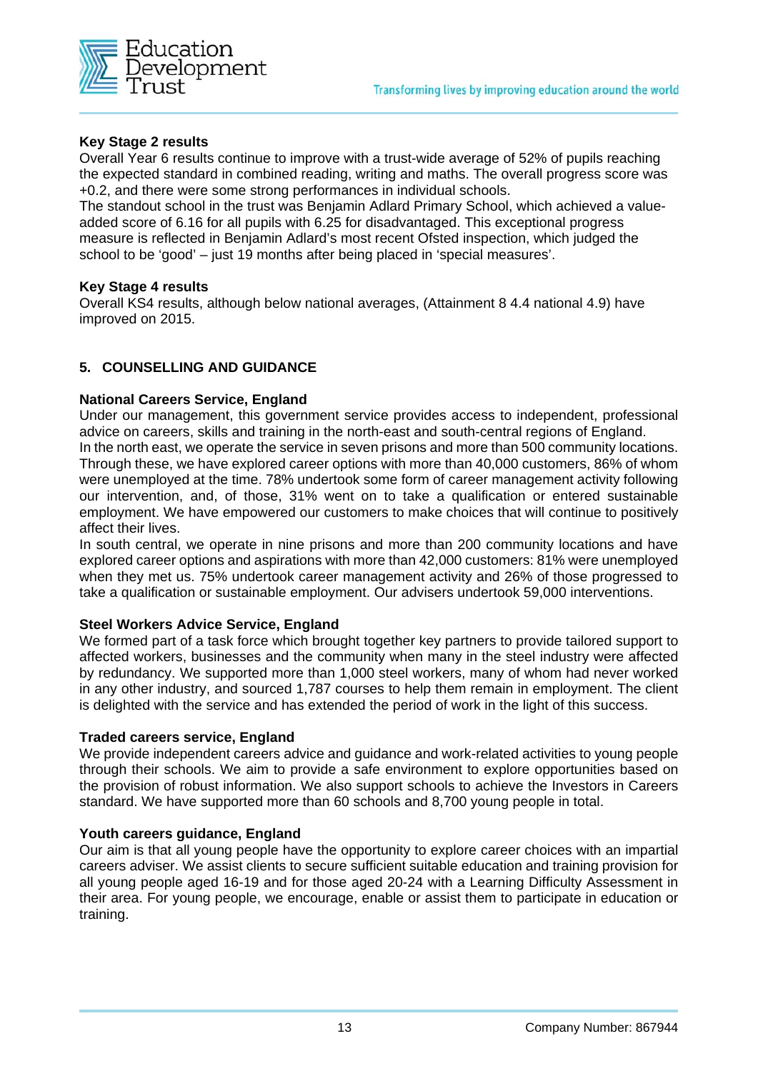**Key Stage 2 results**

Overall Year 6 results continue to improve with a trust-wide average of 52% of pupils reaching the expected standard in combined reading, writing and maths. The overall progress score was +0.2, and there were some strong performances in individual schools.

The standout school in the trust was Benjamin Adlard Primary School, which achieved a value-added score of 6.16 for all pupils with 6.25 for disadvantaged. This exceptional progress measure is reflected in Benjamin Adlard's most recent Ofsted inspection, which judged the school to be 'good' – just 19 months after being placed in 'special measures'.

**Key Stage 4 results**

Overall KS4 results, although below national averages, (Attainment 8 4.4 national 4.9) have improved on 2015.

## 5. COUNSELLING AND GUIDANCE

**National Careers Service, England**

Under our management, this government service provides access to independent, professional advice on careers, skills and training in the north-east and south-central regions of England.

In the north east, we operate the service in seven prisons and more than 500 community locations. Through these, we have explored career options with more than 40,000 customers, 86% of whom were unemployed at the time. 78% undertook some form of career management activity following our intervention, and, of those, 31% went on to take a qualification or entered sustainable employment. We have empowered our customers to make choices that will continue to positively affect their lives.

In south central, we operate in nine prisons and more than 200 community locations and have explored career options and aspirations with more than 42,000 customers: 81% were unemployed when they met us. 75% undertook career management activity and 26% of those progressed to take a qualification or sustainable employment. Our advisers undertook 59,000 interventions.

**Steel Workers Advice Service, England**

We formed part of a task force which brought together key partners to provide tailored support to affected workers, businesses and the community when many in the steel industry were affected by redundancy. We supported more than 1,000 steel workers, many of whom had never worked in any other industry, and sourced 1,787 courses to help them remain in employment. The client is delighted with the service and has extended the period of work in the light of this success.

**Traded careers service, England**

We provide independent careers advice and guidance and work-related activities to young people through their schools. We aim to provide a safe environment to explore opportunities based on the provision of robust information. We also support schools to achieve the Investors in Careers standard. We have supported more than 60 schools and 8,700 young people in total.

**Youth careers guidance, England**

Our aim is that all young people have the opportunity to explore career choices with an impartial careers adviser. We assist clients to secure sufficient suitable education and training provision for all young people aged 16-19 and for those aged 20-24 with a Learning Difficulty Assessment in their area. For young people, we encourage, enable or assist them to participate in education or training.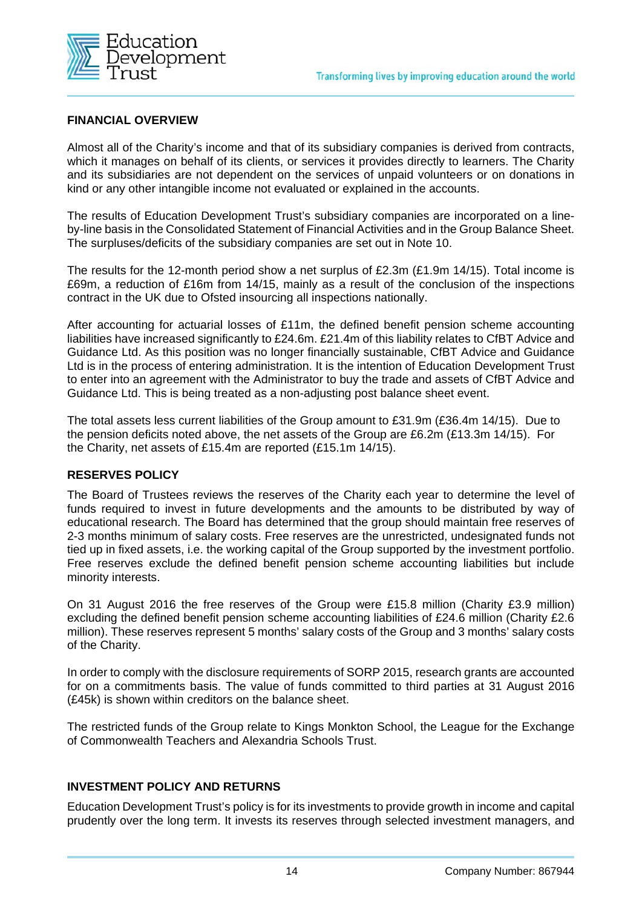## FINANCIAL OVERVIEW

Almost all of the Charity's income and that of its subsidiary companies is derived from contracts, which it manages on behalf of its clients, or services it provides directly to learners. The Charity and its subsidiaries are not dependent on the services of unpaid volunteers or on donations in kind or any other intangible income not evaluated or explained in the accounts.

The results of Education Development Trust's subsidiary companies are incorporated on a line-by-line basis in the Consolidated Statement of Financial Activities and in the Group Balance Sheet. The surpluses/deficits of the subsidiary companies are set out in Note 10.

The results for the 12-month period show a net surplus of £2.3m (£1.9m 14/15). Total income is £69m, a reduction of £16m from 14/15, mainly as a result of the conclusion of the inspections contract in the UK due to Ofsted insourcing all inspections nationally.

After accounting for actuarial losses of £11m, the defined benefit pension scheme accounting liabilities have increased significantly to £24.6m. £21.4m of this liability relates to CfBT Advice and Guidance Ltd. As this position was no longer financially sustainable, CfBT Advice and Guidance Ltd is in the process of entering administration. It is the intention of Education Development Trust to enter into an agreement with the Administrator to buy the trade and assets of CfBT Advice and Guidance Ltd. This is being treated as a non-adjusting post balance sheet event.

The total assets less current liabilities of the Group amount to £31.9m (£36.4m 14/15). Due to the pension deficits noted above, the net assets of the Group are £6.2m (£13.3m 14/15). For the Charity, net assets of £15.4m are reported (£15.1m 14/15).

## RESERVES POLICY

The Board of Trustees reviews the reserves of the Charity each year to determine the level of funds required to invest in future developments and the amounts to be distributed by way of educational research. The Board has determined that the group should maintain free reserves of 2-3 months minimum of salary costs. Free reserves are the unrestricted, undesignated funds not tied up in fixed assets, i.e. the working capital of the Group supported by the investment portfolio. Free reserves exclude the defined benefit pension scheme accounting liabilities but include minority interests.

On 31 August 2016 the free reserves of the Group were £15.8 million (Charity £3.9 million) excluding the defined benefit pension scheme accounting liabilities of £24.6 million (Charity £2.6 million). These reserves represent 5 months' salary costs of the Group and 3 months' salary costs of the Charity.

In order to comply with the disclosure requirements of SORP 2015, research grants are accounted for on a commitments basis. The value of funds committed to third parties at 31 August 2016 (£45k) is shown within creditors on the balance sheet.

The restricted funds of the Group relate to Kings Monkton School, the League for the Exchange of Commonwealth Teachers and Alexandria Schools Trust.

## INVESTMENT POLICY AND RETURNS

Education Development Trust's policy is for its investments to provide growth in income and capital prudently over the long term. It invests its reserves through selected investment managers, and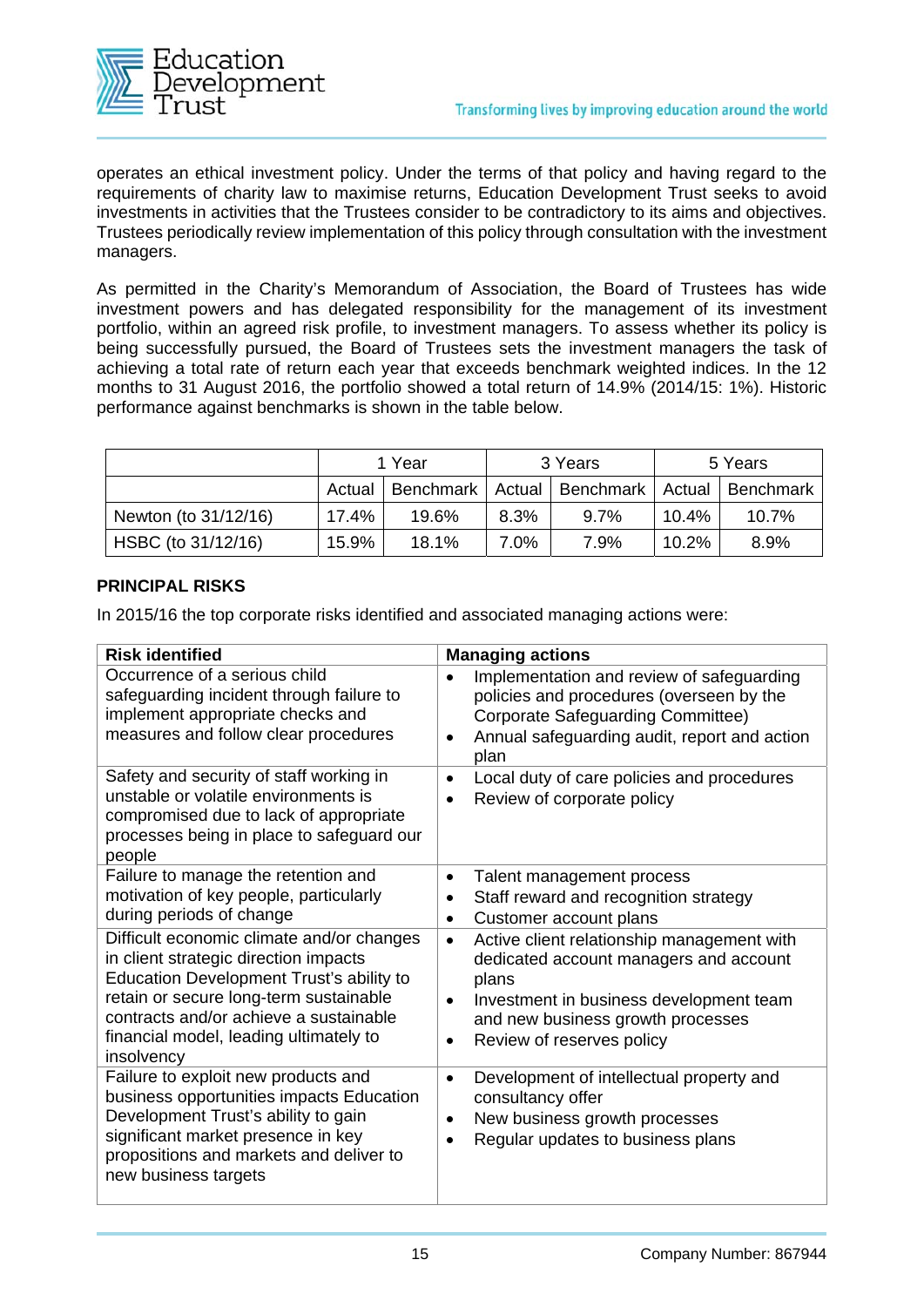operates an ethical investment policy. Under the terms of that policy and having regard to the requirements of charity law to maximise returns, Education Development Trust seeks to avoid investments in activities that the Trustees consider to be contradictory to its aims and objectives. Trustees periodically review implementation of this policy through consultation with the investment managers.

As permitted in the Charity's Memorandum of Association, the Board of Trustees has wide investment powers and has delegated responsibility for the management of its investment portfolio, within an agreed risk profile, to investment managers. To assess whether its policy is being successfully pursued, the Board of Trustees sets the investment managers the task of achieving a total rate of return each year that exceeds benchmark weighted indices. In the 12 months to 31 August 2016, the portfolio showed a total return of 14.9% (2014/15: 1%). Historic performance against benchmarks is shown in the table below.

| | 1 Year | | 3 Years | | 5 Years | |
|---|---|---|---|---|---|---|
| | Actual | Benchmark | Actual | Benchmark | Actual | Benchmark |
| Newton (to 31/12/16) | 17.4% | 19.6% | 8.3% | 9.7% | 10.4% | 10.7% |
| HSBC (to 31/12/16) | 15.9% | 18.1% | 7.0% | 7.9% | 10.2% | 8.9% |

## PRINCIPAL RISKS

In 2015/16 the top corporate risks identified and associated managing actions were:

| Risk identified | Managing actions |
|---|---|
| Occurrence of a serious child safeguarding incident through failure to implement appropriate checks and measures and follow clear procedures | • Implementation and review of safeguarding policies and procedures (overseen by the Corporate Safeguarding Committee)<br>• Annual safeguarding audit, report and action plan |
| Safety and security of staff working in unstable or volatile environments is compromised due to lack of appropriate processes being in place to safeguard our people | • Local duty of care policies and procedures<br>• Review of corporate policy |
| Failure to manage the retention and motivation of key people, particularly during periods of change | • Talent management process<br>• Staff reward and recognition strategy<br>• Customer account plans |
| Difficult economic climate and/or changes in client strategic direction impacts Education Development Trust's ability to retain or secure long-term sustainable contracts and/or achieve a sustainable financial model, leading ultimately to insolvency | • Active client relationship management with dedicated account managers and account plans<br>• Investment in business development team and new business growth processes<br>• Review of reserves policy |
| Failure to exploit new products and business opportunities impacts Education Development Trust's ability to gain significant market presence in key propositions and markets and deliver to new business targets | • Development of intellectual property and consultancy offer<br>• New business growth processes<br>• Regular updates to business plans |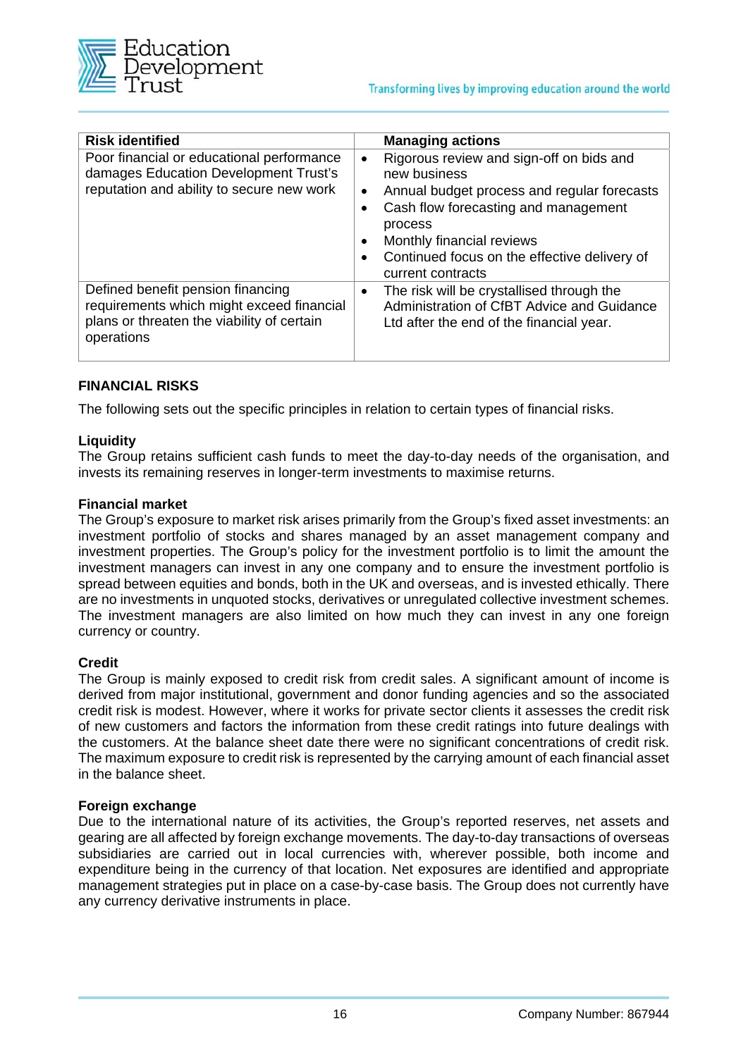| Risk identified | Managing actions |
|---|---|
| Poor financial or educational performance damages Education Development Trust's reputation and ability to secure new work | • Rigorous review and sign-off on bids and new business<br>• Annual budget process and regular forecasts<br>• Cash flow forecasting and management process<br>• Monthly financial reviews<br>• Continued focus on the effective delivery of current contracts |
| Defined benefit pension financing requirements which might exceed financial plans or threaten the viability of certain operations | • The risk will be crystallised through the Administration of CfBT Advice and Guidance Ltd after the end of the financial year. |

## FINANCIAL RISKS

The following sets out the specific principles in relation to certain types of financial risks.

### Liquidity

The Group retains sufficient cash funds to meet the day-to-day needs of the organisation, and invests its remaining reserves in longer-term investments to maximise returns.

### Financial market

The Group's exposure to market risk arises primarily from the Group's fixed asset investments: an investment portfolio of stocks and shares managed by an asset management company and investment properties. The Group's policy for the investment portfolio is to limit the amount the investment managers can invest in any one company and to ensure the investment portfolio is spread between equities and bonds, both in the UK and overseas, and is invested ethically. There are no investments in unquoted stocks, derivatives or unregulated collective investment schemes. The investment managers are also limited on how much they can invest in any one foreign currency or country.

### Credit

The Group is mainly exposed to credit risk from credit sales. A significant amount of income is derived from major institutional, government and donor funding agencies and so the associated credit risk is modest. However, where it works for private sector clients it assesses the credit risk of new customers and factors the information from these credit ratings into future dealings with the customers. At the balance sheet date there were no significant concentrations of credit risk. The maximum exposure to credit risk is represented by the carrying amount of each financial asset in the balance sheet.

### Foreign exchange

Due to the international nature of its activities, the Group's reported reserves, net assets and gearing are all affected by foreign exchange movements. The day-to-day transactions of overseas subsidiaries are carried out in local currencies with, wherever possible, both income and expenditure being in the currency of that location. Net exposures are identified and appropriate management strategies put in place on a case-by-case basis. The Group does not currently have any currency derivative instruments in place.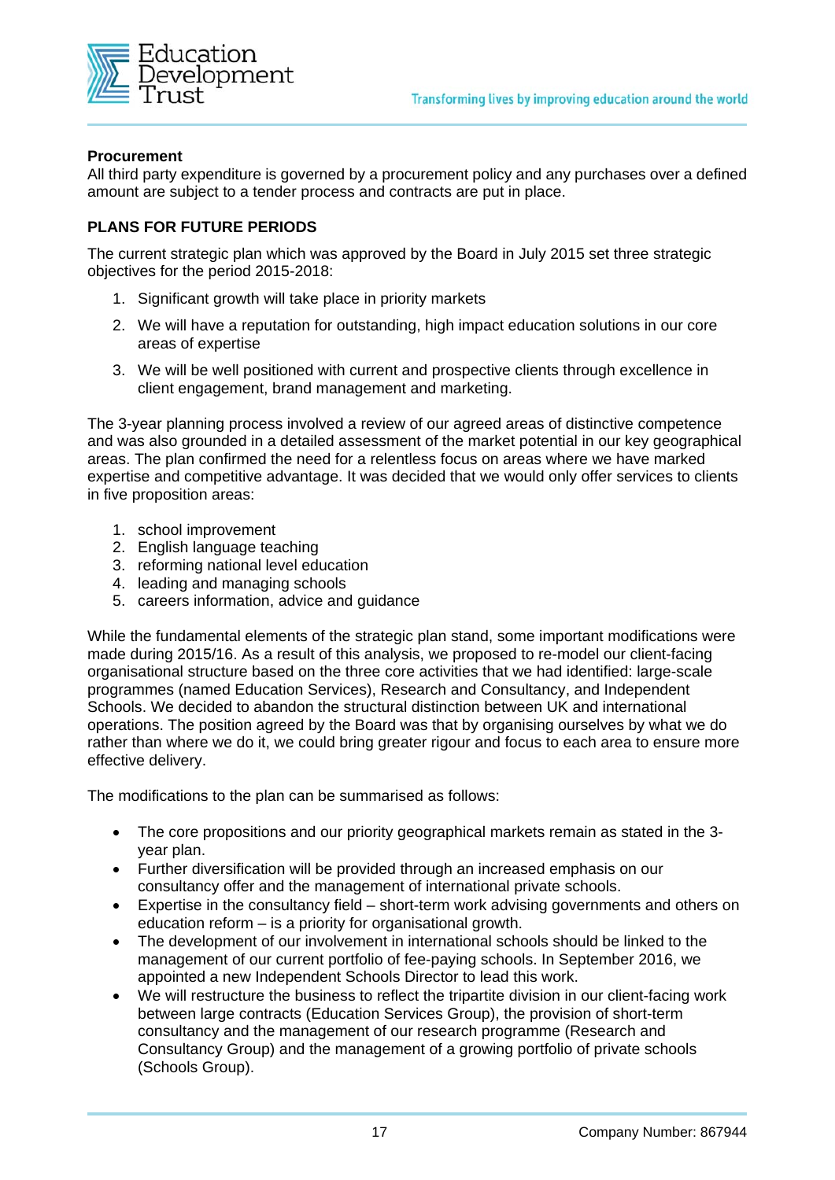**Procurement**

All third party expenditure is governed by a procurement policy and any purchases over a defined amount are subject to a tender process and contracts are put in place.

## PLANS FOR FUTURE PERIODS

The current strategic plan which was approved by the Board in July 2015 set three strategic objectives for the period 2015-2018:

1. Significant growth will take place in priority markets
2. We will have a reputation for outstanding, high impact education solutions in our core areas of expertise
3. We will be well positioned with current and prospective clients through excellence in client engagement, brand management and marketing.

The 3-year planning process involved a review of our agreed areas of distinctive competence and was also grounded in a detailed assessment of the market potential in our key geographical areas. The plan confirmed the need for a relentless focus on areas where we have marked expertise and competitive advantage. It was decided that we would only offer services to clients in five proposition areas:

1. school improvement
2. English language teaching
3. reforming national level education
4. leading and managing schools
5. careers information, advice and guidance

While the fundamental elements of the strategic plan stand, some important modifications were made during 2015/16. As a result of this analysis, we proposed to re-model our client-facing organisational structure based on the three core activities that we had identified: large-scale programmes (named Education Services), Research and Consultancy, and Independent Schools. We decided to abandon the structural distinction between UK and international operations. The position agreed by the Board was that by organising ourselves by what we do rather than where we do it, we could bring greater rigour and focus to each area to ensure more effective delivery.

The modifications to the plan can be summarised as follows:

- The core propositions and our priority geographical markets remain as stated in the 3-year plan.
- Further diversification will be provided through an increased emphasis on our consultancy offer and the management of international private schools.
- Expertise in the consultancy field – short-term work advising governments and others on education reform – is a priority for organisational growth.
- The development of our involvement in international schools should be linked to the management of our current portfolio of fee-paying schools. In September 2016, we appointed a new Independent Schools Director to lead this work.
- We will restructure the business to reflect the tripartite division in our client-facing work between large contracts (Education Services Group), the provision of short-term consultancy and the management of our research programme (Research and Consultancy Group) and the management of a growing portfolio of private schools (Schools Group).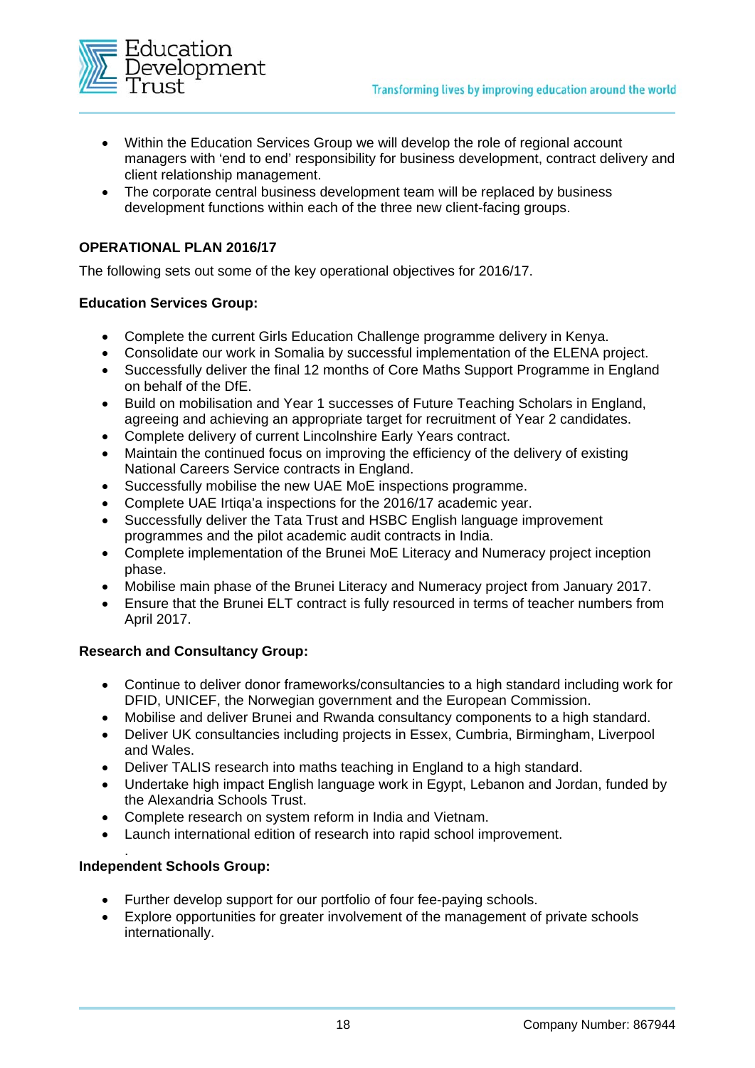- Within the Education Services Group we will develop the role of regional account managers with 'end to end' responsibility for business development, contract delivery and client relationship management.
- The corporate central business development team will be replaced by business development functions within each of the three new client-facing groups.

**OPERATIONAL PLAN 2016/17**

The following sets out some of the key operational objectives for 2016/17.

**Education Services Group:**

- Complete the current Girls Education Challenge programme delivery in Kenya.
- Consolidate our work in Somalia by successful implementation of the ELENA project.
- Successfully deliver the final 12 months of Core Maths Support Programme in England on behalf of the DfE.
- Build on mobilisation and Year 1 successes of Future Teaching Scholars in England, agreeing and achieving an appropriate target for recruitment of Year 2 candidates.
- Complete delivery of current Lincolnshire Early Years contract.
- Maintain the continued focus on improving the efficiency of the delivery of existing National Careers Service contracts in England.
- Successfully mobilise the new UAE MoE inspections programme.
- Complete UAE Irtiqa'a inspections for the 2016/17 academic year.
- Successfully deliver the Tata Trust and HSBC English language improvement programmes and the pilot academic audit contracts in India.
- Complete implementation of the Brunei MoE Literacy and Numeracy project inception phase.
- Mobilise main phase of the Brunei Literacy and Numeracy project from January 2017.
- Ensure that the Brunei ELT contract is fully resourced in terms of teacher numbers from April 2017.

**Research and Consultancy Group:**

- Continue to deliver donor frameworks/consultancies to a high standard including work for DFID, UNICEF, the Norwegian government and the European Commission.
- Mobilise and deliver Brunei and Rwanda consultancy components to a high standard.
- Deliver UK consultancies including projects in Essex, Cumbria, Birmingham, Liverpool and Wales.
- Deliver TALIS research into maths teaching in England to a high standard.
- Undertake high impact English language work in Egypt, Lebanon and Jordan, funded by the Alexandria Schools Trust.
- Complete research on system reform in India and Vietnam.
- Launch international edition of research into rapid school improvement.

**Independent Schools Group:**

- Further develop support for our portfolio of four fee-paying schools.
- Explore opportunities for greater involvement of the management of private schools internationally.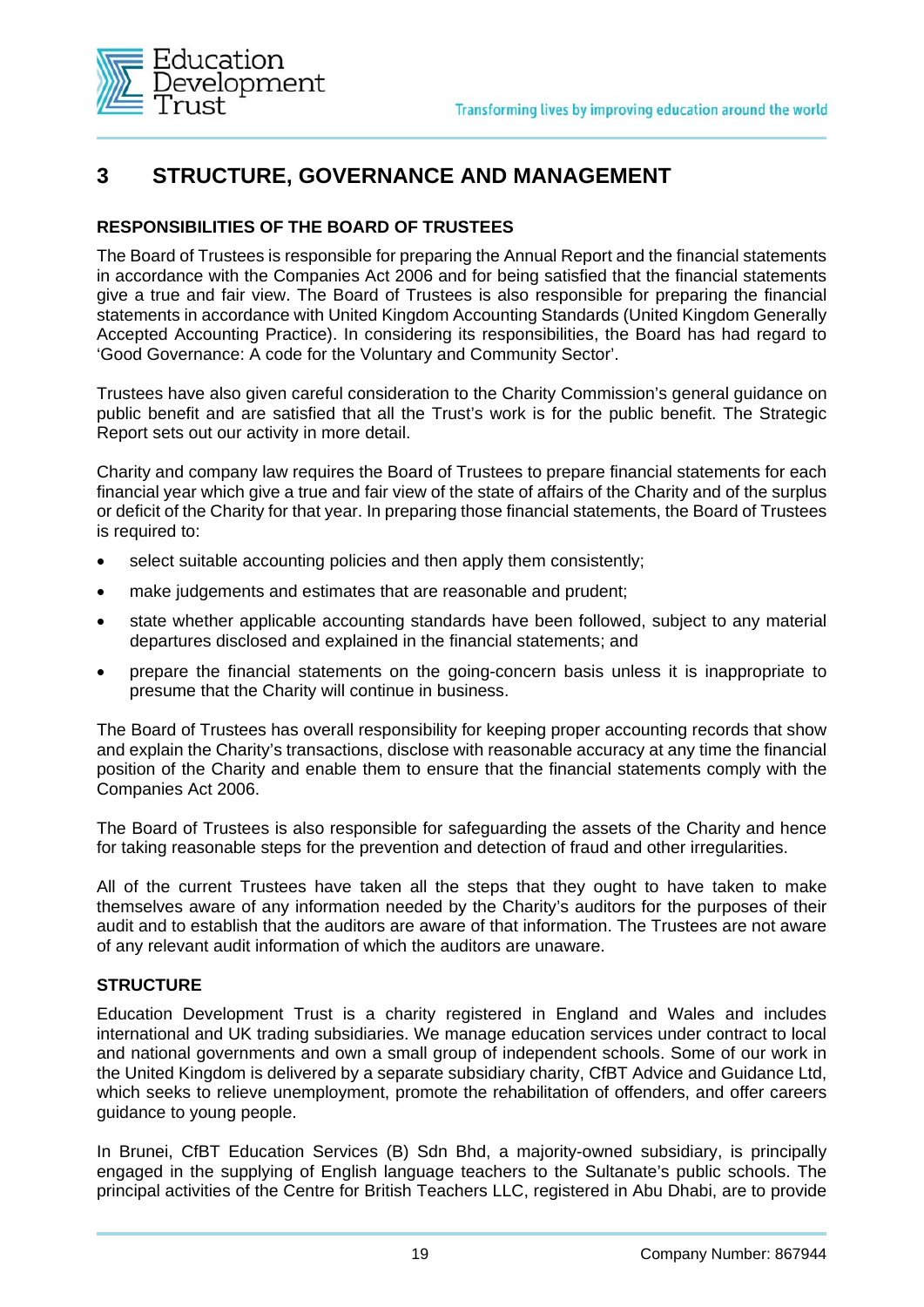## 3 STRUCTURE, GOVERNANCE AND MANAGEMENT

### RESPONSIBILITIES OF THE BOARD OF TRUSTEES

The Board of Trustees is responsible for preparing the Annual Report and the financial statements in accordance with the Companies Act 2006 and for being satisfied that the financial statements give a true and fair view. The Board of Trustees is also responsible for preparing the financial statements in accordance with United Kingdom Accounting Standards (United Kingdom Generally Accepted Accounting Practice). In considering its responsibilities, the Board has had regard to 'Good Governance: A code for the Voluntary and Community Sector'.

Trustees have also given careful consideration to the Charity Commission's general guidance on public benefit and are satisfied that all the Trust's work is for the public benefit. The Strategic Report sets out our activity in more detail.

Charity and company law requires the Board of Trustees to prepare financial statements for each financial year which give a true and fair view of the state of affairs of the Charity and of the surplus or deficit of the Charity for that year. In preparing those financial statements, the Board of Trustees is required to:

- select suitable accounting policies and then apply them consistently;
- make judgements and estimates that are reasonable and prudent;
- state whether applicable accounting standards have been followed, subject to any material departures disclosed and explained in the financial statements; and
- prepare the financial statements on the going-concern basis unless it is inappropriate to presume that the Charity will continue in business.

The Board of Trustees has overall responsibility for keeping proper accounting records that show and explain the Charity's transactions, disclose with reasonable accuracy at any time the financial position of the Charity and enable them to ensure that the financial statements comply with the Companies Act 2006.

The Board of Trustees is also responsible for safeguarding the assets of the Charity and hence for taking reasonable steps for the prevention and detection of fraud and other irregularities.

All of the current Trustees have taken all the steps that they ought to have taken to make themselves aware of any information needed by the Charity's auditors for the purposes of their audit and to establish that the auditors are aware of that information. The Trustees are not aware of any relevant audit information of which the auditors are unaware.

### STRUCTURE

Education Development Trust is a charity registered in England and Wales and includes international and UK trading subsidiaries. We manage education services under contract to local and national governments and own a small group of independent schools. Some of our work in the United Kingdom is delivered by a separate subsidiary charity, CfBT Advice and Guidance Ltd, which seeks to relieve unemployment, promote the rehabilitation of offenders, and offer careers guidance to young people.

In Brunei, CfBT Education Services (B) Sdn Bhd, a majority-owned subsidiary, is principally engaged in the supplying of English language teachers to the Sultanate's public schools. The principal activities of the Centre for British Teachers LLC, registered in Abu Dhabi, are to provide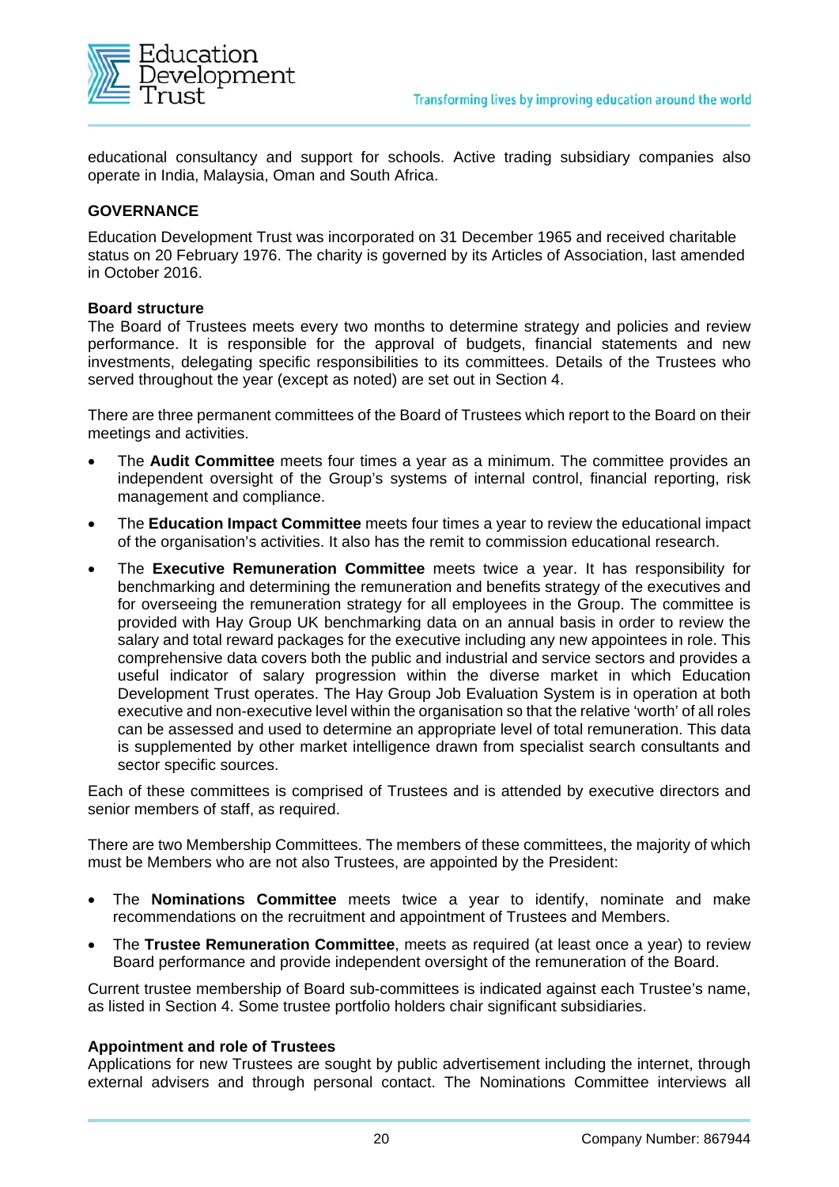educational consultancy and support for schools. Active trading subsidiary companies also operate in India, Malaysia, Oman and South Africa.

## GOVERNANCE

Education Development Trust was incorporated on 31 December 1965 and received charitable status on 20 February 1976. The charity is governed by its Articles of Association, last amended in October 2016.

### Board structure

The Board of Trustees meets every two months to determine strategy and policies and review performance. It is responsible for the approval of budgets, financial statements and new investments, delegating specific responsibilities to its committees. Details of the Trustees who served throughout the year (except as noted) are set out in Section 4.

There are three permanent committees of the Board of Trustees which report to the Board on their meetings and activities.

- The **Audit Committee** meets four times a year as a minimum. The committee provides an independent oversight of the Group's systems of internal control, financial reporting, risk management and compliance.
- The **Education Impact Committee** meets four times a year to review the educational impact of the organisation's activities. It also has the remit to commission educational research.
- The **Executive Remuneration Committee** meets twice a year. It has responsibility for benchmarking and determining the remuneration and benefits strategy of the executives and for overseeing the remuneration strategy for all employees in the Group. The committee is provided with Hay Group UK benchmarking data on an annual basis in order to review the salary and total reward packages for the executive including any new appointees in role. This comprehensive data covers both the public and industrial and service sectors and provides a useful indicator of salary progression within the diverse market in which Education Development Trust operates. The Hay Group Job Evaluation System is in operation at both executive and non-executive level within the organisation so that the relative 'worth' of all roles can be assessed and used to determine an appropriate level of total remuneration. This data is supplemented by other market intelligence drawn from specialist search consultants and sector specific sources.

Each of these committees is comprised of Trustees and is attended by executive directors and senior members of staff, as required.

There are two Membership Committees. The members of these committees, the majority of which must be Members who are not also Trustees, are appointed by the President:

- The **Nominations Committee** meets twice a year to identify, nominate and make recommendations on the recruitment and appointment of Trustees and Members.
- The **Trustee Remuneration Committee**, meets as required (at least once a year) to review Board performance and provide independent oversight of the remuneration of the Board.

Current trustee membership of Board sub-committees is indicated against each Trustee's name, as listed in Section 4. Some trustee portfolio holders chair significant subsidiaries.

### Appointment and role of Trustees

Applications for new Trustees are sought by public advertisement including the internet, through external advisers and through personal contact. The Nominations Committee interviews all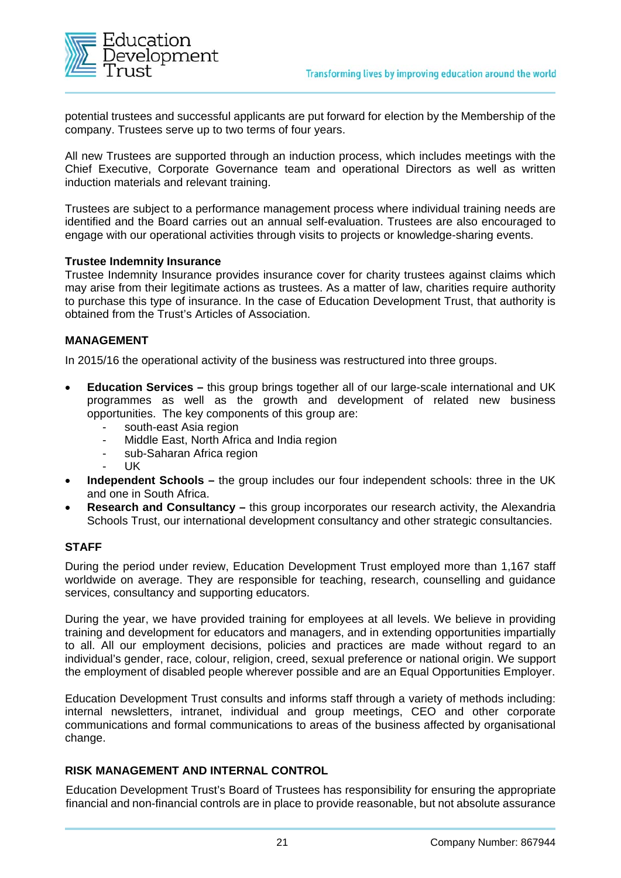potential trustees and successful applicants are put forward for election by the Membership of the company. Trustees serve up to two terms of four years.

All new Trustees are supported through an induction process, which includes meetings with the Chief Executive, Corporate Governance team and operational Directors as well as written induction materials and relevant training.

Trustees are subject to a performance management process where individual training needs are identified and the Board carries out an annual self-evaluation. Trustees are also encouraged to engage with our operational activities through visits to projects or knowledge-sharing events.

**Trustee Indemnity Insurance**

Trustee Indemnity Insurance provides insurance cover for charity trustees against claims which may arise from their legitimate actions as trustees. As a matter of law, charities require authority to purchase this type of insurance. In the case of Education Development Trust, that authority is obtained from the Trust's Articles of Association.

## MANAGEMENT

In 2015/16 the operational activity of the business was restructured into three groups.

- **Education Services –** this group brings together all of our large-scale international and UK programmes as well as the growth and development of related new business opportunities. The key components of this group are:
  - south-east Asia region
  - Middle East, North Africa and India region
  - sub-Saharan Africa region
  - UK
- **Independent Schools –** the group includes our four independent schools: three in the UK and one in South Africa.
- **Research and Consultancy –** this group incorporates our research activity, the Alexandria Schools Trust, our international development consultancy and other strategic consultancies.

## STAFF

During the period under review, Education Development Trust employed more than 1,167 staff worldwide on average. They are responsible for teaching, research, counselling and guidance services, consultancy and supporting educators.

During the year, we have provided training for employees at all levels. We believe in providing training and development for educators and managers, and in extending opportunities impartially to all. All our employment decisions, policies and practices are made without regard to an individual's gender, race, colour, religion, creed, sexual preference or national origin. We support the employment of disabled people wherever possible and are an Equal Opportunities Employer.

Education Development Trust consults and informs staff through a variety of methods including: internal newsletters, intranet, individual and group meetings, CEO and other corporate communications and formal communications to areas of the business affected by organisational change.

## RISK MANAGEMENT AND INTERNAL CONTROL

Education Development Trust's Board of Trustees has responsibility for ensuring the appropriate financial and non-financial controls are in place to provide reasonable, but not absolute assurance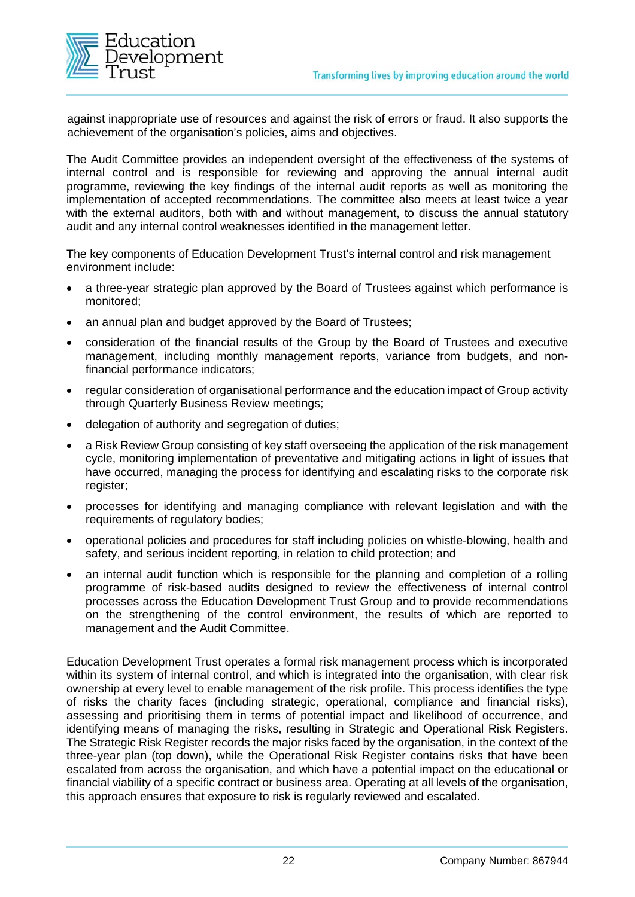against inappropriate use of resources and against the risk of errors or fraud. It also supports the achievement of the organisation's policies, aims and objectives.

The Audit Committee provides an independent oversight of the effectiveness of the systems of internal control and is responsible for reviewing and approving the annual internal audit programme, reviewing the key findings of the internal audit reports as well as monitoring the implementation of accepted recommendations. The committee also meets at least twice a year with the external auditors, both with and without management, to discuss the annual statutory audit and any internal control weaknesses identified in the management letter.

The key components of Education Development Trust's internal control and risk management environment include:

- a three-year strategic plan approved by the Board of Trustees against which performance is monitored;
- an annual plan and budget approved by the Board of Trustees;
- consideration of the financial results of the Group by the Board of Trustees and executive management, including monthly management reports, variance from budgets, and non-financial performance indicators;
- regular consideration of organisational performance and the education impact of Group activity through Quarterly Business Review meetings;
- delegation of authority and segregation of duties;
- a Risk Review Group consisting of key staff overseeing the application of the risk management cycle, monitoring implementation of preventative and mitigating actions in light of issues that have occurred, managing the process for identifying and escalating risks to the corporate risk register;
- processes for identifying and managing compliance with relevant legislation and with the requirements of regulatory bodies;
- operational policies and procedures for staff including policies on whistle-blowing, health and safety, and serious incident reporting, in relation to child protection; and
- an internal audit function which is responsible for the planning and completion of a rolling programme of risk-based audits designed to review the effectiveness of internal control processes across the Education Development Trust Group and to provide recommendations on the strengthening of the control environment, the results of which are reported to management and the Audit Committee.

Education Development Trust operates a formal risk management process which is incorporated within its system of internal control, and which is integrated into the organisation, with clear risk ownership at every level to enable management of the risk profile. This process identifies the type of risks the charity faces (including strategic, operational, compliance and financial risks), assessing and prioritising them in terms of potential impact and likelihood of occurrence, and identifying means of managing the risks, resulting in Strategic and Operational Risk Registers. The Strategic Risk Register records the major risks faced by the organisation, in the context of the three-year plan (top down), while the Operational Risk Register contains risks that have been escalated from across the organisation, and which have a potential impact on the educational or financial viability of a specific contract or business area. Operating at all levels of the organisation, this approach ensures that exposure to risk is regularly reviewed and escalated.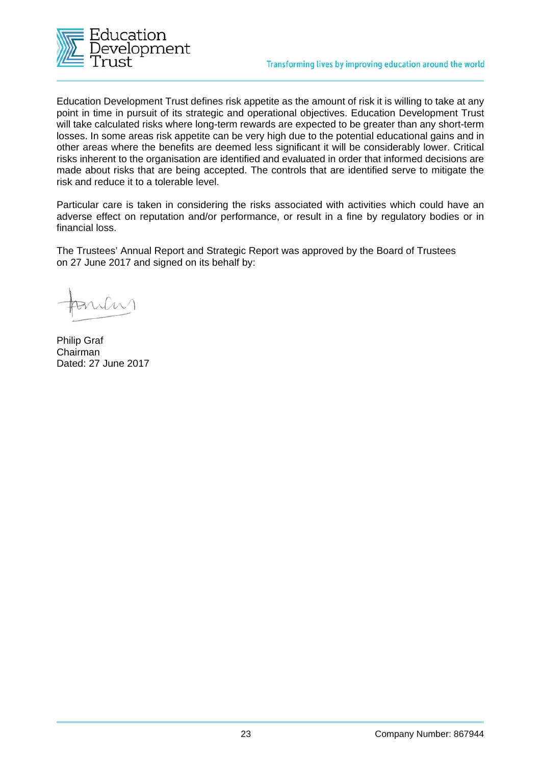Education Development Trust defines risk appetite as the amount of risk it is willing to take at any point in time in pursuit of its strategic and operational objectives. Education Development Trust will take calculated risks where long-term rewards are expected to be greater than any short-term losses. In some areas risk appetite can be very high due to the potential educational gains and in other areas where the benefits are deemed less significant it will be considerably lower. Critical risks inherent to the organisation are identified and evaluated in order that informed decisions are made about risks that are being accepted. The controls that are identified serve to mitigate the risk and reduce it to a tolerable level.

Particular care is taken in considering the risks associated with activities which could have an adverse effect on reputation and/or performance, or result in a fine by regulatory bodies or in financial loss.

The Trustees' Annual Report and Strategic Report was approved by the Board of Trustees on 27 June 2017 and signed on its behalf by:

Philip Graf
Chairman
Dated: 27 June 2017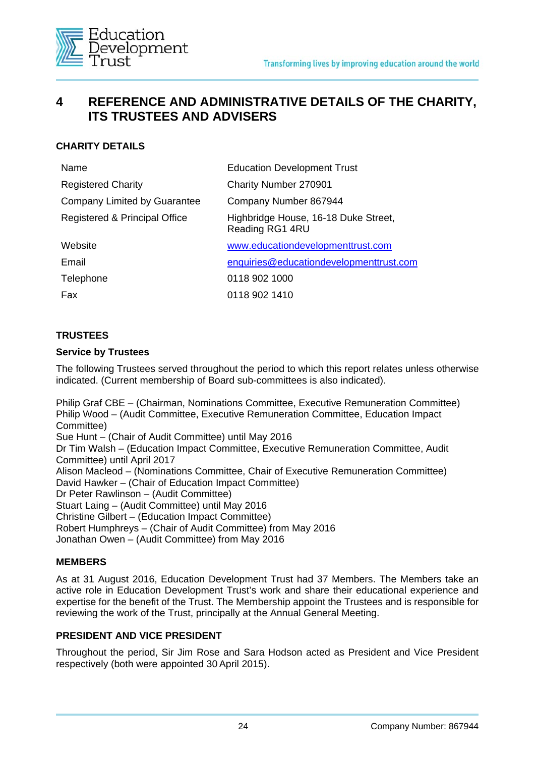## 4 REFERENCE AND ADMINISTRATIVE DETAILS OF THE CHARITY, ITS TRUSTEES AND ADVISERS

### CHARITY DETAILS

| | |
|---|---|
| Name | Education Development Trust |
| Registered Charity | Charity Number 270901 |
| Company Limited by Guarantee | Company Number 867944 |
| Registered & Principal Office | Highbridge House, 16-18 Duke Street, Reading RG1 4RU |
| Website | www.educationdevelopmenttrust.com |
| Email | enquiries@educationdevelopmenttrust.com |
| Telephone | 0118 902 1000 |
| Fax | 0118 902 1410 |

### TRUSTEES

**Service by Trustees**

The following Trustees served throughout the period to which this report relates unless otherwise indicated. (Current membership of Board sub-committees is also indicated).

Philip Graf CBE – (Chairman, Nominations Committee, Executive Remuneration Committee)
Philip Wood – (Audit Committee, Executive Remuneration Committee, Education Impact Committee)
Sue Hunt – (Chair of Audit Committee) until May 2016
Dr Tim Walsh – (Education Impact Committee, Executive Remuneration Committee, Audit Committee) until April 2017
Alison Macleod – (Nominations Committee, Chair of Executive Remuneration Committee)
David Hawker – (Chair of Education Impact Committee)
Dr Peter Rawlinson – (Audit Committee)
Stuart Laing – (Audit Committee) until May 2016
Christine Gilbert – (Education Impact Committee)
Robert Humphreys – (Chair of Audit Committee) from May 2016
Jonathan Owen – (Audit Committee) from May 2016

### MEMBERS

As at 31 August 2016, Education Development Trust had 37 Members. The Members take an active role in Education Development Trust's work and share their educational experience and expertise for the benefit of the Trust. The Membership appoint the Trustees and is responsible for reviewing the work of the Trust, principally at the Annual General Meeting.

### PRESIDENT AND VICE PRESIDENT

Throughout the period, Sir Jim Rose and Sara Hodson acted as President and Vice President respectively (both were appointed 30 April 2015).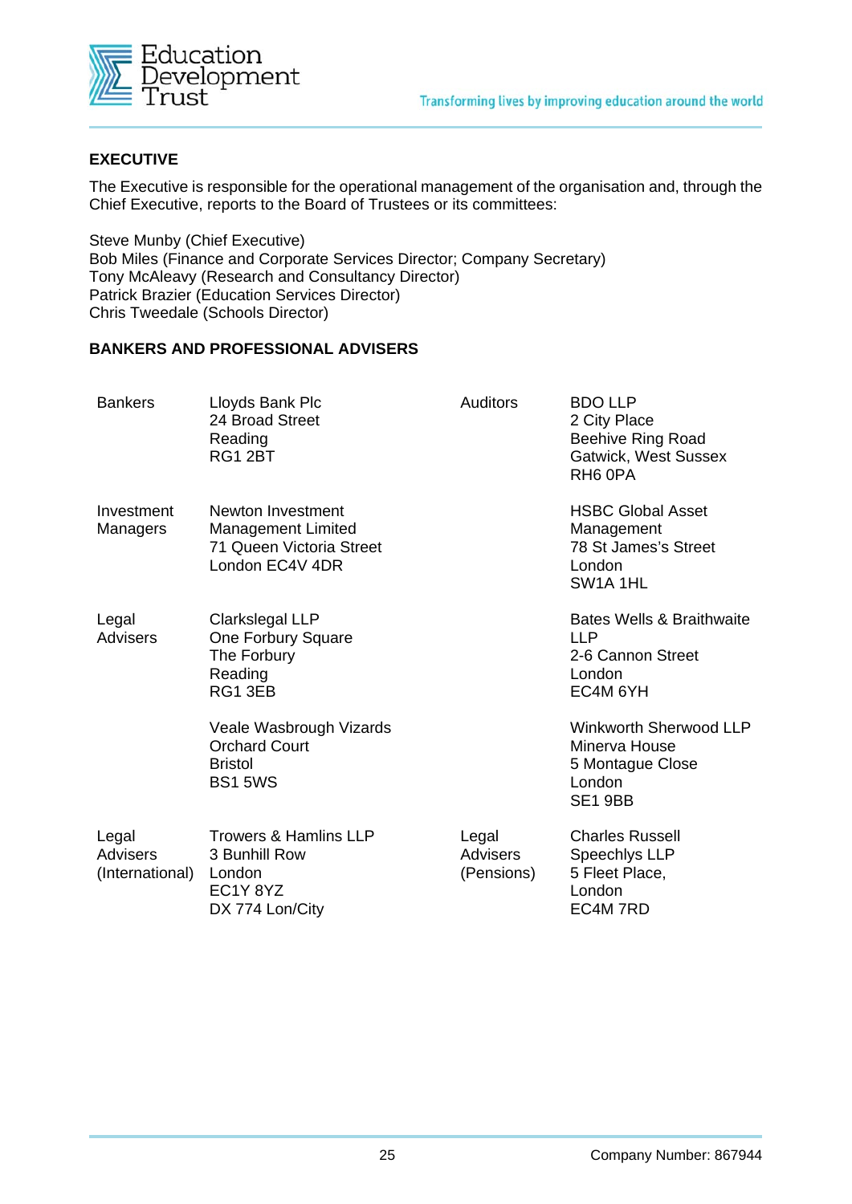## EXECUTIVE

The Executive is responsible for the operational management of the organisation and, through the Chief Executive, reports to the Board of Trustees or its committees:

Steve Munby (Chief Executive)
Bob Miles (Finance and Corporate Services Director; Company Secretary)
Tony McAleavy (Research and Consultancy Director)
Patrick Brazier (Education Services Director)
Chris Tweedale (Schools Director)

## BANKERS AND PROFESSIONAL ADVISERS

| | | | |
|---|---|---|---|
| Bankers | Lloyds Bank Plc<br>24 Broad Street<br>Reading<br>RG1 2BT | Auditors | BDO LLP<br>2 City Place<br>Beehive Ring Road<br>Gatwick, West Sussex<br>RH6 0PA |
| Investment Managers | Newton Investment Management Limited<br>71 Queen Victoria Street<br>London EC4V 4DR | | HSBC Global Asset Management<br>78 St James's Street<br>London<br>SW1A 1HL |
| Legal Advisers | Clarkslegal LLP<br>One Forbury Square<br>The Forbury<br>Reading<br>RG1 3EB | | Bates Wells & Braithwaite LLP<br>2-6 Cannon Street<br>London<br>EC4M 6YH |
| | Veale Wasbrough Vizards<br>Orchard Court<br>Bristol<br>BS1 5WS | | Winkworth Sherwood LLP<br>Minerva House<br>5 Montague Close<br>London<br>SE1 9BB |
| Legal Advisers (International) | Trowers & Hamlins LLP<br>3 Bunhill Row<br>London<br>EC1Y 8YZ<br>DX 774 Lon/City | Legal Advisers (Pensions) | Charles Russell Speechlys LLP<br>5 Fleet Place,<br>London<br>EC4M 7RD |

Company Number: 867944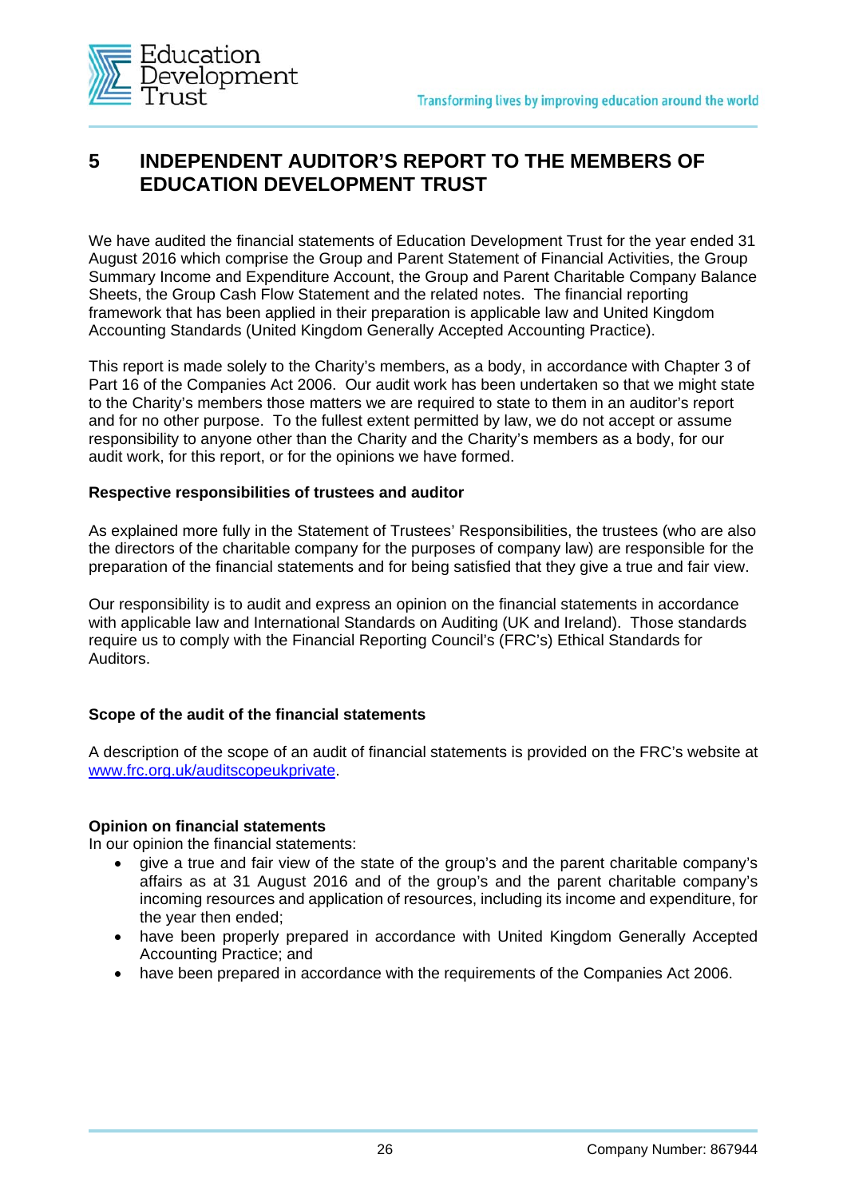# 5 INDEPENDENT AUDITOR'S REPORT TO THE MEMBERS OF EDUCATION DEVELOPMENT TRUST

We have audited the financial statements of Education Development Trust for the year ended 31 August 2016 which comprise the Group and Parent Statement of Financial Activities, the Group Summary Income and Expenditure Account, the Group and Parent Charitable Company Balance Sheets, the Group Cash Flow Statement and the related notes. The financial reporting framework that has been applied in their preparation is applicable law and United Kingdom Accounting Standards (United Kingdom Generally Accepted Accounting Practice).

This report is made solely to the Charity's members, as a body, in accordance with Chapter 3 of Part 16 of the Companies Act 2006. Our audit work has been undertaken so that we might state to the Charity's members those matters we are required to state to them in an auditor's report and for no other purpose. To the fullest extent permitted by law, we do not accept or assume responsibility to anyone other than the Charity and the Charity's members as a body, for our audit work, for this report, or for the opinions we have formed.

**Respective responsibilities of trustees and auditor**

As explained more fully in the Statement of Trustees' Responsibilities, the trustees (who are also the directors of the charitable company for the purposes of company law) are responsible for the preparation of the financial statements and for being satisfied that they give a true and fair view.

Our responsibility is to audit and express an opinion on the financial statements in accordance with applicable law and International Standards on Auditing (UK and Ireland). Those standards require us to comply with the Financial Reporting Council's (FRC's) Ethical Standards for Auditors.

**Scope of the audit of the financial statements**

A description of the scope of an audit of financial statements is provided on the FRC's website at www.frc.org.uk/auditscopeukprivate.

**Opinion on financial statements**

In our opinion the financial statements:

- give a true and fair view of the state of the group's and the parent charitable company's affairs as at 31 August 2016 and of the group's and the parent charitable company's incoming resources and application of resources, including its income and expenditure, for the year then ended;
- have been properly prepared in accordance with United Kingdom Generally Accepted Accounting Practice; and
- have been prepared in accordance with the requirements of the Companies Act 2006.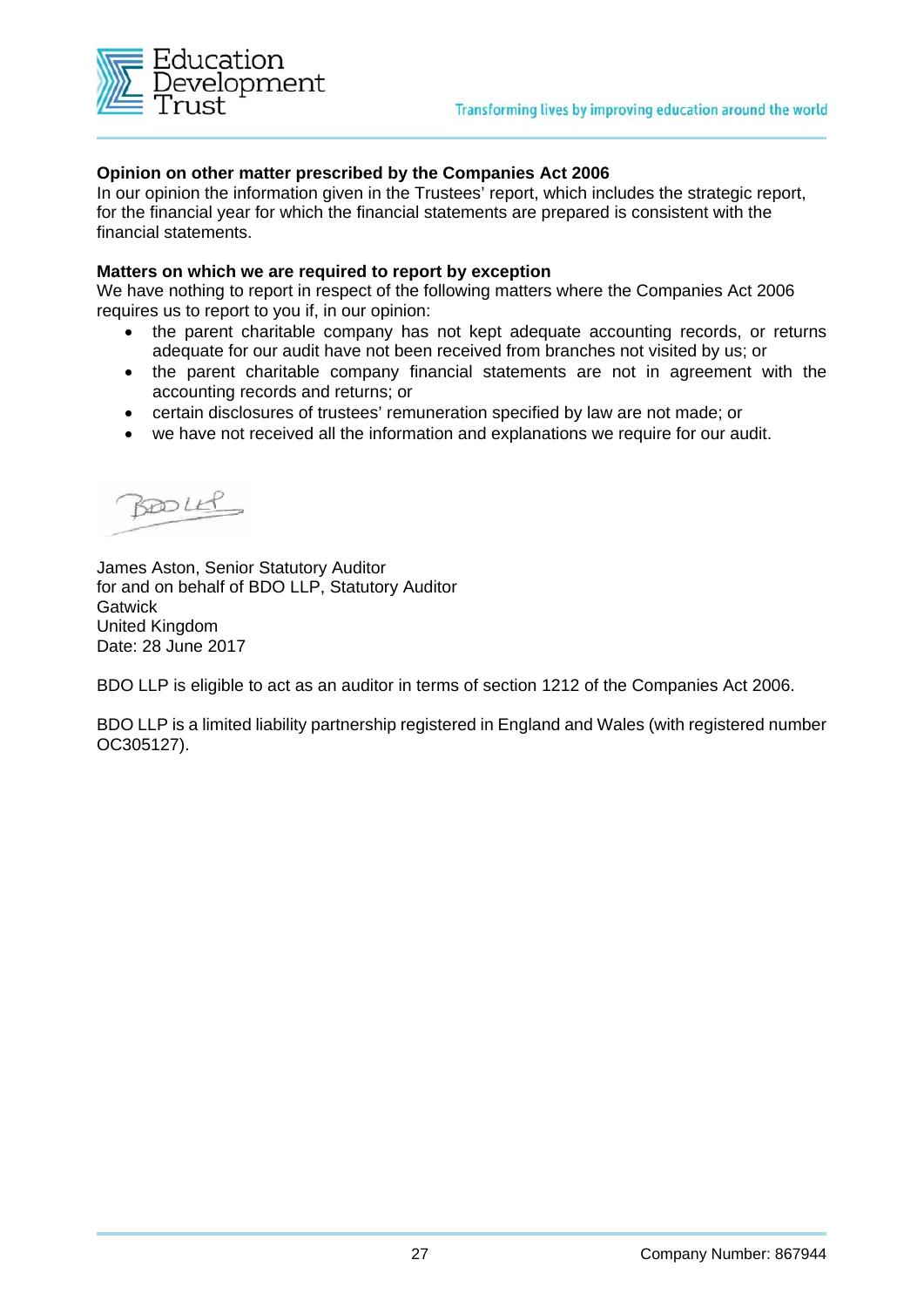**Opinion on other matter prescribed by the Companies Act 2006**

In our opinion the information given in the Trustees' report, which includes the strategic report, for the financial year for which the financial statements are prepared is consistent with the financial statements.

**Matters on which we are required to report by exception**

We have nothing to report in respect of the following matters where the Companies Act 2006 requires us to report to you if, in our opinion:

- the parent charitable company has not kept adequate accounting records, or returns adequate for our audit have not been received from branches not visited by us; or
- the parent charitable company financial statements are not in agreement with the accounting records and returns; or
- certain disclosures of trustees' remuneration specified by law are not made; or
- we have not received all the information and explanations we require for our audit.

BDO LLP

James Aston, Senior Statutory Auditor
for and on behalf of BDO LLP, Statutory Auditor
Gatwick
United Kingdom
Date: 28 June 2017

BDO LLP is eligible to act as an auditor in terms of section 1212 of the Companies Act 2006.

BDO LLP is a limited liability partnership registered in England and Wales (with registered number OC305127).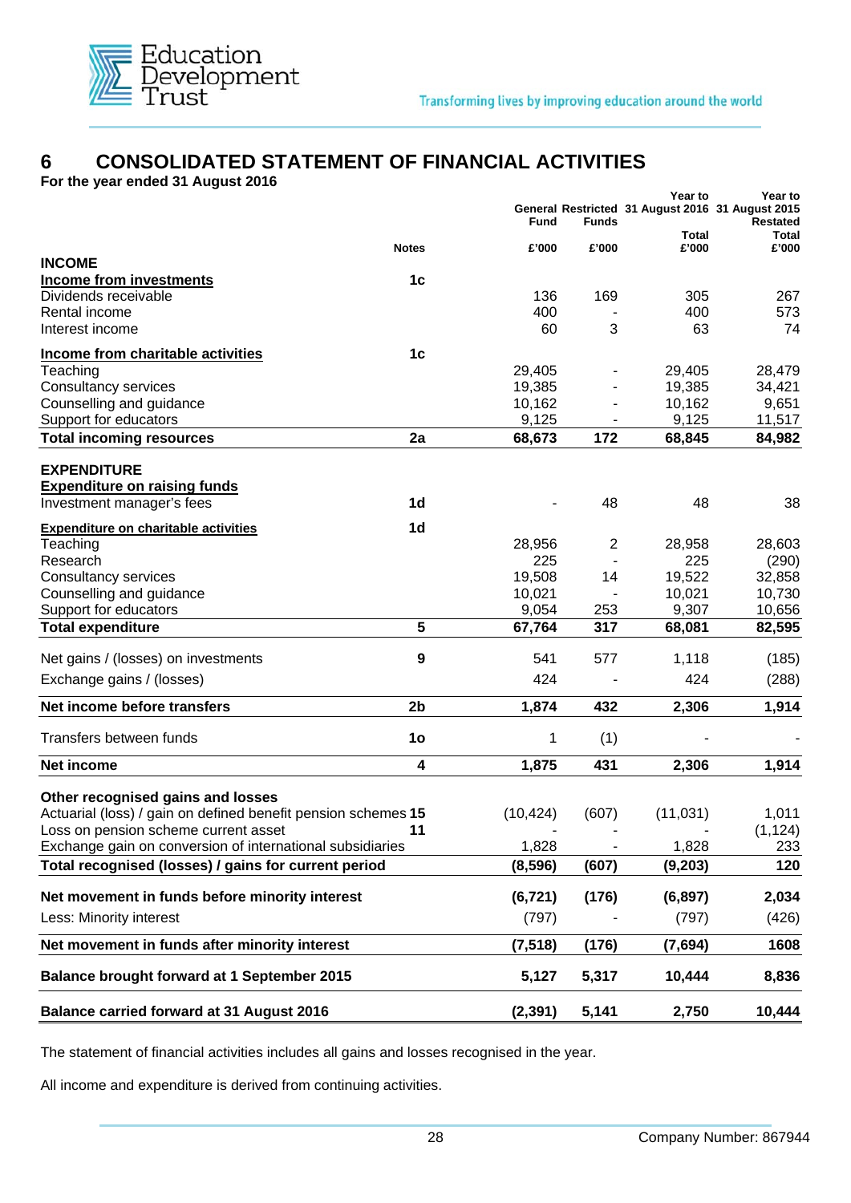# 6 CONSOLIDATED STATEMENT OF FINANCIAL ACTIVITIES

**For the year ended 31 August 2016**

| | Notes | General Fund £'000 | Restricted Funds £'000 | Year to 31 August 2016 Total £'000 | Year to 31 August 2015 Restated Total £'000 |
|---|---|---|---|---|---|
| **INCOME** | | | | | |
| **Income from investments** | 1c | | | | |
| Dividends receivable | | 136 | 169 | 305 | 267 |
| Rental income | | 400 | - | 400 | 573 |
| Interest income | | 60 | 3 | 63 | 74 |
| **Income from charitable activities** | 1c | | | | |
| Teaching | | 29,405 | - | 29,405 | 28,479 |
| Consultancy services | | 19,385 | - | 19,385 | 34,421 |
| Counselling and guidance | | 10,162 | - | 10,162 | 9,651 |
| Support for educators | | 9,125 | - | 9,125 | 11,517 |
| **Total incoming resources** | **2a** | **68,673** | **172** | **68,845** | **84,982** |
| **EXPENDITURE** | | | | | |
| **Expenditure on raising funds** | | | | | |
| Investment manager's fees | 1d | - | 48 | 48 | 38 |
| **Expenditure on charitable activities** | 1d | | | | |
| Teaching | | 28,956 | 2 | 28,958 | 28,603 |
| Research | | 225 | - | 225 | (290) |
| Consultancy services | | 19,508 | 14 | 19,522 | 32,858 |
| Counselling and guidance | | 10,021 | - | 10,021 | 10,730 |
| Support for educators | | 9,054 | 253 | 9,307 | 10,656 |
| **Total expenditure** | **5** | **67,764** | **317** | **68,081** | **82,595** |
| Net gains / (losses) on investments | 9 | 541 | 577 | 1,118 | (185) |
| Exchange gains / (losses) | | 424 | - | 424 | (288) |
| **Net income before transfers** | **2b** | **1,874** | **432** | **2,306** | **1,914** |
| Transfers between funds | 1o | 1 | (1) | - | - |
| **Net income** | **4** | **1,875** | **431** | **2,306** | **1,914** |
| **Other recognised gains and losses** | | | | | |
| Actuarial (loss) / gain on defined benefit pension schemes | 15 | (10,424) | (607) | (11,031) | 1,011 |
| Loss on pension scheme current asset | 11 | - | - | - | (1,124) |
| Exchange gain on conversion of international subsidiaries | | 1,828 | - | 1,828 | 233 |
| **Total recognised (losses) / gains for current period** | | **(8,596)** | **(607)** | **(9,203)** | **120** |
| **Net movement in funds before minority interest** | | **(6,721)** | **(176)** | **(6,897)** | **2,034** |
| Less: Minority interest | | (797) | - | (797) | (426) |
| **Net movement in funds after minority interest** | | **(7,518)** | **(176)** | **(7,694)** | **1608** |
| **Balance brought forward at 1 September 2015** | | **5,127** | **5,317** | **10,444** | **8,836** |
| **Balance carried forward at 31 August 2016** | | **(2,391)** | **5,141** | **2,750** | **10,444** |

The statement of financial activities includes all gains and losses recognised in the year.

All income and expenditure is derived from continuing activities.

Company Number: 867944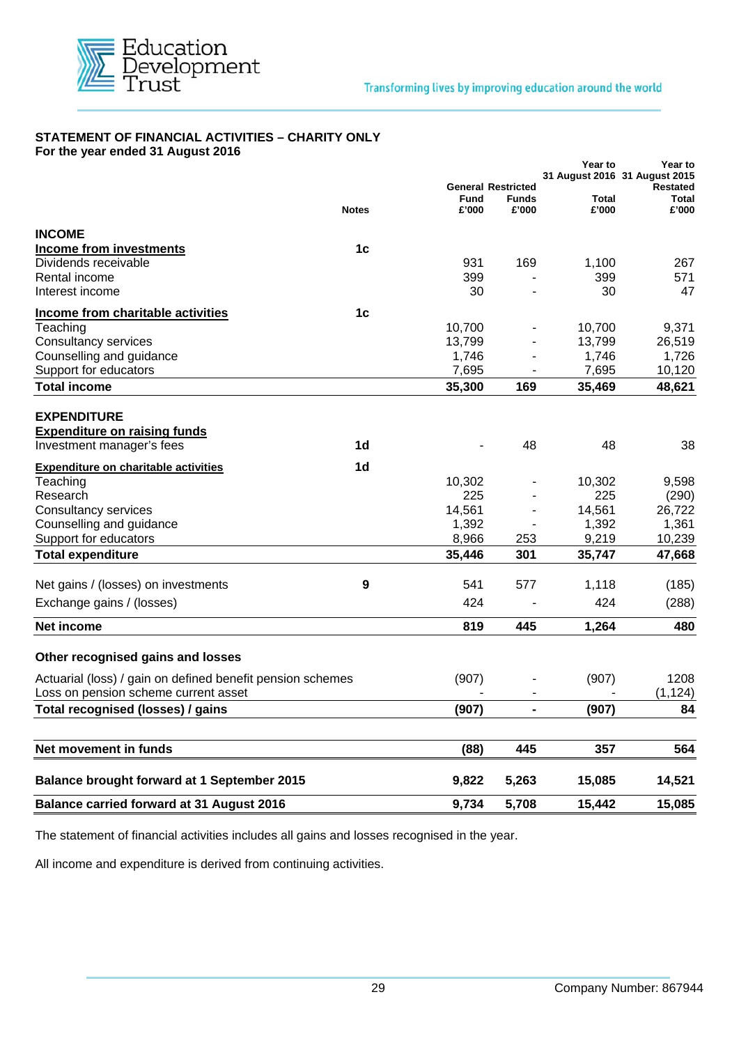## STATEMENT OF FINANCIAL ACTIVITIES – CHARITY ONLY
**For the year ended 31 August 2016**

| | Notes | General Fund £'000 | Restricted Funds £'000 | Year to 31 August 2016 Total £'000 | Year to 31 August 2015 Restated Total £'000 |
|---|---|---|---|---|---|
| **INCOME** | | | | | |
| **Income from investments** | 1c | | | | |
| Dividends receivable | | 931 | 169 | 1,100 | 267 |
| Rental income | | 399 | - | 399 | 571 |
| Interest income | | 30 | - | 30 | 47 |
| **Income from charitable activities** | 1c | | | | |
| Teaching | | 10,700 | - | 10,700 | 9,371 |
| Consultancy services | | 13,799 | - | 13,799 | 26,519 |
| Counselling and guidance | | 1,746 | - | 1,746 | 1,726 |
| Support for educators | | 7,695 | - | 7,695 | 10,120 |
| **Total income** | | **35,300** | **169** | **35,469** | **48,621** |
| **EXPENDITURE** | | | | | |
| **Expenditure on raising funds** | | | | | |
| Investment manager's fees | 1d | - | 48 | 48 | 38 |
| **Expenditure on charitable activities** | 1d | | | | |
| Teaching | | 10,302 | - | 10,302 | 9,598 |
| Research | | 225 | - | 225 | (290) |
| Consultancy services | | 14,561 | - | 14,561 | 26,722 |
| Counselling and guidance | | 1,392 | - | 1,392 | 1,361 |
| Support for educators | | 8,966 | 253 | 9,219 | 10,239 |
| **Total expenditure** | | **35,446** | **301** | **35,747** | **47,668** |
| Net gains / (losses) on investments | 9 | 541 | 577 | 1,118 | (185) |
| Exchange gains / (losses) | | 424 | - | 424 | (288) |
| **Net income** | | **819** | **445** | **1,264** | **480** |
| **Other recognised gains and losses** | | | | | |
| Actuarial (loss) / gain on defined benefit pension schemes | | (907) | - | (907) | 1208 |
| Loss on pension scheme current asset | | - | - | - | (1,124) |
| **Total recognised (losses) / gains** | | **(907)** | **-** | **(907)** | **84** |
| **Net movement in funds** | | **(88)** | **445** | **357** | **564** |
| **Balance brought forward at 1 September 2015** | | **9,822** | **5,263** | **15,085** | **14,521** |
| **Balance carried forward at 31 August 2016** | | **9,734** | **5,708** | **15,442** | **15,085** |

The statement of financial activities includes all gains and losses recognised in the year.

All income and expenditure is derived from continuing activities.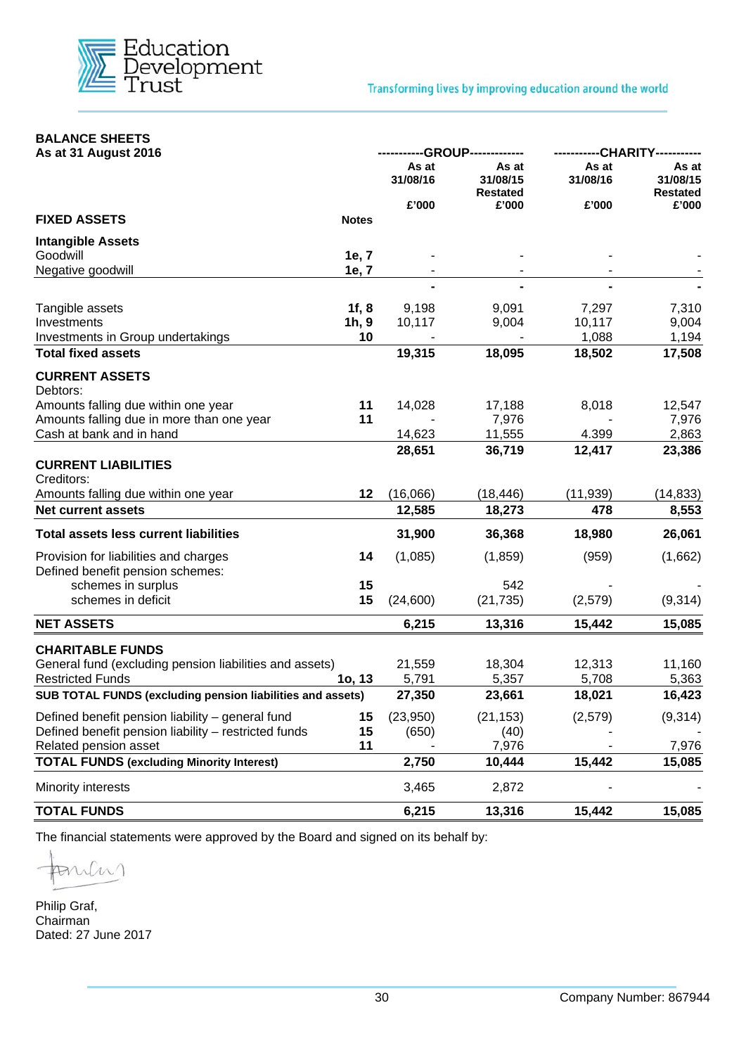# BALANCE SHEETS

**As at 31 August 2016**

| | Notes | GROUP As at 31/08/16 £'000 | GROUP As at 31/08/15 Restated £'000 | CHARITY As at 31/08/16 £'000 | CHARITY As at 31/08/15 Restated £'000 |
|---|---|---|---|---|---|
| **FIXED ASSETS** | | | | | |
| **Intangible Assets** | | | | | |
| Goodwill | 1e, 7 | - | - | - | - |
| Negative goodwill | 1e, 7 | - | - | - | - |
| | | **-** | **-** | **-** | **-** |
| Tangible assets | 1f, 8 | 9,198 | 9,091 | 7,297 | 7,310 |
| Investments | 1h, 9 | 10,117 | 9,004 | 10,117 | 9,004 |
| Investments in Group undertakings | 10 | - | - | 1,088 | 1,194 |
| **Total fixed assets** | | **19,315** | **18,095** | **18,502** | **17,508** |
| **CURRENT ASSETS** | | | | | |
| Debtors: | | | | | |
| Amounts falling due within one year | 11 | 14,028 | 17,188 | 8,018 | 12,547 |
| Amounts falling due in more than one year | 11 | - | 7,976 | - | 7,976 |
| Cash at bank and in hand | | 14,623 | 11,555 | 4.399 | 2,863 |
| | | **28,651** | **36,719** | **12,417** | **23,386** |
| **CURRENT LIABILITIES** | | | | | |
| Creditors: | | | | | |
| Amounts falling due within one year | 12 | (16,066) | (18,446) | (11,939) | (14,833) |
| **Net current assets** | | **12,585** | **18,273** | **478** | **8,553** |
| **Total assets less current liabilities** | | **31,900** | **36,368** | **18,980** | **26,061** |
| Provision for liabilities and charges | 14 | (1,085) | (1,859) | (959) | (1,662) |
| Defined benefit pension schemes: | | | | | |
| schemes in surplus | 15 | | 542 | - | - |
| schemes in deficit | 15 | (24,600) | (21,735) | (2,579) | (9,314) |
| **NET ASSETS** | | **6,215** | **13,316** | **15,442** | **15,085** |
| **CHARITABLE FUNDS** | | | | | |
| General fund (excluding pension liabilities and assets) | | 21,559 | 18,304 | 12,313 | 11,160 |
| Restricted Funds | 1o, 13 | 5,791 | 5,357 | 5,708 | 5,363 |
| **SUB TOTAL FUNDS (excluding pension liabilities and assets)** | | **27,350** | **23,661** | **18,021** | **16,423** |
| Defined benefit pension liability – general fund | 15 | (23,950) | (21,153) | (2,579) | (9,314) |
| Defined benefit pension liability – restricted funds | 15 | (650) | (40) | - | - |
| Related pension asset | 11 | - | 7,976 | - | 7,976 |
| **TOTAL FUNDS (excluding Minority Interest)** | | **2,750** | **10,444** | **15,442** | **15,085** |
| Minority interests | | 3,465 | 2,872 | - | - |
| **TOTAL FUNDS** | | **6,215** | **13,316** | **15,442** | **15,085** |

The financial statements were approved by the Board and signed on its behalf by:

Philip Graf,
Chairman
Dated: 27 June 2017

Company Number: 867944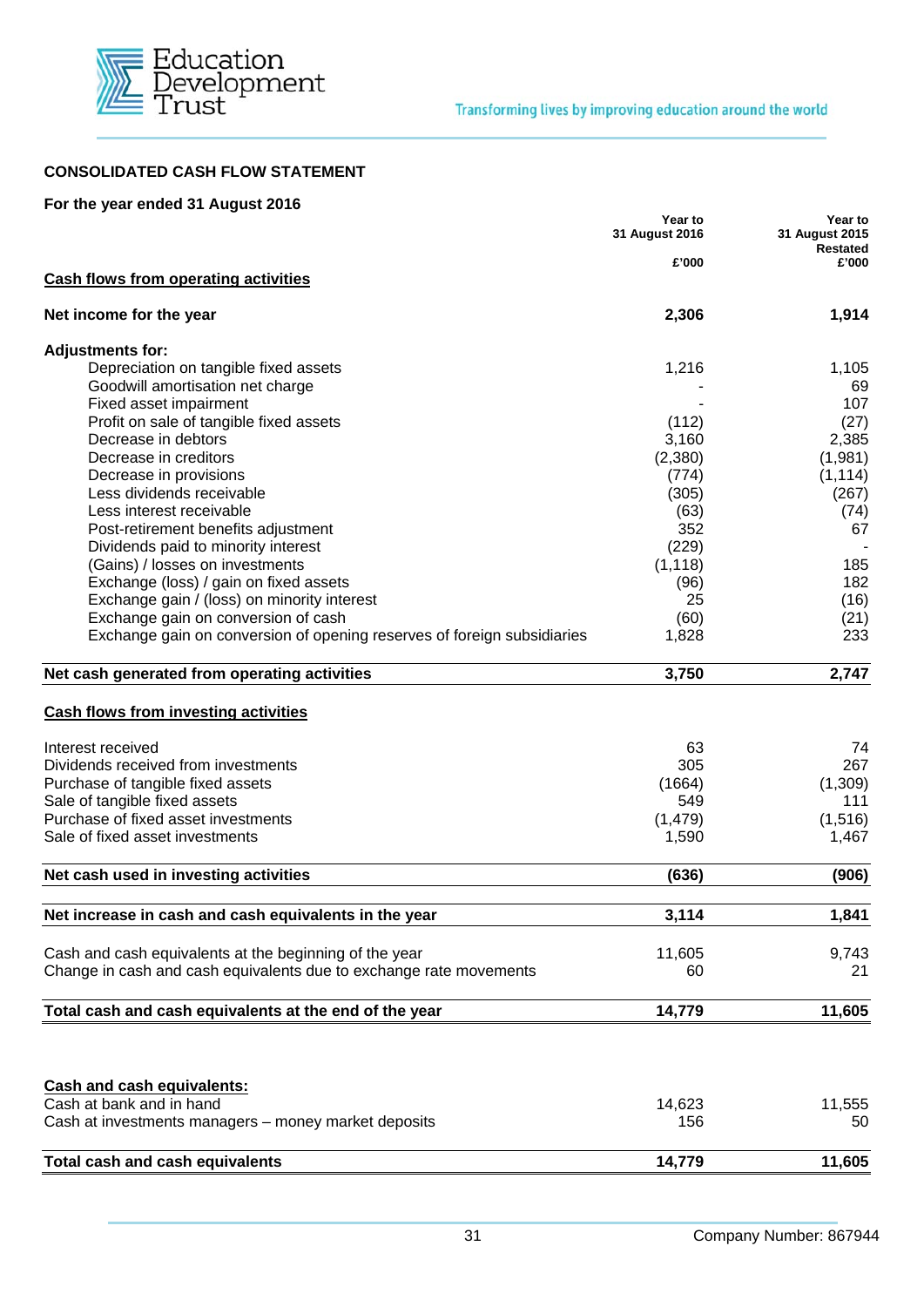## CONSOLIDATED CASH FLOW STATEMENT

**For the year ended 31 August 2016**

| | Year to 31 August 2016 £'000 | Year to 31 August 2015 Restated £'000 |
|---|---|---|
| **Cash flows from operating activities** | | |
| **Net income for the year** | **2,306** | **1,914** |
| **Adjustments for:** | | |
| Depreciation on tangible fixed assets | 1,216 | 1,105 |
| Goodwill amortisation net charge | - | 69 |
| Fixed asset impairment | - | 107 |
| Profit on sale of tangible fixed assets | (112) | (27) |
| Decrease in debtors | 3,160 | 2,385 |
| Decrease in creditors | (2,380) | (1,981) |
| Decrease in provisions | (774) | (1,114) |
| Less dividends receivable | (305) | (267) |
| Less interest receivable | (63) | (74) |
| Post-retirement benefits adjustment | 352 | 67 |
| Dividends paid to minority interest | (229) | - |
| (Gains) / losses on investments | (1,118) | 185 |
| Exchange (loss) / gain on fixed assets | (96) | 182 |
| Exchange gain / (loss) on minority interest | 25 | (16) |
| Exchange gain on conversion of cash | (60) | (21) |
| Exchange gain on conversion of opening reserves of foreign subsidiaries | 1,828 | 233 |
| **Net cash generated from operating activities** | **3,750** | **2,747** |
| **Cash flows from investing activities** | | |
| Interest received | 63 | 74 |
| Dividends received from investments | 305 | 267 |
| Purchase of tangible fixed assets | (1664) | (1,309) |
| Sale of tangible fixed assets | 549 | 111 |
| Purchase of fixed asset investments | (1,479) | (1,516) |
| Sale of fixed asset investments | 1,590 | 1,467 |
| **Net cash used in investing activities** | **(636)** | **(906)** |
| **Net increase in cash and cash equivalents in the year** | **3,114** | **1,841** |
| Cash and cash equivalents at the beginning of the year | 11,605 | 9,743 |
| Change in cash and cash equivalents due to exchange rate movements | 60 | 21 |
| **Total cash and cash equivalents at the end of the year** | **14,779** | **11,605** |
| **Cash and cash equivalents:** | | |
| Cash at bank and in hand | 14,623 | 11,555 |
| Cash at investments managers – money market deposits | 156 | 50 |
| **Total cash and cash equivalents** | **14,779** | **11,605** |

Company Number: 867944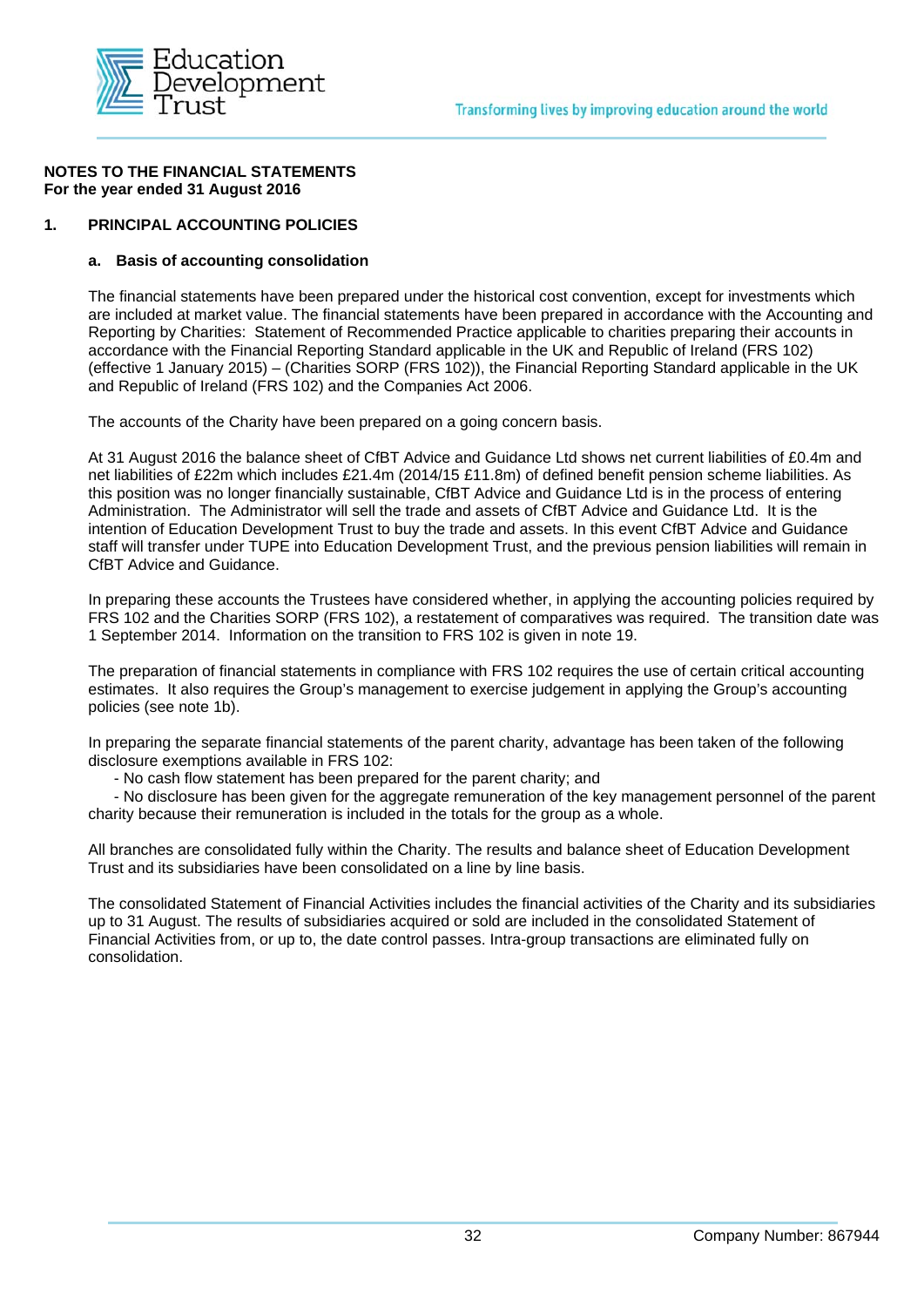**NOTES TO THE FINANCIAL STATEMENTS**
**For the year ended 31 August 2016**

## 1. PRINCIPAL ACCOUNTING POLICIES

### a. Basis of accounting consolidation

The financial statements have been prepared under the historical cost convention, except for investments which are included at market value. The financial statements have been prepared in accordance with the Accounting and Reporting by Charities: Statement of Recommended Practice applicable to charities preparing their accounts in accordance with the Financial Reporting Standard applicable in the UK and Republic of Ireland (FRS 102) (effective 1 January 2015) – (Charities SORP (FRS 102)), the Financial Reporting Standard applicable in the UK and Republic of Ireland (FRS 102) and the Companies Act 2006.

The accounts of the Charity have been prepared on a going concern basis.

At 31 August 2016 the balance sheet of CfBT Advice and Guidance Ltd shows net current liabilities of £0.4m and net liabilities of £22m which includes £21.4m (2014/15 £11.8m) of defined benefit pension scheme liabilities. As this position was no longer financially sustainable, CfBT Advice and Guidance Ltd is in the process of entering Administration. The Administrator will sell the trade and assets of CfBT Advice and Guidance Ltd. It is the intention of Education Development Trust to buy the trade and assets. In this event CfBT Advice and Guidance staff will transfer under TUPE into Education Development Trust, and the previous pension liabilities will remain in CfBT Advice and Guidance.

In preparing these accounts the Trustees have considered whether, in applying the accounting policies required by FRS 102 and the Charities SORP (FRS 102), a restatement of comparatives was required. The transition date was 1 September 2014. Information on the transition to FRS 102 is given in note 19.

The preparation of financial statements in compliance with FRS 102 requires the use of certain critical accounting estimates. It also requires the Group's management to exercise judgement in applying the Group's accounting policies (see note 1b).

In preparing the separate financial statements of the parent charity, advantage has been taken of the following disclosure exemptions available in FRS 102:

- No cash flow statement has been prepared for the parent charity; and
- No disclosure has been given for the aggregate remuneration of the key management personnel of the parent charity because their remuneration is included in the totals for the group as a whole.

All branches are consolidated fully within the Charity. The results and balance sheet of Education Development Trust and its subsidiaries have been consolidated on a line by line basis.

The consolidated Statement of Financial Activities includes the financial activities of the Charity and its subsidiaries up to 31 August. The results of subsidiaries acquired or sold are included in the consolidated Statement of Financial Activities from, or up to, the date control passes. Intra-group transactions are eliminated fully on consolidation.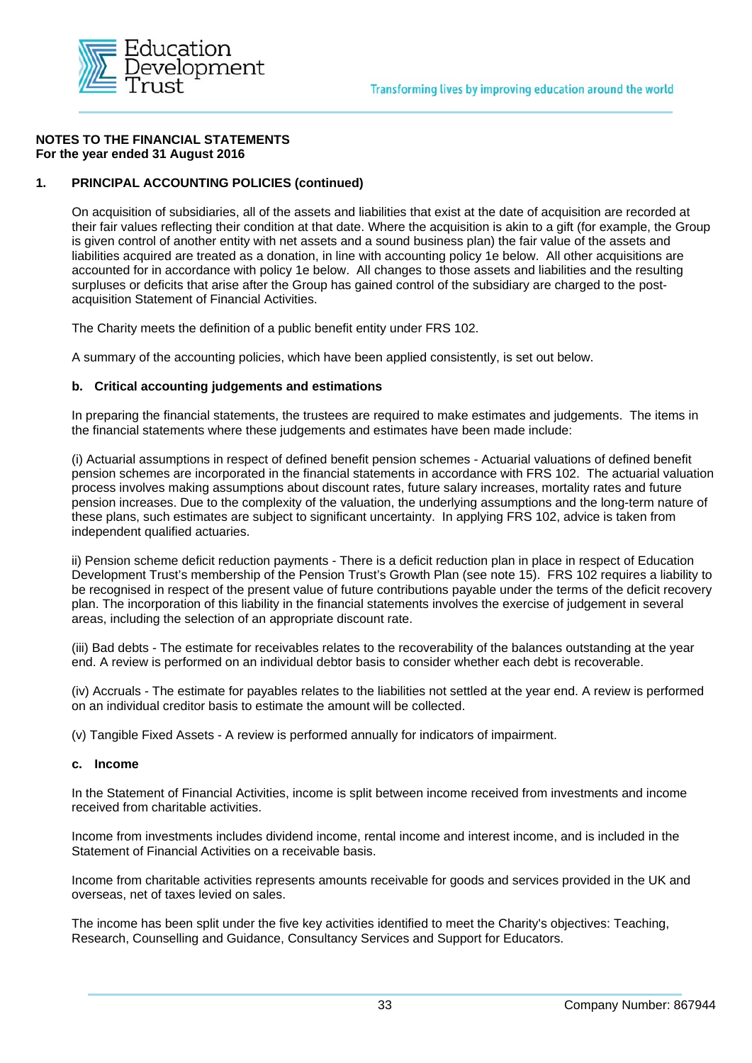**NOTES TO THE FINANCIAL STATEMENTS**
**For the year ended 31 August 2016**

## 1. PRINCIPAL ACCOUNTING POLICIES (continued)

On acquisition of subsidiaries, all of the assets and liabilities that exist at the date of acquisition are recorded at their fair values reflecting their condition at that date. Where the acquisition is akin to a gift (for example, the Group is given control of another entity with net assets and a sound business plan) the fair value of the assets and liabilities acquired are treated as a donation, in line with accounting policy 1e below. All other acquisitions are accounted for in accordance with policy 1e below. All changes to those assets and liabilities and the resulting surpluses or deficits that arise after the Group has gained control of the subsidiary are charged to the post-acquisition Statement of Financial Activities.

The Charity meets the definition of a public benefit entity under FRS 102.

A summary of the accounting policies, which have been applied consistently, is set out below.

### b. Critical accounting judgements and estimations

In preparing the financial statements, the trustees are required to make estimates and judgements. The items in the financial statements where these judgements and estimates have been made include:

(i) Actuarial assumptions in respect of defined benefit pension schemes - Actuarial valuations of defined benefit pension schemes are incorporated in the financial statements in accordance with FRS 102. The actuarial valuation process involves making assumptions about discount rates, future salary increases, mortality rates and future pension increases. Due to the complexity of the valuation, the underlying assumptions and the long-term nature of these plans, such estimates are subject to significant uncertainty. In applying FRS 102, advice is taken from independent qualified actuaries.

ii) Pension scheme deficit reduction payments - There is a deficit reduction plan in place in respect of Education Development Trust's membership of the Pension Trust's Growth Plan (see note 15). FRS 102 requires a liability to be recognised in respect of the present value of future contributions payable under the terms of the deficit recovery plan. The incorporation of this liability in the financial statements involves the exercise of judgement in several areas, including the selection of an appropriate discount rate.

(iii) Bad debts - The estimate for receivables relates to the recoverability of the balances outstanding at the year end. A review is performed on an individual debtor basis to consider whether each debt is recoverable.

(iv) Accruals - The estimate for payables relates to the liabilities not settled at the year end. A review is performed on an individual creditor basis to estimate the amount will be collected.

(v) Tangible Fixed Assets - A review is performed annually for indicators of impairment.

### c. Income

In the Statement of Financial Activities, income is split between income received from investments and income received from charitable activities.

Income from investments includes dividend income, rental income and interest income, and is included in the Statement of Financial Activities on a receivable basis.

Income from charitable activities represents amounts receivable for goods and services provided in the UK and overseas, net of taxes levied on sales.

The income has been split under the five key activities identified to meet the Charity's objectives: Teaching, Research, Counselling and Guidance, Consultancy Services and Support for Educators.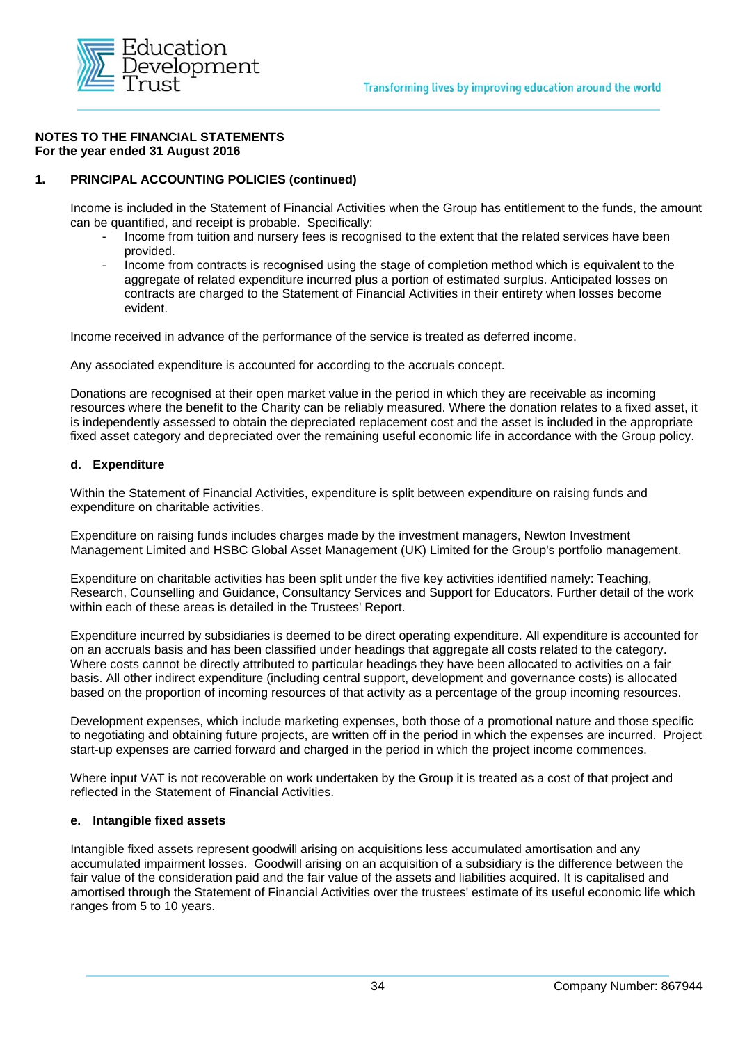**NOTES TO THE FINANCIAL STATEMENTS**
**For the year ended 31 August 2016**

**1. PRINCIPAL ACCOUNTING POLICIES (continued)**

Income is included in the Statement of Financial Activities when the Group has entitlement to the funds, the amount can be quantified, and receipt is probable. Specifically:

- Income from tuition and nursery fees is recognised to the extent that the related services have been provided.
- Income from contracts is recognised using the stage of completion method which is equivalent to the aggregate of related expenditure incurred plus a portion of estimated surplus. Anticipated losses on contracts are charged to the Statement of Financial Activities in their entirety when losses become evident.

Income received in advance of the performance of the service is treated as deferred income.

Any associated expenditure is accounted for according to the accruals concept.

Donations are recognised at their open market value in the period in which they are receivable as incoming resources where the benefit to the Charity can be reliably measured. Where the donation relates to a fixed asset, it is independently assessed to obtain the depreciated replacement cost and the asset is included in the appropriate fixed asset category and depreciated over the remaining useful economic life in accordance with the Group policy.

**d. Expenditure**

Within the Statement of Financial Activities, expenditure is split between expenditure on raising funds and expenditure on charitable activities.

Expenditure on raising funds includes charges made by the investment managers, Newton Investment Management Limited and HSBC Global Asset Management (UK) Limited for the Group's portfolio management.

Expenditure on charitable activities has been split under the five key activities identified namely: Teaching, Research, Counselling and Guidance, Consultancy Services and Support for Educators. Further detail of the work within each of these areas is detailed in the Trustees' Report.

Expenditure incurred by subsidiaries is deemed to be direct operating expenditure. All expenditure is accounted for on an accruals basis and has been classified under headings that aggregate all costs related to the category. Where costs cannot be directly attributed to particular headings they have been allocated to activities on a fair basis. All other indirect expenditure (including central support, development and governance costs) is allocated based on the proportion of incoming resources of that activity as a percentage of the group incoming resources.

Development expenses, which include marketing expenses, both those of a promotional nature and those specific to negotiating and obtaining future projects, are written off in the period in which the expenses are incurred. Project start-up expenses are carried forward and charged in the period in which the project income commences.

Where input VAT is not recoverable on work undertaken by the Group it is treated as a cost of that project and reflected in the Statement of Financial Activities.

**e. Intangible fixed assets**

Intangible fixed assets represent goodwill arising on acquisitions less accumulated amortisation and any accumulated impairment losses. Goodwill arising on an acquisition of a subsidiary is the difference between the fair value of the consideration paid and the fair value of the assets and liabilities acquired. It is capitalised and amortised through the Statement of Financial Activities over the trustees' estimate of its useful economic life which ranges from 5 to 10 years.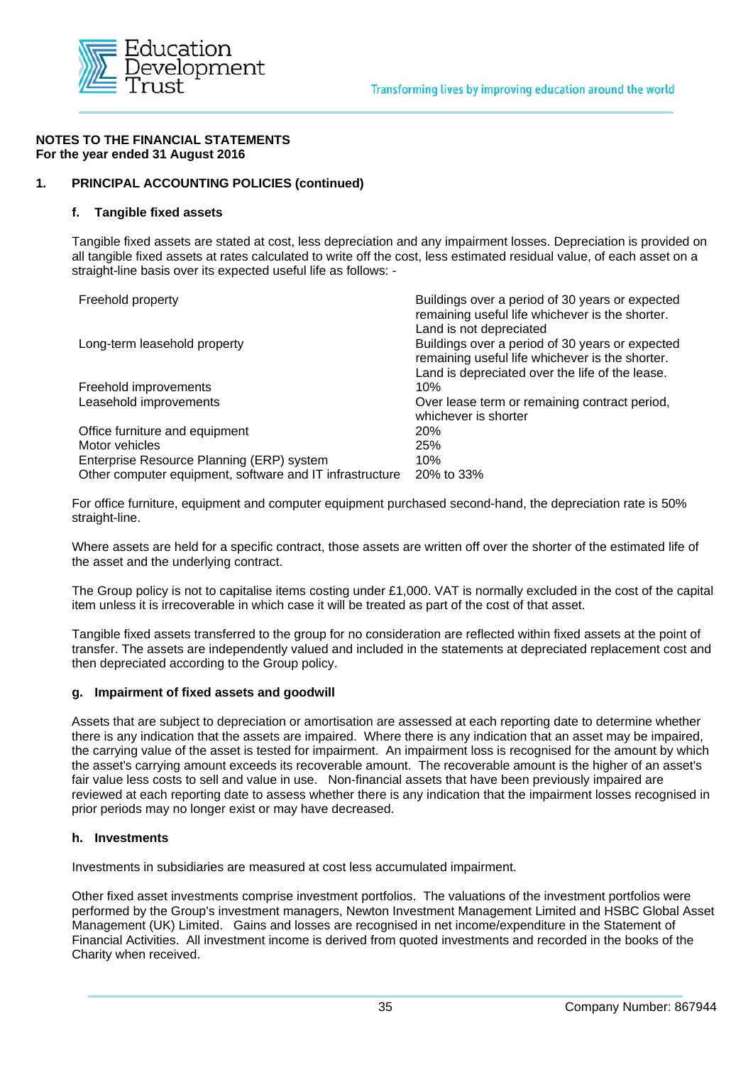**NOTES TO THE FINANCIAL STATEMENTS**
**For the year ended 31 August 2016**

## 1. PRINCIPAL ACCOUNTING POLICIES (continued)

### f. Tangible fixed assets

Tangible fixed assets are stated at cost, less depreciation and any impairment losses. Depreciation is provided on all tangible fixed assets at rates calculated to write off the cost, less estimated residual value, of each asset on a straight-line basis over its expected useful life as follows: -

| | |
|---|---|
| Freehold property | Buildings over a period of 30 years or expected remaining useful life whichever is the shorter. Land is not depreciated |
| Long-term leasehold property | Buildings over a period of 30 years or expected remaining useful life whichever is the shorter. Land is depreciated over the life of the lease. |
| Freehold improvements | 10% |
| Leasehold improvements | Over lease term or remaining contract period, whichever is shorter |
| Office furniture and equipment | 20% |
| Motor vehicles | 25% |
| Enterprise Resource Planning (ERP) system | 10% |
| Other computer equipment, software and IT infrastructure | 20% to 33% |

For office furniture, equipment and computer equipment purchased second-hand, the depreciation rate is 50% straight-line.

Where assets are held for a specific contract, those assets are written off over the shorter of the estimated life of the asset and the underlying contract.

The Group policy is not to capitalise items costing under £1,000. VAT is normally excluded in the cost of the capital item unless it is irrecoverable in which case it will be treated as part of the cost of that asset.

Tangible fixed assets transferred to the group for no consideration are reflected within fixed assets at the point of transfer. The assets are independently valued and included in the statements at depreciated replacement cost and then depreciated according to the Group policy.

### g. Impairment of fixed assets and goodwill

Assets that are subject to depreciation or amortisation are assessed at each reporting date to determine whether there is any indication that the assets are impaired. Where there is any indication that an asset may be impaired, the carrying value of the asset is tested for impairment. An impairment loss is recognised for the amount by which the asset's carrying amount exceeds its recoverable amount. The recoverable amount is the higher of an asset's fair value less costs to sell and value in use. Non-financial assets that have been previously impaired are reviewed at each reporting date to assess whether there is any indication that the impairment losses recognised in prior periods may no longer exist or may have decreased.

### h. Investments

Investments in subsidiaries are measured at cost less accumulated impairment.

Other fixed asset investments comprise investment portfolios. The valuations of the investment portfolios were performed by the Group's investment managers, Newton Investment Management Limited and HSBC Global Asset Management (UK) Limited. Gains and losses are recognised in net income/expenditure in the Statement of Financial Activities. All investment income is derived from quoted investments and recorded in the books of the Charity when received.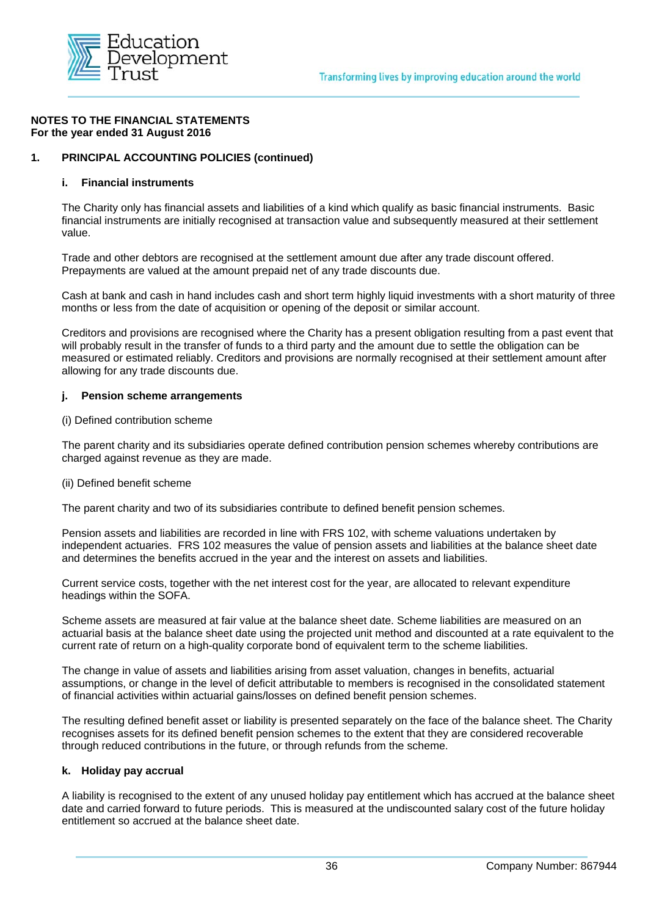**NOTES TO THE FINANCIAL STATEMENTS**
**For the year ended 31 August 2016**

## 1. PRINCIPAL ACCOUNTING POLICIES (continued)

### i. Financial instruments

The Charity only has financial assets and liabilities of a kind which qualify as basic financial instruments. Basic financial instruments are initially recognised at transaction value and subsequently measured at their settlement value.

Trade and other debtors are recognised at the settlement amount due after any trade discount offered. Prepayments are valued at the amount prepaid net of any trade discounts due.

Cash at bank and cash in hand includes cash and short term highly liquid investments with a short maturity of three months or less from the date of acquisition or opening of the deposit or similar account.

Creditors and provisions are recognised where the Charity has a present obligation resulting from a past event that will probably result in the transfer of funds to a third party and the amount due to settle the obligation can be measured or estimated reliably. Creditors and provisions are normally recognised at their settlement amount after allowing for any trade discounts due.

### j. Pension scheme arrangements

(i) Defined contribution scheme

The parent charity and its subsidiaries operate defined contribution pension schemes whereby contributions are charged against revenue as they are made.

(ii) Defined benefit scheme

The parent charity and two of its subsidiaries contribute to defined benefit pension schemes.

Pension assets and liabilities are recorded in line with FRS 102, with scheme valuations undertaken by independent actuaries. FRS 102 measures the value of pension assets and liabilities at the balance sheet date and determines the benefits accrued in the year and the interest on assets and liabilities.

Current service costs, together with the net interest cost for the year, are allocated to relevant expenditure headings within the SOFA.

Scheme assets are measured at fair value at the balance sheet date. Scheme liabilities are measured on an actuarial basis at the balance sheet date using the projected unit method and discounted at a rate equivalent to the current rate of return on a high-quality corporate bond of equivalent term to the scheme liabilities.

The change in value of assets and liabilities arising from asset valuation, changes in benefits, actuarial assumptions, or change in the level of deficit attributable to members is recognised in the consolidated statement of financial activities within actuarial gains/losses on defined benefit pension schemes.

The resulting defined benefit asset or liability is presented separately on the face of the balance sheet. The Charity recognises assets for its defined benefit pension schemes to the extent that they are considered recoverable through reduced contributions in the future, or through refunds from the scheme.

### k. Holiday pay accrual

A liability is recognised to the extent of any unused holiday pay entitlement which has accrued at the balance sheet date and carried forward to future periods. This is measured at the undiscounted salary cost of the future holiday entitlement so accrued at the balance sheet date.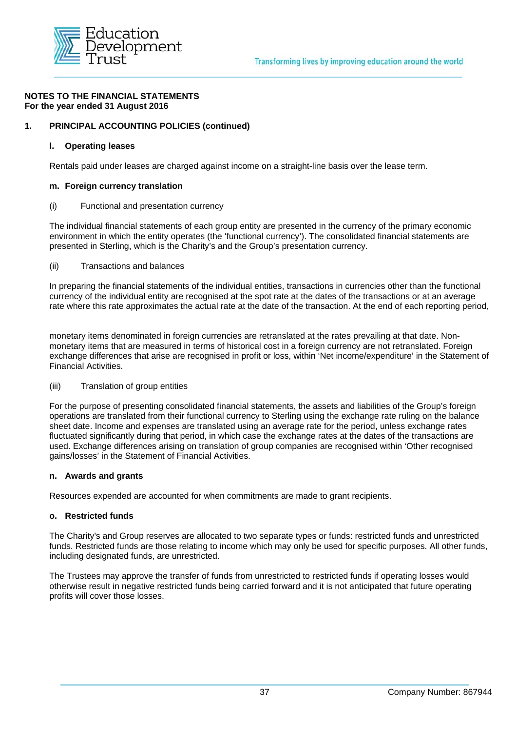**NOTES TO THE FINANCIAL STATEMENTS**
**For the year ended 31 August 2016**

**1. PRINCIPAL ACCOUNTING POLICIES (continued)**

**l. Operating leases**

Rentals paid under leases are charged against income on a straight-line basis over the lease term.

**m. Foreign currency translation**

(i) Functional and presentation currency

The individual financial statements of each group entity are presented in the currency of the primary economic environment in which the entity operates (the 'functional currency'). The consolidated financial statements are presented in Sterling, which is the Charity's and the Group's presentation currency.

(ii) Transactions and balances

In preparing the financial statements of the individual entities, transactions in currencies other than the functional currency of the individual entity are recognised at the spot rate at the dates of the transactions or at an average rate where this rate approximates the actual rate at the date of the transaction. At the end of each reporting period, monetary items denominated in foreign currencies are retranslated at the rates prevailing at that date. Non-monetary items that are measured in terms of historical cost in a foreign currency are not retranslated. Foreign exchange differences that arise are recognised in profit or loss, within 'Net income/expenditure' in the Statement of Financial Activities.

(iii) Translation of group entities

For the purpose of presenting consolidated financial statements, the assets and liabilities of the Group's foreign operations are translated from their functional currency to Sterling using the exchange rate ruling on the balance sheet date. Income and expenses are translated using an average rate for the period, unless exchange rates fluctuated significantly during that period, in which case the exchange rates at the dates of the transactions are used. Exchange differences arising on translation of group companies are recognised within 'Other recognised gains/losses' in the Statement of Financial Activities.

**n. Awards and grants**

Resources expended are accounted for when commitments are made to grant recipients.

**o. Restricted funds**

The Charity's and Group reserves are allocated to two separate types or funds: restricted funds and unrestricted funds. Restricted funds are those relating to income which may only be used for specific purposes. All other funds, including designated funds, are unrestricted.

The Trustees may approve the transfer of funds from unrestricted to restricted funds if operating losses would otherwise result in negative restricted funds being carried forward and it is not anticipated that future operating profits will cover those losses.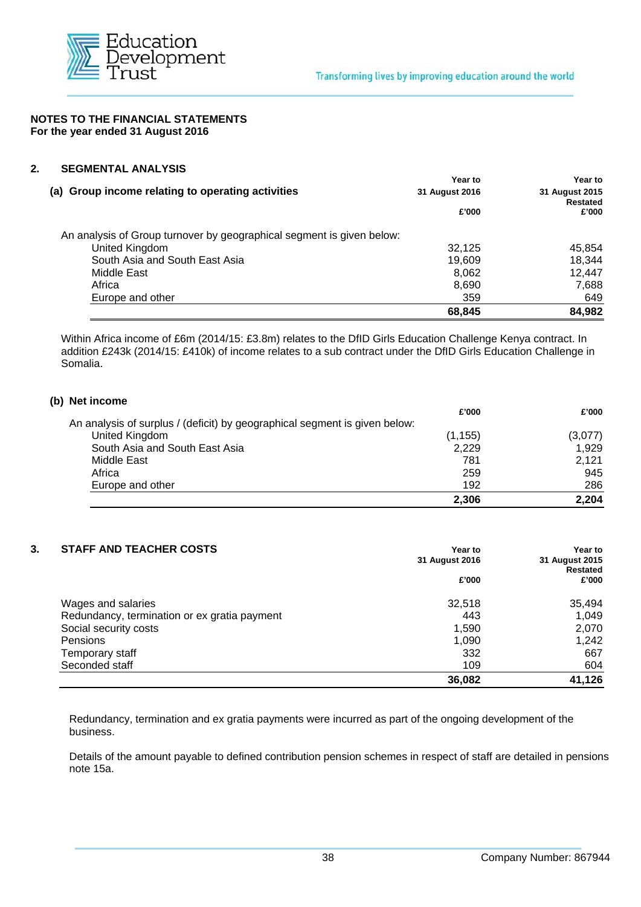## NOTES TO THE FINANCIAL STATEMENTS
**For the year ended 31 August 2016**

## 2. SEGMENTAL ANALYSIS

### (a) Group income relating to operating activities

| | Year to 31 August 2016 £'000 | Year to 31 August 2015 Restated £'000 |
|---|---|---|
| An analysis of Group turnover by geographical segment is given below: | | |
| United Kingdom | 32,125 | 45,854 |
| South Asia and South East Asia | 19,609 | 18,344 |
| Middle East | 8,062 | 12,447 |
| Africa | 8,690 | 7,688 |
| Europe and other | 359 | 649 |
| | **68,845** | **84,982** |

Within Africa income of £6m (2014/15: £3.8m) relates to the DfID Girls Education Challenge Kenya contract. In addition £243k (2014/15: £410k) of income relates to a sub contract under the DfID Girls Education Challenge in Somalia.

### (b) Net income

| | £'000 | £'000 |
|---|---|---|
| An analysis of surplus / (deficit) by geographical segment is given below: | | |
| United Kingdom | (1,155) | (3,077) |
| South Asia and South East Asia | 2,229 | 1,929 |
| Middle East | 781 | 2,121 |
| Africa | 259 | 945 |
| Europe and other | 192 | 286 |
| | **2,306** | **2,204** |

## 3. STAFF AND TEACHER COSTS

| | Year to 31 August 2016 £'000 | Year to 31 August 2015 Restated £'000 |
|---|---|---|
| Wages and salaries | 32,518 | 35,494 |
| Redundancy, termination or ex gratia payment | 443 | 1,049 |
| Social security costs | 1,590 | 2,070 |
| Pensions | 1,090 | 1,242 |
| Temporary staff | 332 | 667 |
| Seconded staff | 109 | 604 |
| | **36,082** | **41,126** |

Redundancy, termination and ex gratia payments were incurred as part of the ongoing development of the business.

Details of the amount payable to defined contribution pension schemes in respect of staff are detailed in pensions note 15a.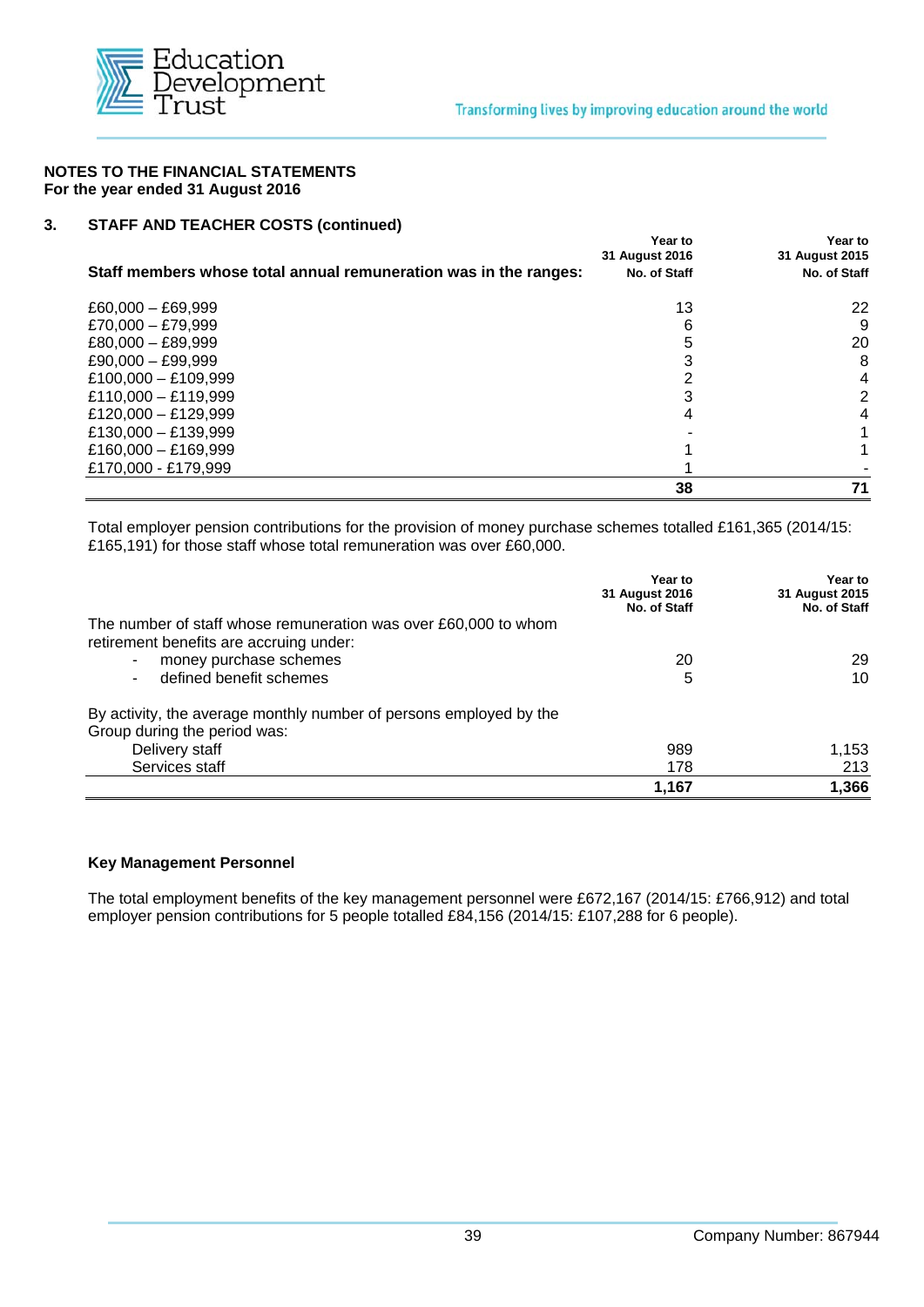**NOTES TO THE FINANCIAL STATEMENTS**
**For the year ended 31 August 2016**

## 3. STAFF AND TEACHER COSTS (continued)

| Staff members whose total annual remuneration was in the ranges: | Year to 31 August 2016 No. of Staff | Year to 31 August 2015 No. of Staff |
|---|---|---|
| £60,000 – £69,999 | 13 | 22 |
| £70,000 – £79,999 | 6 | 9 |
| £80,000 – £89,999 | 5 | 20 |
| £90,000 – £99,999 | 3 | 8 |
| £100,000 – £109,999 | 2 | 4 |
| £110,000 – £119,999 | 3 | 2 |
| £120,000 – £129,999 | 4 | 4 |
| £130,000 – £139,999 | - | 1 |
| £160,000 – £169,999 | 1 | 1 |
| £170,000 - £179,999 | 1 | - |
| | **38** | **71** |

Total employer pension contributions for the provision of money purchase schemes totalled £161,365 (2014/15: £165,191) for those staff whose total remuneration was over £60,000.

| | Year to 31 August 2016 No. of Staff | Year to 31 August 2015 No. of Staff |
|---|---|---|
| The number of staff whose remuneration was over £60,000 to whom retirement benefits are accruing under: | | |
| - money purchase schemes | 20 | 29 |
| - defined benefit schemes | 5 | 10 |
| By activity, the average monthly number of persons employed by the Group during the period was: | | |
| Delivery staff | 989 | 1,153 |
| Services staff | 178 | 213 |
| | **1,167** | **1,366** |

**Key Management Personnel**

The total employment benefits of the key management personnel were £672,167 (2014/15: £766,912) and total employer pension contributions for 5 people totalled £84,156 (2014/15: £107,288 for 6 people).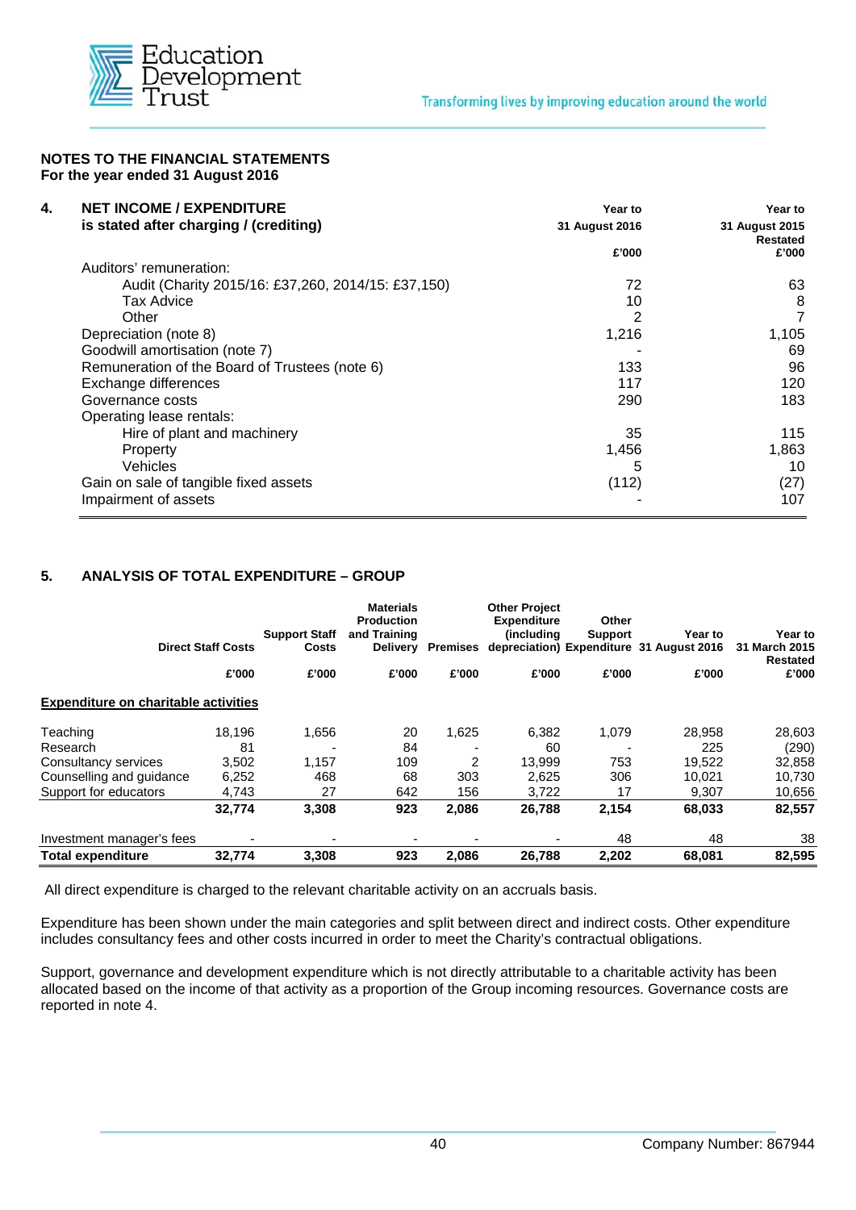## NOTES TO THE FINANCIAL STATEMENTS
**For the year ended 31 August 2016**

### 4. NET INCOME / EXPENDITURE is stated after charging / (crediting)

| | Year to 31 August 2016 £'000 | Year to 31 August 2015 Restated £'000 |
|---|---|---|
| Auditors' remuneration: | | |
| Audit (Charity 2015/16: £37,260, 2014/15: £37,150) | 72 | 63 |
| Tax Advice | 10 | 8 |
| Other | 2 | 7 |
| Depreciation (note 8) | 1,216 | 1,105 |
| Goodwill amortisation (note 7) | - | 69 |
| Remuneration of the Board of Trustees (note 6) | 133 | 96 |
| Exchange differences | 117 | 120 |
| Governance costs | 290 | 183 |
| Operating lease rentals: | | |
| Hire of plant and machinery | 35 | 115 |
| Property | 1,456 | 1,863 |
| Vehicles | 5 | 10 |
| Gain on sale of tangible fixed assets | (112) | (27) |
| Impairment of assets | - | 107 |

### 5. ANALYSIS OF TOTAL EXPENDITURE – GROUP

| | Direct Staff Costs £'000 | Support Staff Costs £'000 | Materials Production and Training Delivery £'000 | Premises £'000 | Other Project Expenditure (including depreciation) £'000 | Other Support Expenditure £'000 | Year to 31 August 2016 £'000 | Year to 31 March 2015 Restated £'000 |
|---|---|---|---|---|---|---|---|---|
| **Expenditure on charitable activities** | | | | | | | | |
| Teaching | 18,196 | 1,656 | 20 | 1,625 | 6,382 | 1,079 | 28,958 | 28,603 |
| Research | 81 | - | 84 | - | 60 | - | 225 | (290) |
| Consultancy services | 3,502 | 1,157 | 109 | 2 | 13,999 | 753 | 19,522 | 32,858 |
| Counselling and guidance | 6,252 | 468 | 68 | 303 | 2,625 | 306 | 10,021 | 10,730 |
| Support for educators | 4,743 | 27 | 642 | 156 | 3,722 | 17 | 9,307 | 10,656 |
| | **32,774** | **3,308** | **923** | **2,086** | **26,788** | **2,154** | **68,033** | **82,557** |
| Investment manager's fees | - | - | - | - | - | 48 | 48 | 38 |
| **Total expenditure** | **32,774** | **3,308** | **923** | **2,086** | **26,788** | **2,202** | **68,081** | **82,595** |

All direct expenditure is charged to the relevant charitable activity on an accruals basis.

Expenditure has been shown under the main categories and split between direct and indirect costs. Other expenditure includes consultancy fees and other costs incurred in order to meet the Charity's contractual obligations.

Support, governance and development expenditure which is not directly attributable to a charitable activity has been allocated based on the income of that activity as a proportion of the Group incoming resources. Governance costs are reported in note 4.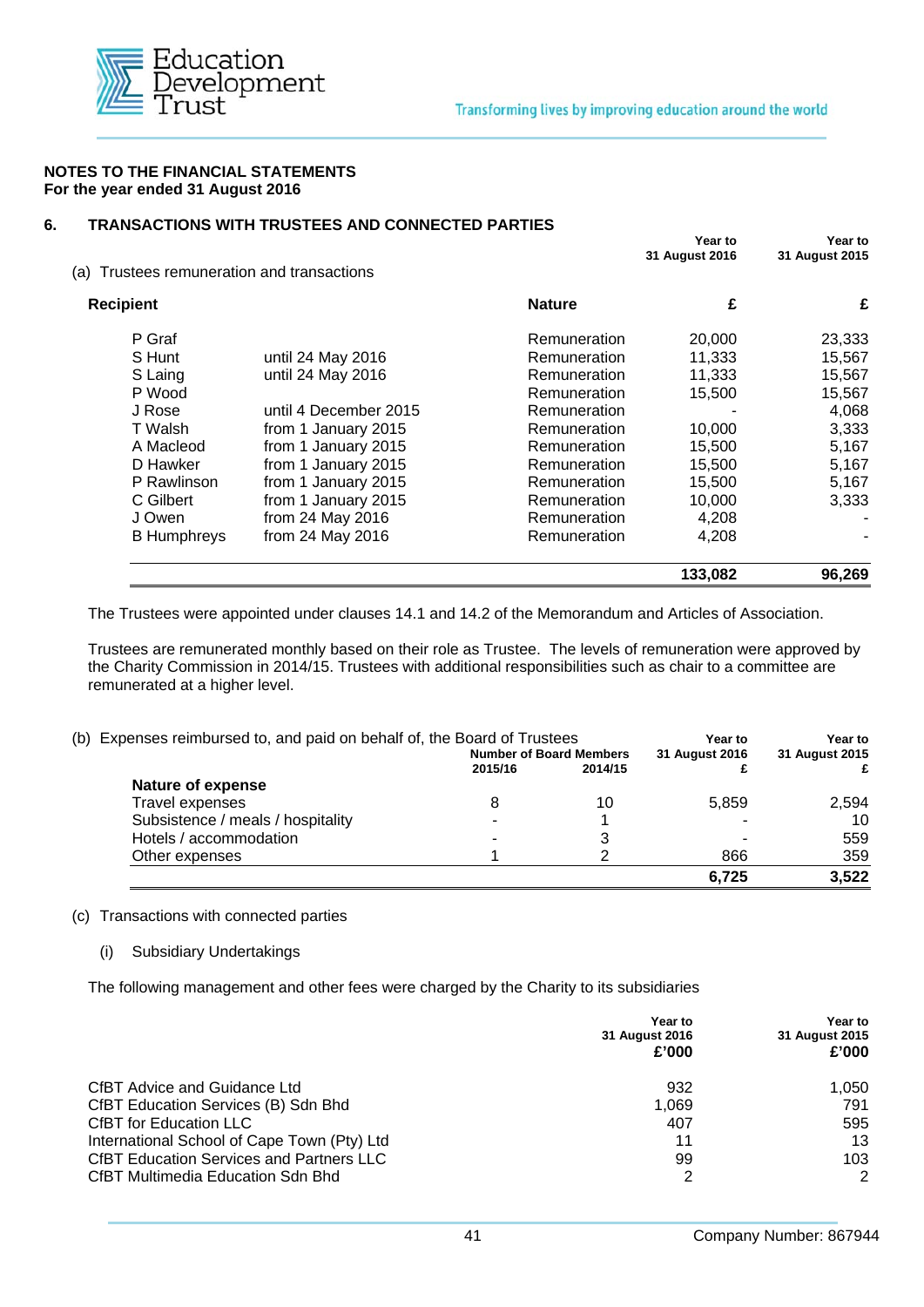**NOTES TO THE FINANCIAL STATEMENTS**
**For the year ended 31 August 2016**

## 6. TRANSACTIONS WITH TRUSTEES AND CONNECTED PARTIES

(a) Trustees remuneration and transactions

| Recipient | | Nature | Year to 31 August 2016 £ | Year to 31 August 2015 £ |
|---|---|---|---|---|
| P Graf | | Remuneration | 20,000 | 23,333 |
| S Hunt | until 24 May 2016 | Remuneration | 11,333 | 15,567 |
| S Laing | until 24 May 2016 | Remuneration | 11,333 | 15,567 |
| P Wood | | Remuneration | 15,500 | 15,567 |
| J Rose | until 4 December 2015 | Remuneration | - | 4,068 |
| T Walsh | from 1 January 2015 | Remuneration | 10,000 | 3,333 |
| A Macleod | from 1 January 2015 | Remuneration | 15,500 | 5,167 |
| D Hawker | from 1 January 2015 | Remuneration | 15,500 | 5,167 |
| P Rawlinson | from 1 January 2015 | Remuneration | 15,500 | 5,167 |
| C Gilbert | from 1 January 2015 | Remuneration | 10,000 | 3,333 |
| J Owen | from 24 May 2016 | Remuneration | 4,208 | - |
| B Humphreys | from 24 May 2016 | Remuneration | 4,208 | - |
| | | | **133,082** | **96,269** |

The Trustees were appointed under clauses 14.1 and 14.2 of the Memorandum and Articles of Association.

Trustees are remunerated monthly based on their role as Trustee. The levels of remuneration were approved by the Charity Commission in 2014/15. Trustees with additional responsibilities such as chair to a committee are remunerated at a higher level.

(b) Expenses reimbursed to, and paid on behalf of, the Board of Trustees

| Nature of expense | Number of Board Members 2015/16 | Number of Board Members 2014/15 | Year to 31 August 2016 £ | Year to 31 August 2015 £ |
|---|---|---|---|---|
| Travel expenses | 8 | 10 | 5,859 | 2,594 |
| Subsistence / meals / hospitality | - | 1 | - | 10 |
| Hotels / accommodation | - | 3 | - | 559 |
| Other expenses | 1 | 2 | 866 | 359 |
| | | | **6,725** | **3,522** |

(c) Transactions with connected parties

(i) Subsidiary Undertakings

The following management and other fees were charged by the Charity to its subsidiaries

| | Year to 31 August 2016 £'000 | Year to 31 August 2015 £'000 |
|---|---|---|
| CfBT Advice and Guidance Ltd | 932 | 1,050 |
| CfBT Education Services (B) Sdn Bhd | 1,069 | 791 |
| CfBT for Education LLC | 407 | 595 |
| International School of Cape Town (Pty) Ltd | 11 | 13 |
| CfBT Education Services and Partners LLC | 99 | 103 |
| CfBT Multimedia Education Sdn Bhd | 2 | 2 |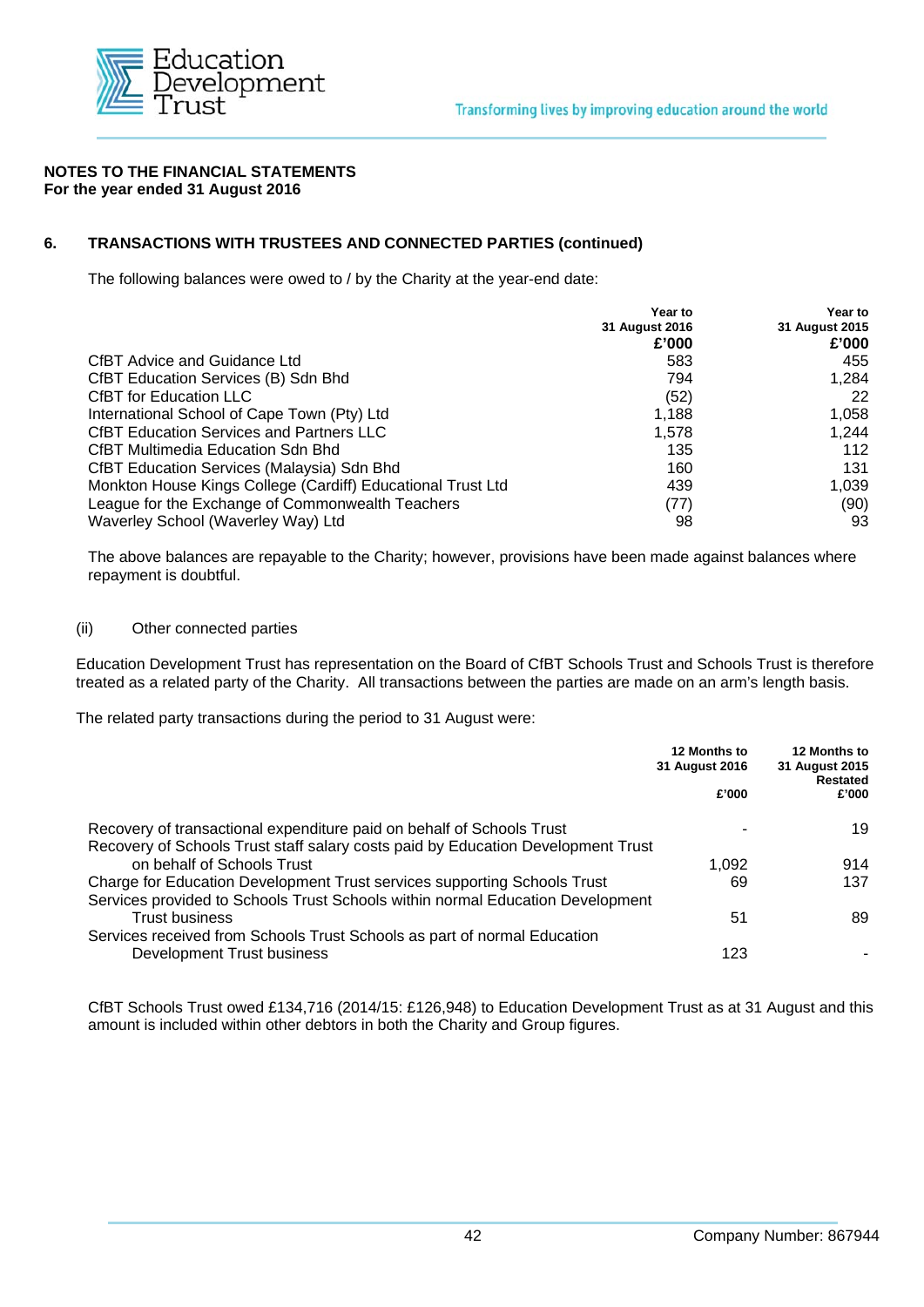**NOTES TO THE FINANCIAL STATEMENTS**
**For the year ended 31 August 2016**

## 6. TRANSACTIONS WITH TRUSTEES AND CONNECTED PARTIES (continued)

The following balances were owed to / by the Charity at the year-end date:

| | Year to 31 August 2016 £'000 | Year to 31 August 2015 £'000 |
|---|---|---|
| CfBT Advice and Guidance Ltd | 583 | 455 |
| CfBT Education Services (B) Sdn Bhd | 794 | 1,284 |
| CfBT for Education LLC | (52) | 22 |
| International School of Cape Town (Pty) Ltd | 1,188 | 1,058 |
| CfBT Education Services and Partners LLC | 1,578 | 1,244 |
| CfBT Multimedia Education Sdn Bhd | 135 | 112 |
| CfBT Education Services (Malaysia) Sdn Bhd | 160 | 131 |
| Monkton House Kings College (Cardiff) Educational Trust Ltd | 439 | 1,039 |
| League for the Exchange of Commonwealth Teachers | (77) | (90) |
| Waverley School (Waverley Way) Ltd | 98 | 93 |

The above balances are repayable to the Charity; however, provisions have been made against balances where repayment is doubtful.

(ii) Other connected parties

Education Development Trust has representation on the Board of CfBT Schools Trust and Schools Trust is therefore treated as a related party of the Charity. All transactions between the parties are made on an arm's length basis.

The related party transactions during the period to 31 August were:

| | 12 Months to 31 August 2016 £'000 | 12 Months to 31 August 2015 Restated £'000 |
|---|---|---|
| Recovery of transactional expenditure paid on behalf of Schools Trust | - | 19 |
| Recovery of Schools Trust staff salary costs paid by Education Development Trust on behalf of Schools Trust | 1,092 | 914 |
| Charge for Education Development Trust services supporting Schools Trust | 69 | 137 |
| Services provided to Schools Trust Schools within normal Education Development Trust business | 51 | 89 |
| Services received from Schools Trust Schools as part of normal Education Development Trust business | 123 | - |

CfBT Schools Trust owed £134,716 (2014/15: £126,948) to Education Development Trust as at 31 August and this amount is included within other debtors in both the Charity and Group figures.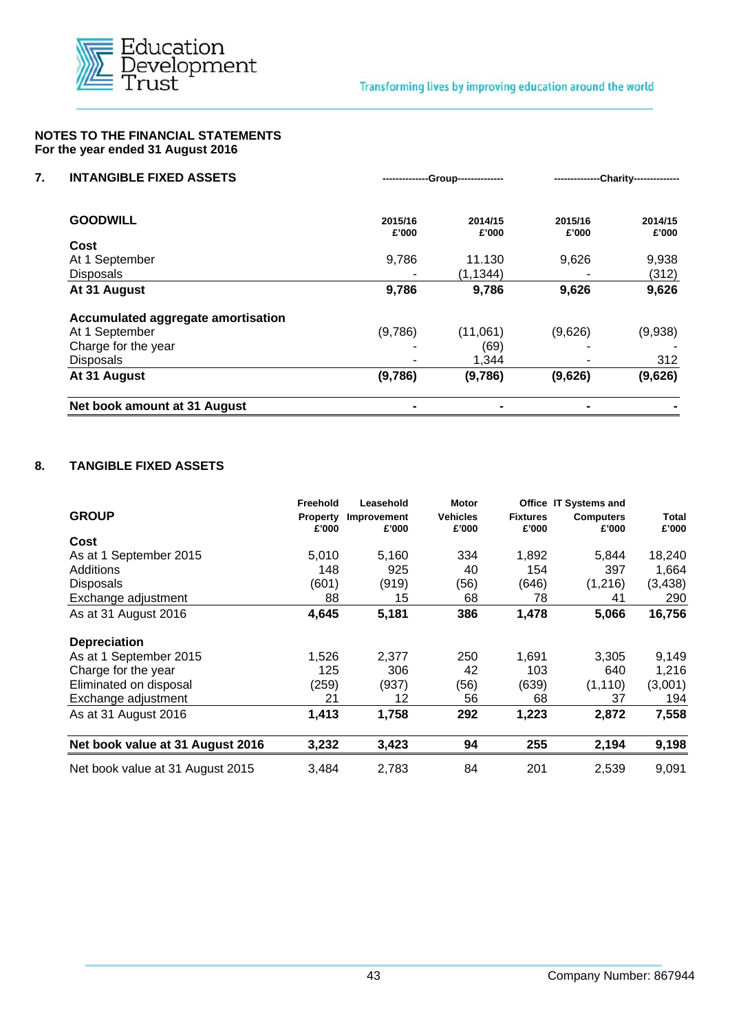**NOTES TO THE FINANCIAL STATEMENTS**
**For the year ended 31 August 2016**

## 7. INTANGIBLE FIXED ASSETS

| GOODWILL | Group 2015/16 £'000 | Group 2014/15 £'000 | Charity 2015/16 £'000 | Charity 2014/15 £'000 |
|---|---|---|---|---|
| **Cost** | | | | |
| At 1 September | 9,786 | 11.130 | 9,626 | 9,938 |
| Disposals | - | (1,1344) | - | (312) |
| **At 31 August** | **9,786** | **9,786** | **9,626** | **9,626** |
| **Accumulated aggregate amortisation** | | | | |
| At 1 September | (9,786) | (11,061) | (9,626) | (9,938) |
| Charge for the year | - | (69) | - | - |
| Disposals | - | 1,344 | - | 312 |
| **At 31 August** | **(9,786)** | **(9,786)** | **(9,626)** | **(9,626)** |
| **Net book amount at 31 August** | **-** | **-** | **-** | **-** |

## 8. TANGIBLE FIXED ASSETS

| GROUP | Freehold Property £'000 | Leasehold Improvement £'000 | Motor Vehicles £'000 | Office Fixtures £'000 | IT Systems and Computers £'000 | Total £'000 |
|---|---|---|---|---|---|---|
| **Cost** | | | | | | |
| As at 1 September 2015 | 5,010 | 5,160 | 334 | 1,892 | 5,844 | 18,240 |
| Additions | 148 | 925 | 40 | 154 | 397 | 1,664 |
| Disposals | (601) | (919) | (56) | (646) | (1,216) | (3,438) |
| Exchange adjustment | 88 | 15 | 68 | 78 | 41 | 290 |
| As at 31 August 2016 | **4,645** | **5,181** | **386** | **1,478** | **5,066** | **16,756** |
| **Depreciation** | | | | | | |
| As at 1 September 2015 | 1,526 | 2,377 | 250 | 1,691 | 3,305 | 9,149 |
| Charge for the year | 125 | 306 | 42 | 103 | 640 | 1,216 |
| Eliminated on disposal | (259) | (937) | (56) | (639) | (1,110) | (3,001) |
| Exchange adjustment | 21 | 12 | 56 | 68 | 37 | 194 |
| As at 31 August 2016 | **1,413** | **1,758** | **292** | **1,223** | **2,872** | **7,558** |
| **Net book value at 31 August 2016** | **3,232** | **3,423** | **94** | **255** | **2,194** | **9,198** |
| Net book value at 31 August 2015 | 3,484 | 2,783 | 84 | 201 | 2,539 | 9,091 |

Company Number: 867944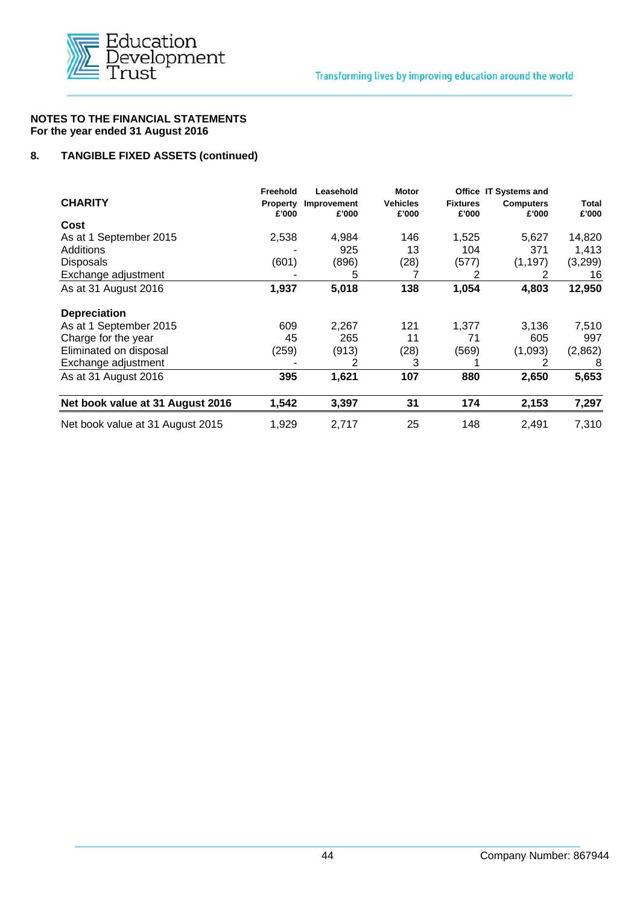**NOTES TO THE FINANCIAL STATEMENTS**
**For the year ended 31 August 2016**

**8. TANGIBLE FIXED ASSETS (continued)**

| CHARITY | Freehold Property £'000 | Leasehold Improvement £'000 | Motor Vehicles £'000 | Office Fixtures £'000 | IT Systems and Computers £'000 | Total £'000 |
|---|---|---|---|---|---|---|
| **Cost** | | | | | | |
| As at 1 September 2015 | 2,538 | 4,984 | 146 | 1,525 | 5,627 | 14,820 |
| Additions | - | 925 | 13 | 104 | 371 | 1,413 |
| Disposals | (601) | (896) | (28) | (577) | (1,197) | (3,299) |
| Exchange adjustment | - | 5 | 7 | 2 | 2 | 16 |
| As at 31 August 2016 | **1,937** | **5,018** | **138** | **1,054** | **4,803** | **12,950** |
| **Depreciation** | | | | | | |
| As at 1 September 2015 | 609 | 2,267 | 121 | 1,377 | 3,136 | 7,510 |
| Charge for the year | 45 | 265 | 11 | 71 | 605 | 997 |
| Eliminated on disposal | (259) | (913) | (28) | (569) | (1,093) | (2,862) |
| Exchange adjustment | - | 2 | 3 | 1 | 2 | 8 |
| As at 31 August 2016 | **395** | **1,621** | **107** | **880** | **2,650** | **5,653** |
| **Net book value at 31 August 2016** | **1,542** | **3,397** | **31** | **174** | **2,153** | **7,297** |
| Net book value at 31 August 2015 | 1,929 | 2,717 | 25 | 148 | 2,491 | 7,310 |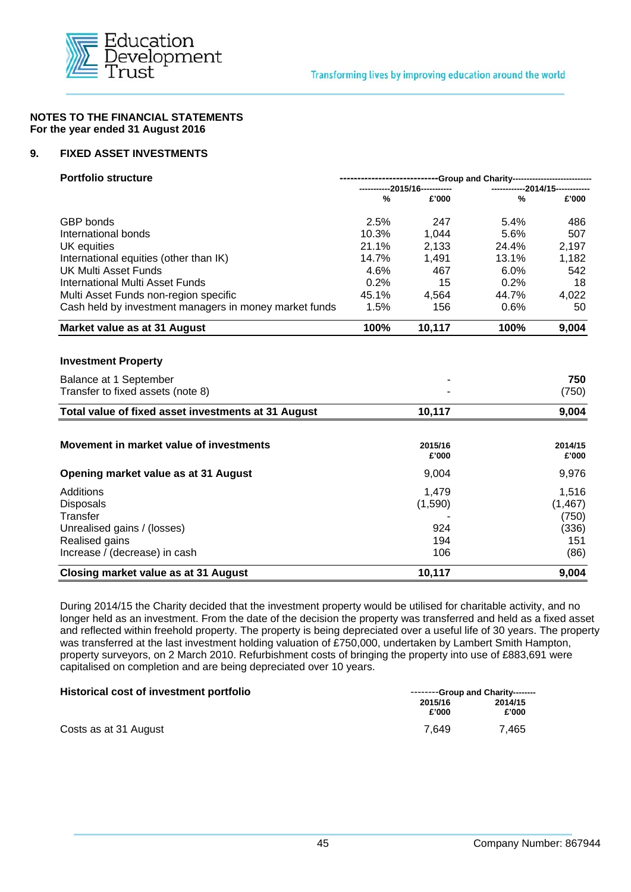**NOTES TO THE FINANCIAL STATEMENTS**
**For the year ended 31 August 2016**

## 9. FIXED ASSET INVESTMENTS

| Portfolio structure | Group and Charity | | | |
|---|---|---|---|---|
| | 2015/16 | | 2014/15 | |
| | % | £'000 | % | £'000 |
| GBP bonds | 2.5% | 247 | 5.4% | 486 |
| International bonds | 10.3% | 1,044 | 5.6% | 507 |
| UK equities | 21.1% | 2,133 | 24.4% | 2,197 |
| International equities (other than IK) | 14.7% | 1,491 | 13.1% | 1,182 |
| UK Multi Asset Funds | 4.6% | 467 | 6.0% | 542 |
| International Multi Asset Funds | 0.2% | 15 | 0.2% | 18 |
| Multi Asset Funds non-region specific | 45.1% | 4,564 | 44.7% | 4,022 |
| Cash held by investment managers in money market funds | 1.5% | 156 | 0.6% | 50 |
| **Market value as at 31 August** | **100%** | **10,117** | **100%** | **9,004** |

| Investment Property | | |
|---|---|---|
| Balance at 1 September | - | **750** |
| Transfer to fixed assets (note 8) | - | (750) |
| **Total value of fixed asset investments at 31 August** | **10,117** | **9,004** |

| Movement in market value of investments | 2015/16 £'000 | 2014/15 £'000 |
|---|---|---|
| **Opening market value as at 31 August** | 9,004 | 9,976 |
| Additions | 1,479 | 1,516 |
| Disposals | (1,590) | (1,467) |
| Transfer | - | (750) |
| Unrealised gains / (losses) | 924 | (336) |
| Realised gains | 194 | 151 |
| Increase / (decrease) in cash | 106 | (86) |
| **Closing market value as at 31 August** | **10,117** | **9,004** |

During 2014/15 the Charity decided that the investment property would be utilised for charitable activity, and no longer held as an investment. From the date of the decision the property was transferred and held as a fixed asset and reflected within freehold property. The property is being depreciated over a useful life of 30 years. The property was transferred at the last investment holding valuation of £750,000, undertaken by Lambert Smith Hampton, property surveyors, on 2 March 2010. Refurbishment costs of bringing the property into use of £883,691 were capitalised on completion and are being depreciated over 10 years.

| Historical cost of investment portfolio | Group and Charity | |
|---|---|---|
| | 2015/16 £'000 | 2014/15 £'000 |
| Costs as at 31 August | 7,649 | 7,465 |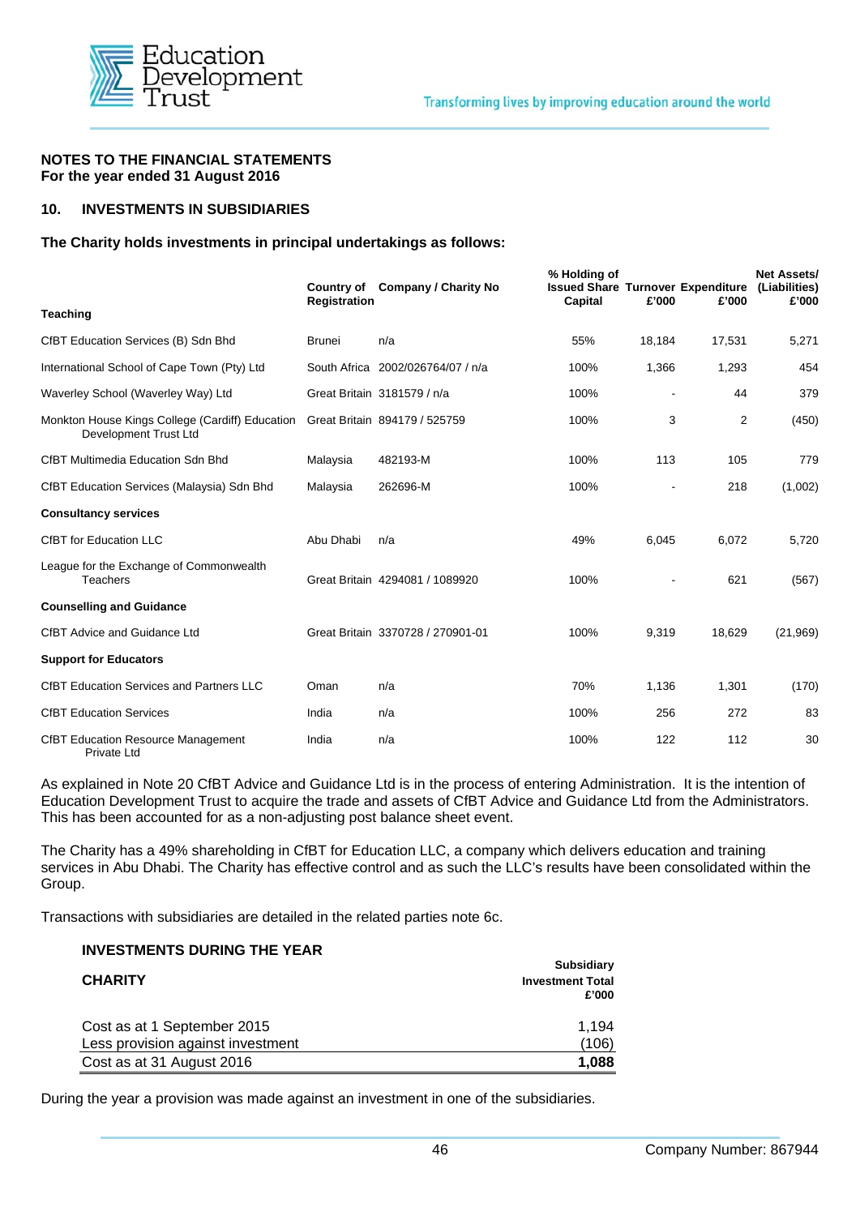**NOTES TO THE FINANCIAL STATEMENTS**
**For the year ended 31 August 2016**

## 10. INVESTMENTS IN SUBSIDIARIES

**The Charity holds investments in principal undertakings as follows:**

| | Country of Registration | Company / Charity No | % Holding of Issued Share Capital | Turnover £'000 | Expenditure £'000 | Net Assets/ (Liabilities) £'000 |
|---|---|---|---|---|---|---|
| **Teaching** | | | | | | |
| CfBT Education Services (B) Sdn Bhd | Brunei | n/a | 55% | 18,184 | 17,531 | 5,271 |
| International School of Cape Town (Pty) Ltd | South Africa | 2002/026764/07 / n/a | 100% | 1,366 | 1,293 | 454 |
| Waverley School (Waverley Way) Ltd | Great Britain | 3181579 / n/a | 100% | - | 44 | 379 |
| Monkton House Kings College (Cardiff) Education Development Trust Ltd | Great Britain | 894179 / 525759 | 100% | 3 | 2 | (450) |
| CfBT Multimedia Education Sdn Bhd | Malaysia | 482193-M | 100% | 113 | 105 | 779 |
| CfBT Education Services (Malaysia) Sdn Bhd | Malaysia | 262696-M | 100% | - | 218 | (1,002) |
| **Consultancy services** | | | | | | |
| CfBT for Education LLC | Abu Dhabi | n/a | 49% | 6,045 | 6,072 | 5,720 |
| League for the Exchange of Commonwealth Teachers | Great Britain | 4294081 / 1089920 | 100% | - | 621 | (567) |
| **Counselling and Guidance** | | | | | | |
| CfBT Advice and Guidance Ltd | Great Britain | 3370728 / 270901-01 | 100% | 9,319 | 18,629 | (21,969) |
| **Support for Educators** | | | | | | |
| CfBT Education Services and Partners LLC | Oman | n/a | 70% | 1,136 | 1,301 | (170) |
| CfBT Education Services | India | n/a | 100% | 256 | 272 | 83 |
| CfBT Education Resource Management Private Ltd | India | n/a | 100% | 122 | 112 | 30 |

As explained in Note 20 CfBT Advice and Guidance Ltd is in the process of entering Administration. It is the intention of Education Development Trust to acquire the trade and assets of CfBT Advice and Guidance Ltd from the Administrators. This has been accounted for as a non-adjusting post balance sheet event.

The Charity has a 49% shareholding in CfBT for Education LLC, a company which delivers education and training services in Abu Dhabi. The Charity has effective control and as such the LLC's results have been consolidated within the Group.

Transactions with subsidiaries are detailed in the related parties note 6c.

### INVESTMENTS DURING THE YEAR

| CHARITY | Subsidiary Investment Total £'000 |
|---|---|
| Cost as at 1 September 2015 | 1,194 |
| Less provision against investment | (106) |
| Cost as at 31 August 2016 | **1,088** |

During the year a provision was made against an investment in one of the subsidiaries.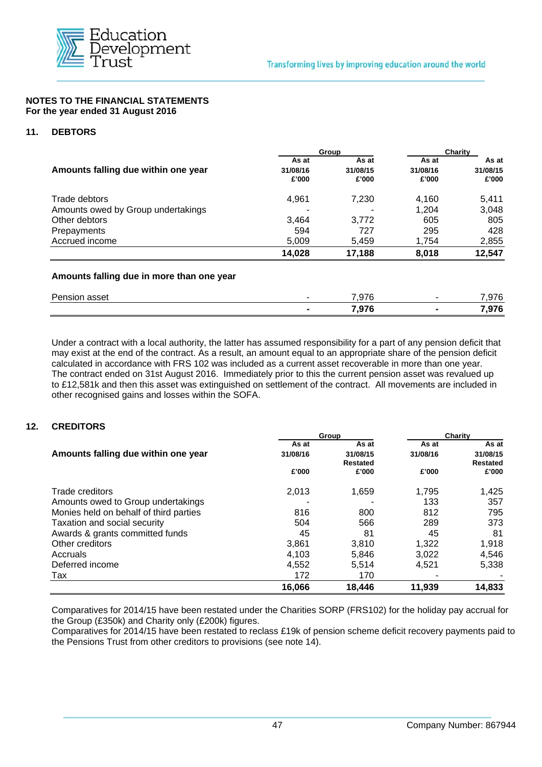## NOTES TO THE FINANCIAL STATEMENTS
**For the year ended 31 August 2016**

### 11. DEBTORS

| Amounts falling due within one year | Group | | Charity | |
|---|---|---|---|---|
| | As at 31/08/16 £'000 | As at 31/08/15 £'000 | As at 31/08/16 £'000 | As at 31/08/15 £'000 |
| Trade debtors | 4,961 | 7,230 | 4,160 | 5,411 |
| Amounts owed by Group undertakings | - | - | 1,204 | 3,048 |
| Other debtors | 3,464 | 3,772 | 605 | 805 |
| Prepayments | 594 | 727 | 295 | 428 |
| Accrued income | 5,009 | 5,459 | 1,754 | 2,855 |
| | **14,028** | **17,188** | **8,018** | **12,547** |
| **Amounts falling due in more than one year** | | | | |
| Pension asset | - | 7,976 | - | 7,976 |
| | **-** | **7,976** | **-** | **7,976** |

Under a contract with a local authority, the latter has assumed responsibility for a part of any pension deficit that may exist at the end of the contract. As a result, an amount equal to an appropriate share of the pension deficit calculated in accordance with FRS 102 was included as a current asset recoverable in more than one year. The contract ended on 31st August 2016. Immediately prior to this the current pension asset was revalued up to £12,581k and then this asset was extinguished on settlement of the contract. All movements are included in other recognised gains and losses within the SOFA.

### 12. CREDITORS

| Amounts falling due within one year | Group | | Charity | |
|---|---|---|---|---|
| | As at 31/08/16 £'000 | As at 31/08/15 Restated £'000 | As at 31/08/16 £'000 | As at 31/08/15 Restated £'000 |
| Trade creditors | 2,013 | 1,659 | 1,795 | 1,425 |
| Amounts owed to Group undertakings | - | - | 133 | 357 |
| Monies held on behalf of third parties | 816 | 800 | 812 | 795 |
| Taxation and social security | 504 | 566 | 289 | 373 |
| Awards & grants committed funds | 45 | 81 | 45 | 81 |
| Other creditors | 3,861 | 3,810 | 1,322 | 1,918 |
| Accruals | 4,103 | 5,846 | 3,022 | 4,546 |
| Deferred income | 4,552 | 5,514 | 4,521 | 5,338 |
| Tax | 172 | 170 | - | - |
| | **16,066** | **18,446** | **11,939** | **14,833** |

Comparatives for 2014/15 have been restated under the Charities SORP (FRS102) for the holiday pay accrual for the Group (£350k) and Charity only (£200k) figures.
Comparatives for 2014/15 have been restated to reclass £19k of pension scheme deficit recovery payments paid to the Pensions Trust from other creditors to provisions (see note 14).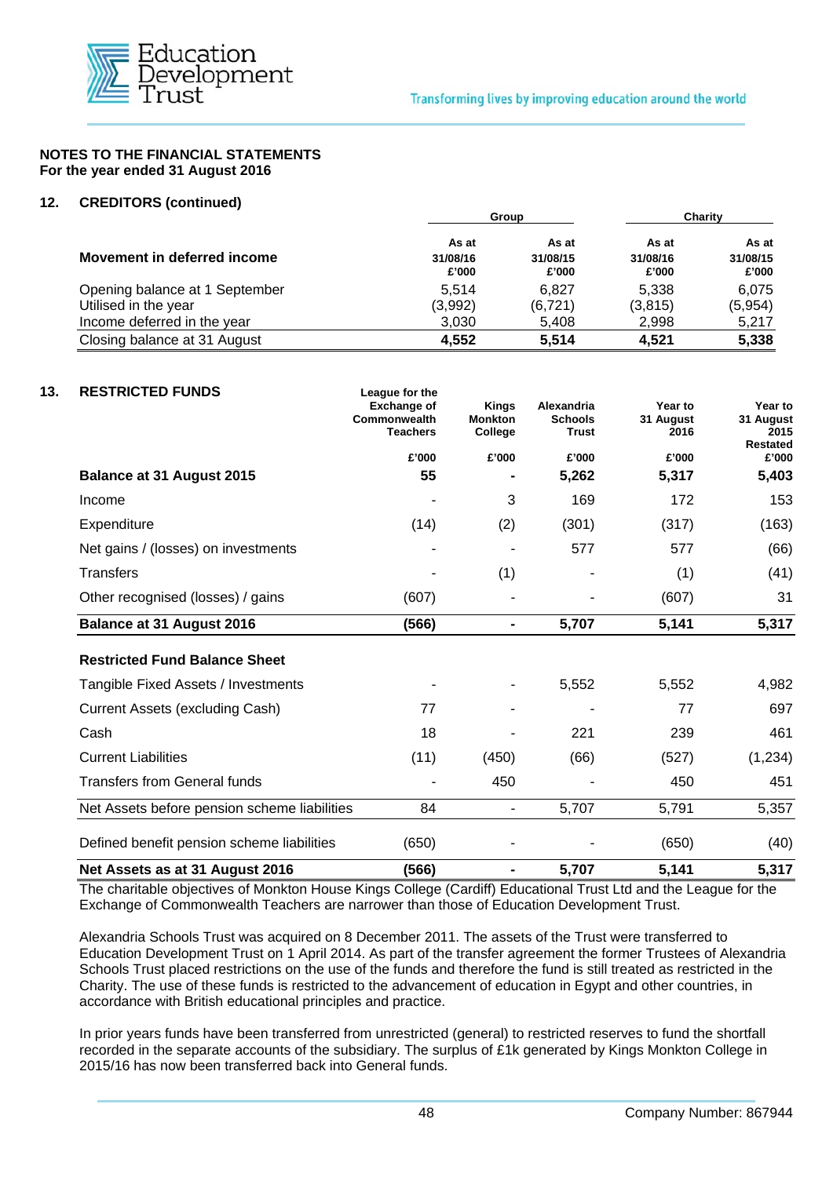**NOTES TO THE FINANCIAL STATEMENTS**
**For the year ended 31 August 2016**

## 12. CREDITORS (continued)

| Movement in deferred income | Group | | Charity | |
|---|---|---|---|---|
| | As at 31/08/16 £'000 | As at 31/08/15 £'000 | As at 31/08/16 £'000 | As at 31/08/15 £'000 |
| Opening balance at 1 September | 5,514 | 6,827 | 5,338 | 6,075 |
| Utilised in the year | (3,992) | (6,721) | (3,815) | (5,954) |
| Income deferred in the year | 3,030 | 5,408 | 2,998 | 5,217 |
| **Closing balance at 31 August** | **4,552** | **5,514** | **4,521** | **5,338** |

## 13. RESTRICTED FUNDS

| | League for the Exchange of Commonwealth Teachers £'000 | Kings Monkton College £'000 | Alexandria Schools Trust £'000 | Year to 31 August 2016 £'000 | Year to 31 August 2015 Restated £'000 |
|---|---|---|---|---|---|
| **Balance at 31 August 2015** | **55** | **-** | **5,262** | **5,317** | **5,403** |
| Income | - | 3 | 169 | 172 | 153 |
| Expenditure | (14) | (2) | (301) | (317) | (163) |
| Net gains / (losses) on investments | - | - | 577 | 577 | (66) |
| Transfers | - | (1) | - | (1) | (41) |
| Other recognised (losses) / gains | (607) | - | - | (607) | 31 |
| **Balance at 31 August 2016** | **(566)** | **-** | **5,707** | **5,141** | **5,317** |
| **Restricted Fund Balance Sheet** | | | | | |
| Tangible Fixed Assets / Investments | - | - | 5,552 | 5,552 | 4,982 |
| Current Assets (excluding Cash) | 77 | - | - | 77 | 697 |
| Cash | 18 | - | 221 | 239 | 461 |
| Current Liabilities | (11) | (450) | (66) | (527) | (1,234) |
| Transfers from General funds | - | 450 | - | 450 | 451 |
| Net Assets before pension scheme liabilities | 84 | - | 5,707 | 5,791 | 5,357 |
| Defined benefit pension scheme liabilities | (650) | - | - | (650) | (40) |
| **Net Assets as at 31 August 2016** | **(566)** | **-** | **5,707** | **5,141** | **5,317** |

The charitable objectives of Monkton House Kings College (Cardiff) Educational Trust Ltd and the League for the Exchange of Commonwealth Teachers are narrower than those of Education Development Trust.

Alexandria Schools Trust was acquired on 8 December 2011. The assets of the Trust were transferred to Education Development Trust on 1 April 2014. As part of the transfer agreement the former Trustees of Alexandria Schools Trust placed restrictions on the use of the funds and therefore the fund is still treated as restricted in the Charity. The use of these funds is restricted to the advancement of education in Egypt and other countries, in accordance with British educational principles and practice.

In prior years funds have been transferred from unrestricted (general) to restricted reserves to fund the shortfall recorded in the separate accounts of the subsidiary. The surplus of £1k generated by Kings Monkton College in 2015/16 has now been transferred back into General funds.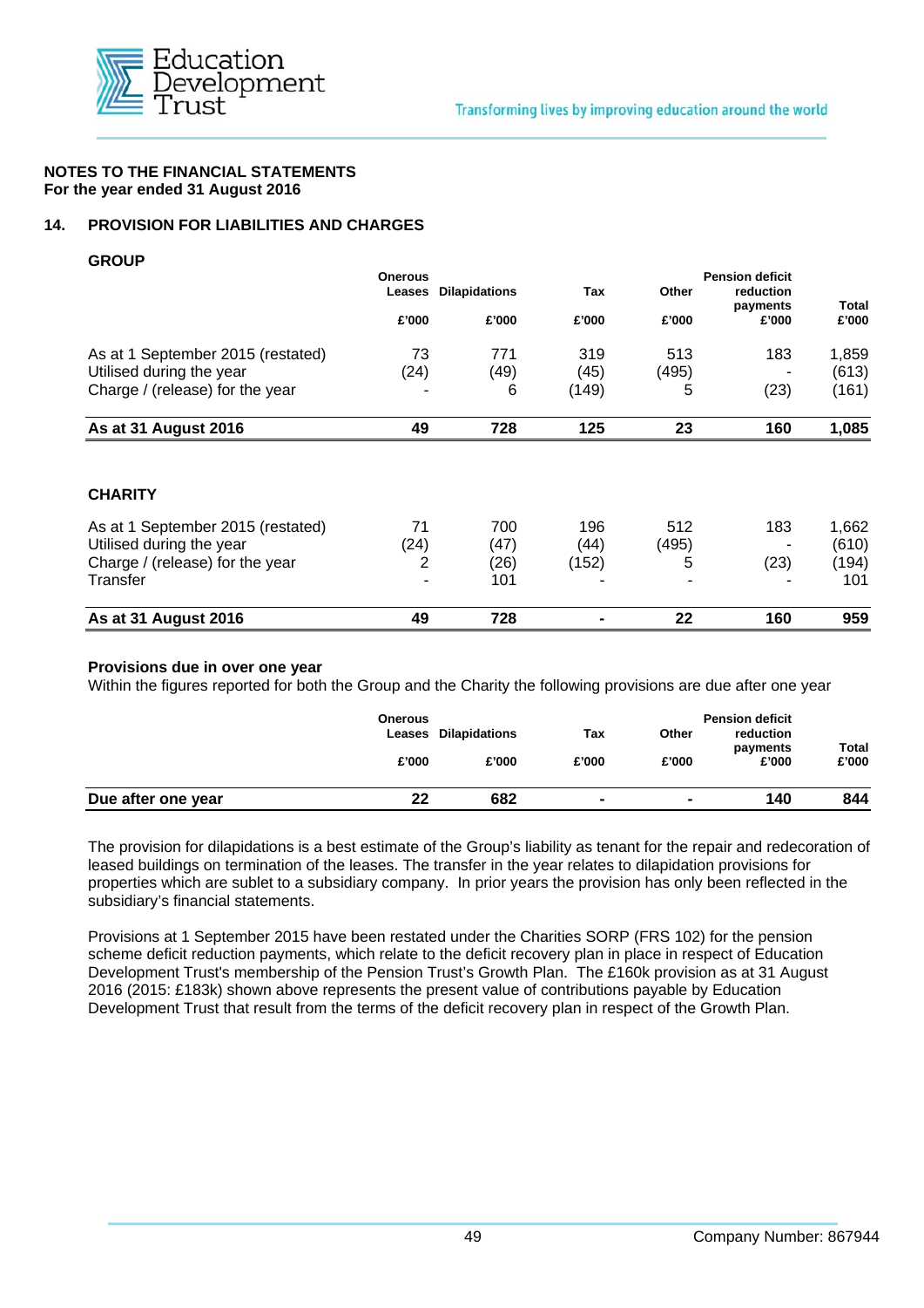## NOTES TO THE FINANCIAL STATEMENTS
**For the year ended 31 August 2016**

### 14. PROVISION FOR LIABILITIES AND CHARGES

**GROUP**

| | Onerous Leases £'000 | Dilapidations £'000 | Tax £'000 | Other £'000 | Pension deficit reduction payments £'000 | Total £'000 |
|---|---|---|---|---|---|---|
| As at 1 September 2015 (restated) | 73 | 771 | 319 | 513 | 183 | 1,859 |
| Utilised during the year | (24) | (49) | (45) | (495) | - | (613) |
| Charge / (release) for the year | - | 6 | (149) | 5 | (23) | (161) |
| **As at 31 August 2016** | **49** | **728** | **125** | **23** | **160** | **1,085** |

**CHARITY**

| | Onerous Leases £'000 | Dilapidations £'000 | Tax £'000 | Other £'000 | Pension deficit reduction payments £'000 | Total £'000 |
|---|---|---|---|---|---|---|
| As at 1 September 2015 (restated) | 71 | 700 | 196 | 512 | 183 | 1,662 |
| Utilised during the year | (24) | (47) | (44) | (495) | - | (610) |
| Charge / (release) for the year | 2 | (26) | (152) | 5 | (23) | (194) |
| Transfer | - | 101 | - | - | - | 101 |
| **As at 31 August 2016** | **49** | **728** | **-** | **22** | **160** | **959** |

**Provisions due in over one year**

Within the figures reported for both the Group and the Charity the following provisions are due after one year

| | Onerous Leases £'000 | Dilapidations £'000 | Tax £'000 | Other £'000 | Pension deficit reduction payments £'000 | Total £'000 |
|---|---|---|---|---|---|---|
| **Due after one year** | **22** | **682** | **-** | **-** | **140** | **844** |

The provision for dilapidations is a best estimate of the Group's liability as tenant for the repair and redecoration of leased buildings on termination of the leases. The transfer in the year relates to dilapidation provisions for properties which are sublet to a subsidiary company. In prior years the provision has only been reflected in the subsidiary's financial statements.

Provisions at 1 September 2015 have been restated under the Charities SORP (FRS 102) for the pension scheme deficit reduction payments, which relate to the deficit recovery plan in place in respect of Education Development Trust's membership of the Pension Trust's Growth Plan. The £160k provision as at 31 August 2016 (2015: £183k) shown above represents the present value of contributions payable by Education Development Trust that result from the terms of the deficit recovery plan in respect of the Growth Plan.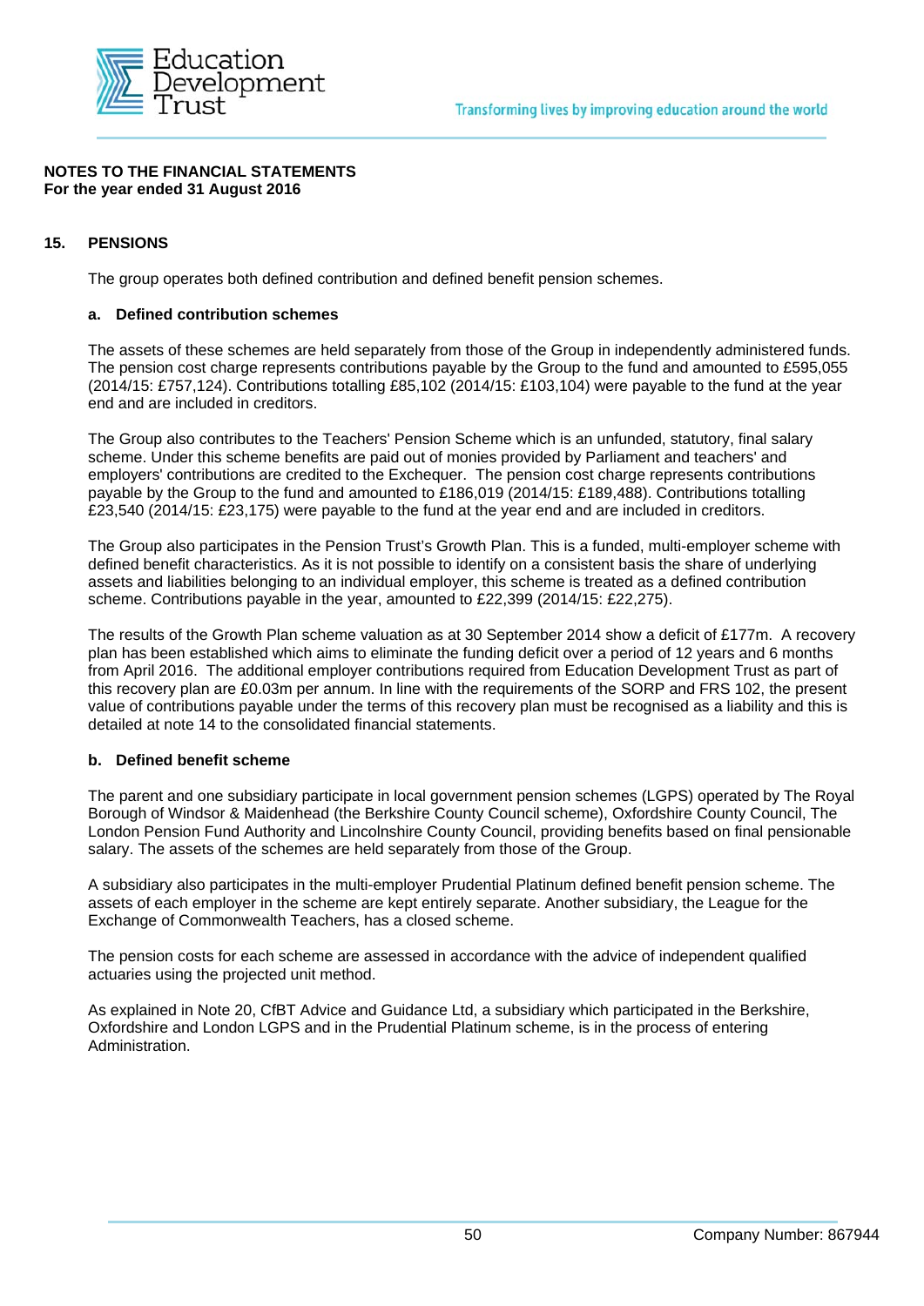**NOTES TO THE FINANCIAL STATEMENTS**
**For the year ended 31 August 2016**

## 15. PENSIONS

The group operates both defined contribution and defined benefit pension schemes.

### a. Defined contribution schemes

The assets of these schemes are held separately from those of the Group in independently administered funds. The pension cost charge represents contributions payable by the Group to the fund and amounted to £595,055 (2014/15: £757,124). Contributions totalling £85,102 (2014/15: £103,104) were payable to the fund at the year end and are included in creditors.

The Group also contributes to the Teachers' Pension Scheme which is an unfunded, statutory, final salary scheme. Under this scheme benefits are paid out of monies provided by Parliament and teachers' and employers' contributions are credited to the Exchequer. The pension cost charge represents contributions payable by the Group to the fund and amounted to £186,019 (2014/15: £189,488). Contributions totalling £23,540 (2014/15: £23,175) were payable to the fund at the year end and are included in creditors.

The Group also participates in the Pension Trust's Growth Plan. This is a funded, multi-employer scheme with defined benefit characteristics. As it is not possible to identify on a consistent basis the share of underlying assets and liabilities belonging to an individual employer, this scheme is treated as a defined contribution scheme. Contributions payable in the year, amounted to £22,399 (2014/15: £22,275).

The results of the Growth Plan scheme valuation as at 30 September 2014 show a deficit of £177m. A recovery plan has been established which aims to eliminate the funding deficit over a period of 12 years and 6 months from April 2016. The additional employer contributions required from Education Development Trust as part of this recovery plan are £0.03m per annum. In line with the requirements of the SORP and FRS 102, the present value of contributions payable under the terms of this recovery plan must be recognised as a liability and this is detailed at note 14 to the consolidated financial statements.

### b. Defined benefit scheme

The parent and one subsidiary participate in local government pension schemes (LGPS) operated by The Royal Borough of Windsor & Maidenhead (the Berkshire County Council scheme), Oxfordshire County Council, The London Pension Fund Authority and Lincolnshire County Council, providing benefits based on final pensionable salary. The assets of the schemes are held separately from those of the Group.

A subsidiary also participates in the multi-employer Prudential Platinum defined benefit pension scheme. The assets of each employer in the scheme are kept entirely separate. Another subsidiary, the League for the Exchange of Commonwealth Teachers, has a closed scheme.

The pension costs for each scheme are assessed in accordance with the advice of independent qualified actuaries using the projected unit method.

As explained in Note 20, CfBT Advice and Guidance Ltd, a subsidiary which participated in the Berkshire, Oxfordshire and London LGPS and in the Prudential Platinum scheme, is in the process of entering Administration.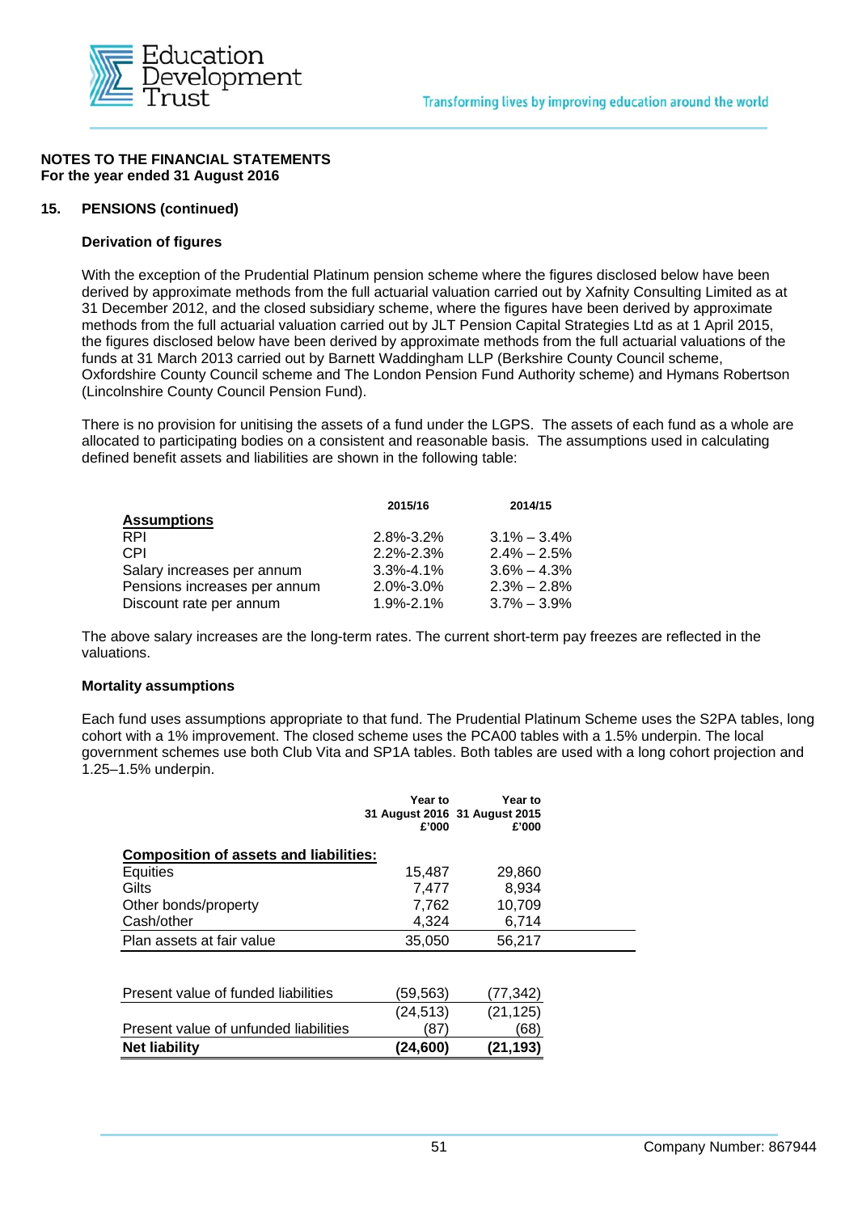**NOTES TO THE FINANCIAL STATEMENTS**
**For the year ended 31 August 2016**

**15. PENSIONS (continued)**

**Derivation of figures**

With the exception of the Prudential Platinum pension scheme where the figures disclosed below have been derived by approximate methods from the full actuarial valuation carried out by Xafinity Consulting Limited as at 31 December 2012, and the closed subsidiary scheme, where the figures have been derived by approximate methods from the full actuarial valuation carried out by JLT Pension Capital Strategies Ltd as at 1 April 2015, the figures disclosed below have been derived by approximate methods from the full actuarial valuations of the funds at 31 March 2013 carried out by Barnett Waddingham LLP (Berkshire County Council scheme, Oxfordshire County Council scheme and The London Pension Fund Authority scheme) and Hymans Robertson (Lincolnshire County Council Pension Fund).

There is no provision for unitising the assets of a fund under the LGPS. The assets of each fund as a whole are allocated to participating bodies on a consistent and reasonable basis. The assumptions used in calculating defined benefit assets and liabilities are shown in the following table:

| | 2015/16 | 2014/15 |
|---|---|---|
| **Assumptions** | | |
| RPI | 2.8%-3.2% | 3.1% – 3.4% |
| CPI | 2.2%-2.3% | 2.4% – 2.5% |
| Salary increases per annum | 3.3%-4.1% | 3.6% – 4.3% |
| Pensions increases per annum | 2.0%-3.0% | 2.3% – 2.8% |
| Discount rate per annum | 1.9%-2.1% | 3.7% – 3.9% |

The above salary increases are the long-term rates. The current short-term pay freezes are reflected in the valuations.

**Mortality assumptions**

Each fund uses assumptions appropriate to that fund. The Prudential Platinum Scheme uses the S2PA tables, long cohort with a 1% improvement. The closed scheme uses the PCA00 tables with a 1.5% underpin. The local government schemes use both Club Vita and SP1A tables. Both tables are used with a long cohort projection and 1.25–1.5% underpin.

| | Year to 31 August 2016 £'000 | Year to 31 August 2015 £'000 |
|---|---|---|
| **Composition of assets and liabilities:** | | |
| Equities | 15,487 | 29,860 |
| Gilts | 7,477 | 8,934 |
| Other bonds/property | 7,762 | 10,709 |
| Cash/other | 4,324 | 6,714 |
| Plan assets at fair value | 35,050 | 56,217 |
| | | |
| Present value of funded liabilities | (59,563) | (77,342) |
| | (24,513) | (21,125) |
| Present value of unfunded liabilities | (87) | (68) |
| **Net liability** | **(24,600)** | **(21,193)** |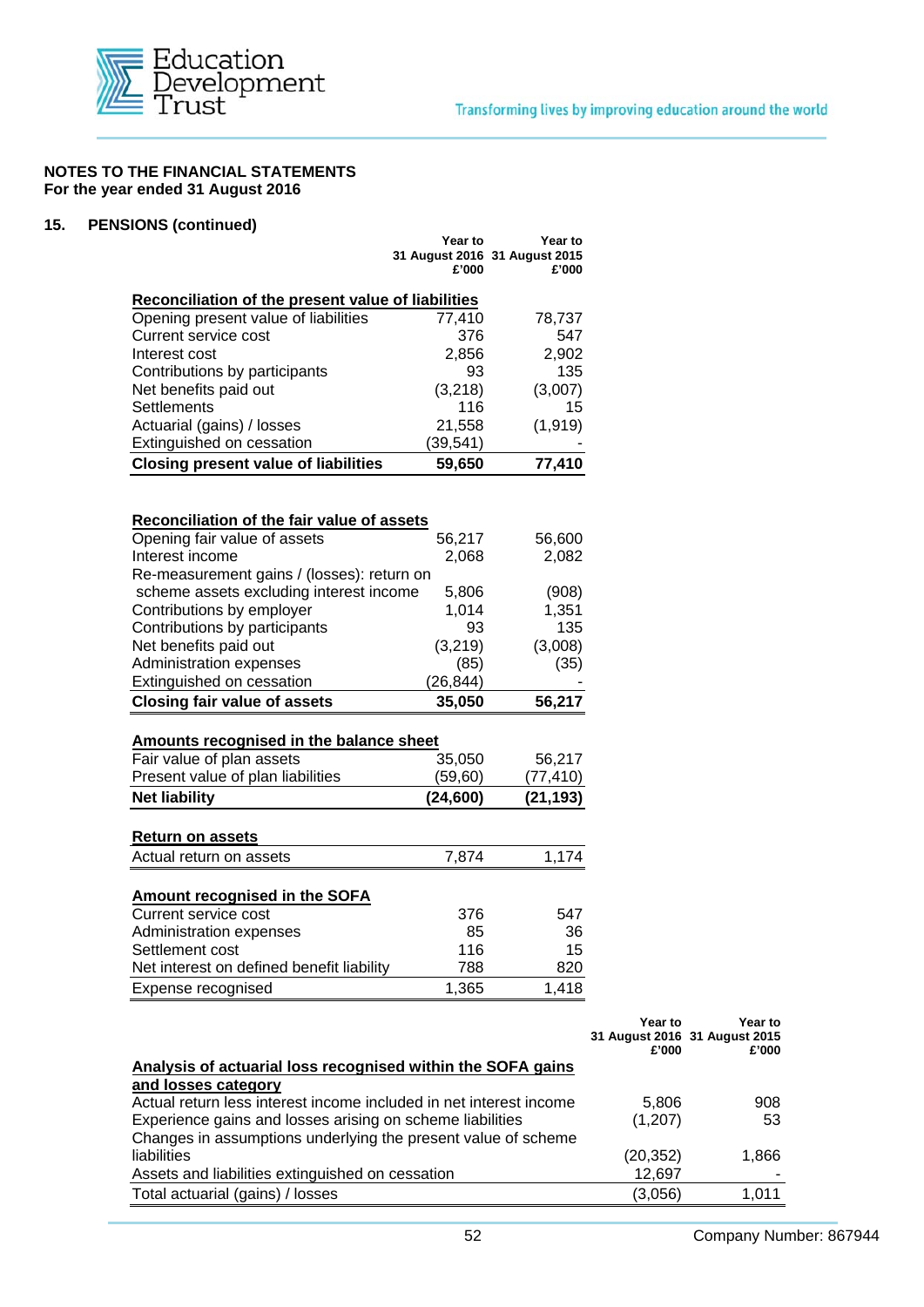**NOTES TO THE FINANCIAL STATEMENTS**
**For the year ended 31 August 2016**

## 15. PENSIONS (continued)

| | Year to 31 August 2016 £'000 | Year to 31 August 2015 £'000 |
|---|---|---|
| **Reconciliation of the present value of liabilities** | | |
| Opening present value of liabilities | 77,410 | 78,737 |
| Current service cost | 376 | 547 |
| Interest cost | 2,856 | 2,902 |
| Contributions by participants | 93 | 135 |
| Net benefits paid out | (3,218) | (3,007) |
| Settlements | 116 | 15 |
| Actuarial (gains) / losses | 21,558 | (1,919) |
| Extinguished on cessation | (39,541) | - |
| **Closing present value of liabilities** | **59,650** | **77,410** |

| | Year to 31 August 2016 £'000 | Year to 31 August 2015 £'000 |
|---|---|---|
| **Reconciliation of the fair value of assets** | | |
| Opening fair value of assets | 56,217 | 56,600 |
| Interest income | 2,068 | 2,082 |
| Re-measurement gains / (losses): return on scheme assets excluding interest income | 5,806 | (908) |
| Contributions by employer | 1,014 | 1,351 |
| Contributions by participants | 93 | 135 |
| Net benefits paid out | (3,219) | (3,008) |
| Administration expenses | (85) | (35) |
| Extinguished on cessation | (26,844) | - |
| **Closing fair value of assets** | **35,050** | **56,217** |

| | Year to 31 August 2016 £'000 | Year to 31 August 2015 £'000 |
|---|---|---|
| **Amounts recognised in the balance sheet** | | |
| Fair value of plan assets | 35,050 | 56,217 |
| Present value of plan liabilities | (59,60) | (77,410) |
| **Net liability** | **(24,600)** | **(21,193)** |

| | Year to 31 August 2016 £'000 | Year to 31 August 2015 £'000 |
|---|---|---|
| **Return on assets** | | |
| Actual return on assets | 7,874 | 1,174 |

| | Year to 31 August 2016 £'000 | Year to 31 August 2015 £'000 |
|---|---|---|
| **Amount recognised in the SOFA** | | |
| Current service cost | 376 | 547 |
| Administration expenses | 85 | 36 |
| Settlement cost | 116 | 15 |
| Net interest on defined benefit liability | 788 | 820 |
| Expense recognised | 1,365 | 1,418 |

| | Year to 31 August 2016 £'000 | Year to 31 August 2015 £'000 |
|---|---|---|
| **Analysis of actuarial loss recognised within the SOFA gains and losses category** | | |
| Actual return less interest income included in net interest income | 5,806 | 908 |
| Experience gains and losses arising on scheme liabilities | (1,207) | 53 |
| Changes in assumptions underlying the present value of scheme liabilities | (20,352) | 1,866 |
| Assets and liabilities extinguished on cessation | 12,697 | - |
| Total actuarial (gains) / losses | (3,056) | 1,011 |

Company Number: 867944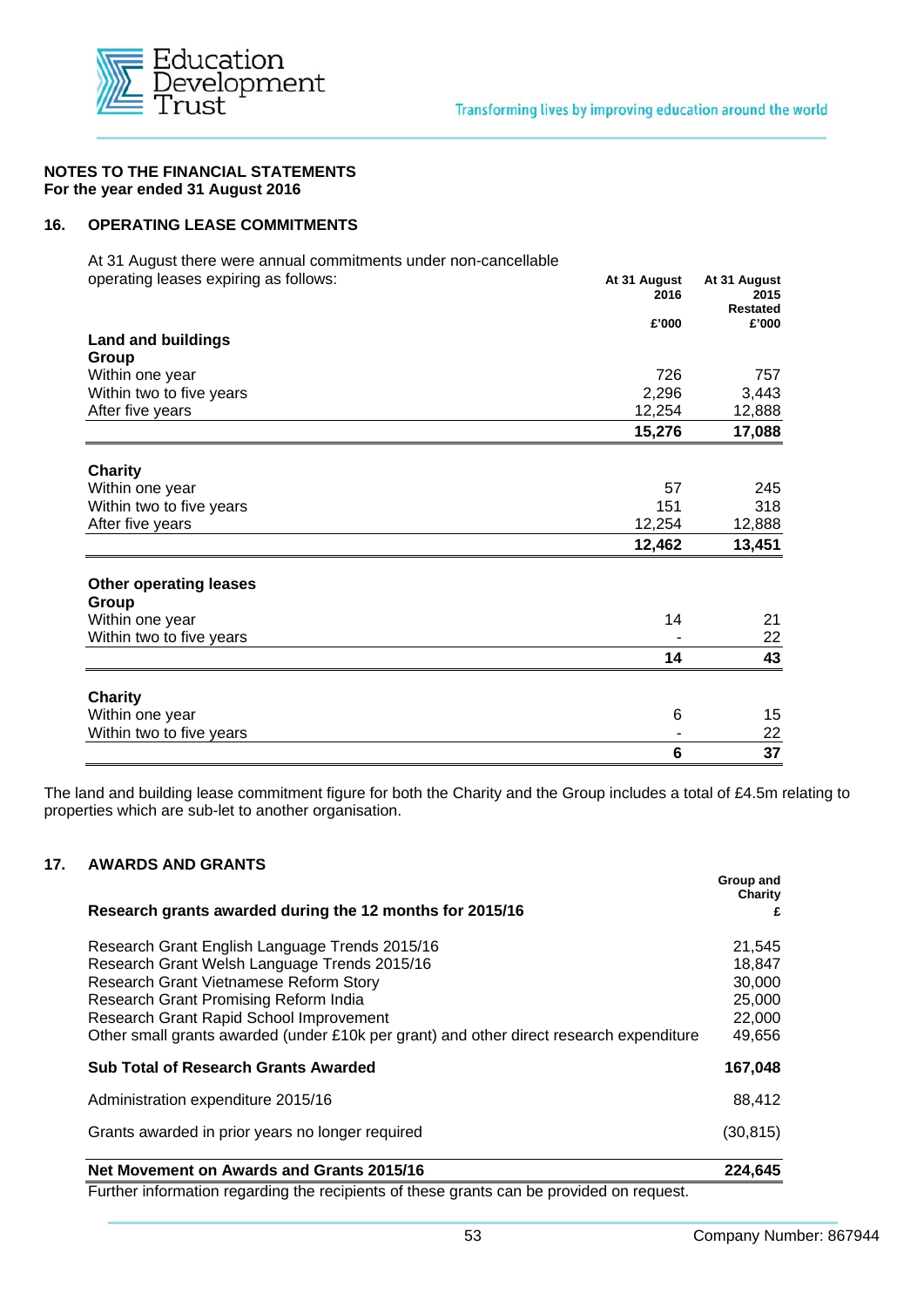**NOTES TO THE FINANCIAL STATEMENTS**
**For the year ended 31 August 2016**

## 16. OPERATING LEASE COMMITMENTS

| At 31 August there were annual commitments under non-cancellable operating leases expiring as follows: | At 31 August 2016 | At 31 August 2015 Restated |
|---|---|---|
| | £'000 | £'000 |
| **Land and buildings** | | |
| **Group** | | |
| Within one year | 726 | 757 |
| Within two to five years | 2,296 | 3,443 |
| After five years | 12,254 | 12,888 |
| | **15,276** | **17,088** |
| **Charity** | | |
| Within one year | 57 | 245 |
| Within two to five years | 151 | 318 |
| After five years | 12,254 | 12,888 |
| | **12,462** | **13,451** |
| **Other operating leases** | | |
| **Group** | | |
| Within one year | 14 | 21 |
| Within two to five years | - | 22 |
| | **14** | **43** |
| **Charity** | | |
| Within one year | 6 | 15 |
| Within two to five years | - | 22 |
| | **6** | **37** |

The land and building lease commitment figure for both the Charity and the Group includes a total of £4.5m relating to properties which are sub-let to another organisation.

## 17. AWARDS AND GRANTS

| **Research grants awarded during the 12 months for 2015/16** | Group and Charity £ |
|---|---|
| Research Grant English Language Trends 2015/16 | 21,545 |
| Research Grant Welsh Language Trends 2015/16 | 18,847 |
| Research Grant Vietnamese Reform Story | 30,000 |
| Research Grant Promising Reform India | 25,000 |
| Research Grant Rapid School Improvement | 22,000 |
| Other small grants awarded (under £10k per grant) and other direct research expenditure | 49,656 |
| **Sub Total of Research Grants Awarded** | **167,048** |
| Administration expenditure 2015/16 | 88,412 |
| Grants awarded in prior years no longer required | (30,815) |
| **Net Movement on Awards and Grants 2015/16** | **224,645** |

Further information regarding the recipients of these grants can be provided on request.

Company Number: 867944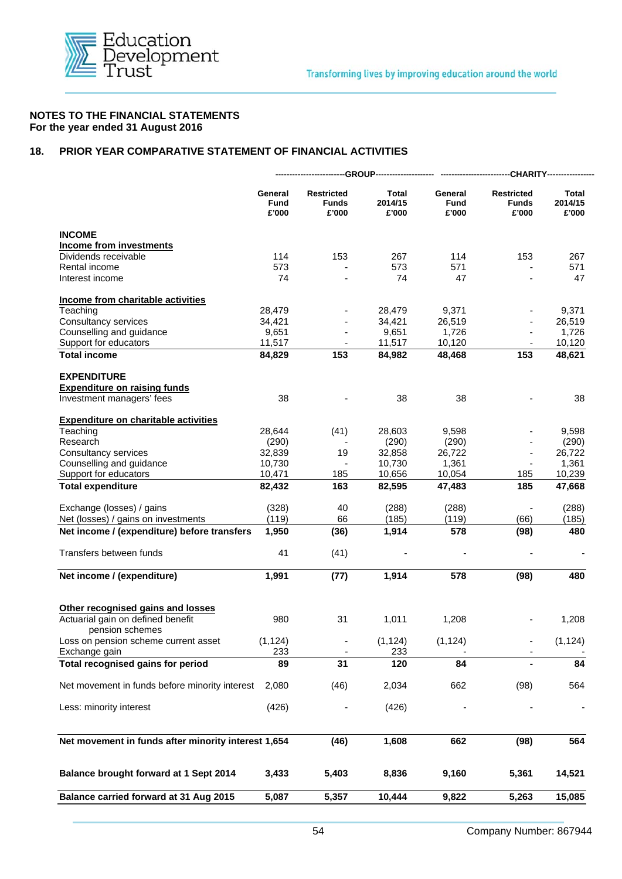**NOTES TO THE FINANCIAL STATEMENTS**
**For the year ended 31 August 2016**

## 18. PRIOR YEAR COMPARATIVE STATEMENT OF FINANCIAL ACTIVITIES

| | GROUP | | | CHARITY | | |
|---|---|---|---|---|---|---|
| | **General Fund £'000** | **Restricted Funds £'000** | **Total 2014/15 £'000** | **General Fund £'000** | **Restricted Funds £'000** | **Total 2014/15 £'000** |
| **INCOME** | | | | | | |
| **Income from investments** | | | | | | |
| Dividends receivable | 114 | 153 | 267 | 114 | 153 | 267 |
| Rental income | 573 | - | 573 | 571 | - | 571 |
| Interest income | 74 | - | 74 | 47 | - | 47 |
| **Income from charitable activities** | | | | | | |
| Teaching | 28,479 | - | 28,479 | 9,371 | - | 9,371 |
| Consultancy services | 34,421 | - | 34,421 | 26,519 | - | 26,519 |
| Counselling and guidance | 9,651 | - | 9,651 | 1,726 | - | 1,726 |
| Support for educators | 11,517 | - | 11,517 | 10,120 | - | 10,120 |
| **Total income** | **84,829** | **153** | **84,982** | **48,468** | **153** | **48,621** |
| **EXPENDITURE** | | | | | | |
| **Expenditure on raising funds** | | | | | | |
| Investment managers' fees | 38 | - | 38 | 38 | - | 38 |
| **Expenditure on charitable activities** | | | | | | |
| Teaching | 28,644 | (41) | 28,603 | 9,598 | - | 9,598 |
| Research | (290) | - | (290) | (290) | - | (290) |
| Consultancy services | 32,839 | 19 | 32,858 | 26,722 | - | 26,722 |
| Counselling and guidance | 10,730 | - | 10,730 | 1,361 | - | 1,361 |
| Support for educators | 10,471 | 185 | 10,656 | 10,054 | 185 | 10,239 |
| **Total expenditure** | **82,432** | **163** | **82,595** | **47,483** | **185** | **47,668** |
| Exchange (losses) / gains | (328) | 40 | (288) | (288) | - | (288) |
| Net (losses) / gains on investments | (119) | 66 | (185) | (119) | (66) | (185) |
| **Net income / (expenditure) before transfers** | **1,950** | **(36)** | **1,914** | **578** | **(98)** | **480** |
| Transfers between funds | 41 | (41) | - | - | - | - |
| **Net income / (expenditure)** | **1,991** | **(77)** | **1,914** | **578** | **(98)** | **480** |
| **Other recognised gains and losses** | | | | | | |
| Actuarial gain on defined benefit pension schemes | 980 | 31 | 1,011 | 1,208 | - | 1,208 |
| Loss on pension scheme current asset | (1,124) | - | (1,124) | (1,124) | - | (1,124) |
| Exchange gain | 233 | - | 233 | - | - | - |
| **Total recognised gains for period** | **89** | **31** | **120** | **84** | **-** | **84** |
| Net movement in funds before minority interest | 2,080 | (46) | 2,034 | 662 | (98) | 564 |
| Less: minority interest | (426) | - | (426) | - | - | - |
| **Net movement in funds after minority interest** | **1,654** | **(46)** | **1,608** | **662** | **(98)** | **564** |
| **Balance brought forward at 1 Sept 2014** | **3,433** | **5,403** | **8,836** | **9,160** | **5,361** | **14,521** |
| **Balance carried forward at 31 Aug 2015** | **5,087** | **5,357** | **10,444** | **9,822** | **5,263** | **15,085** |

Company Number: 867944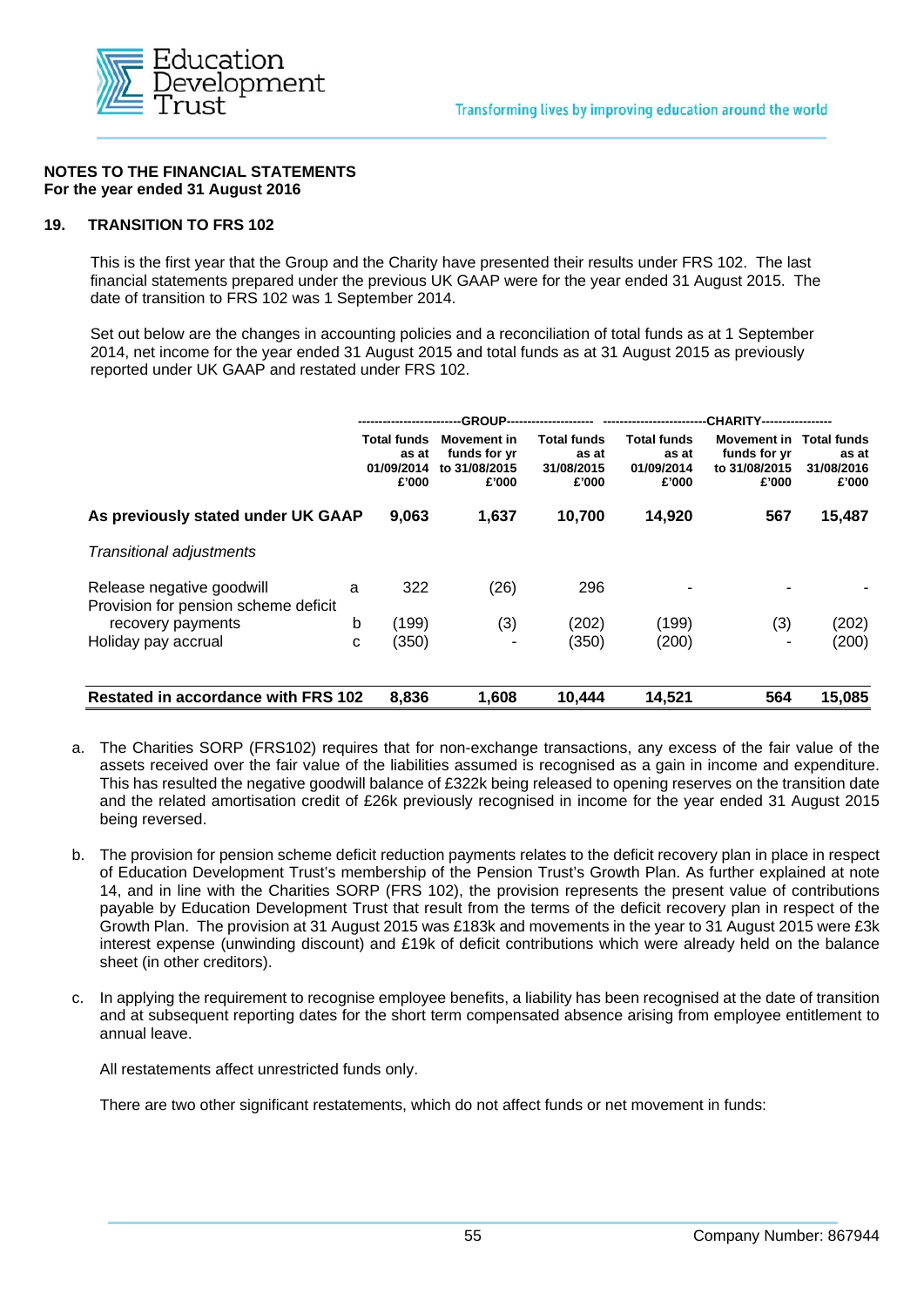**NOTES TO THE FINANCIAL STATEMENTS**
**For the year ended 31 August 2016**

## 19. TRANSITION TO FRS 102

This is the first year that the Group and the Charity have presented their results under FRS 102. The last financial statements prepared under the previous UK GAAP were for the year ended 31 August 2015. The date of transition to FRS 102 was 1 September 2014.

Set out below are the changes in accounting policies and a reconciliation of total funds as at 1 September 2014, net income for the year ended 31 August 2015 and total funds as at 31 August 2015 as previously reported under UK GAAP and restated under FRS 102.

| | | GROUP | | | CHARITY | | |
|---|---|---|---|---|---|---|---|
| | | Total funds as at 01/09/2014 £'000 | Movement in funds for yr to 31/08/2015 £'000 | Total funds as at 31/08/2015 £'000 | Total funds as at 01/09/2014 £'000 | Movement in funds for yr to 31/08/2015 £'000 | Total funds as at 31/08/2016 £'000 |
| **As previously stated under UK GAAP** | | **9,063** | **1,637** | **10,700** | **14,920** | **567** | **15,487** |
| *Transitional adjustments* | | | | | | | |
| Release negative goodwill | a | 322 | (26) | 296 | - | - | - |
| Provision for pension scheme deficit recovery payments | b | (199) | (3) | (202) | (199) | (3) | (202) |
| Holiday pay accrual | c | (350) | - | (350) | (200) | - | (200) |
| **Restated in accordance with FRS 102** | | **8,836** | **1,608** | **10,444** | **14,521** | **564** | **15,085** |

a. The Charities SORP (FRS102) requires that for non-exchange transactions, any excess of the fair value of the assets received over the fair value of the liabilities assumed is recognised as a gain in income and expenditure. This has resulted the negative goodwill balance of £322k being released to opening reserves on the transition date and the related amortisation credit of £26k previously recognised in income for the year ended 31 August 2015 being reversed.

b. The provision for pension scheme deficit reduction payments relates to the deficit recovery plan in place in respect of Education Development Trust's membership of the Pension Trust's Growth Plan. As further explained at note 14, and in line with the Charities SORP (FRS 102), the provision represents the present value of contributions payable by Education Development Trust that result from the terms of the deficit recovery plan in respect of the Growth Plan. The provision at 31 August 2015 was £183k and movements in the year to 31 August 2015 were £3k interest expense (unwinding discount) and £19k of deficit contributions which were already held on the balance sheet (in other creditors).

c. In applying the requirement to recognise employee benefits, a liability has been recognised at the date of transition and at subsequent reporting dates for the short term compensated absence arising from employee entitlement to annual leave.

All restatements affect unrestricted funds only.

There are two other significant restatements, which do not affect funds or net movement in funds: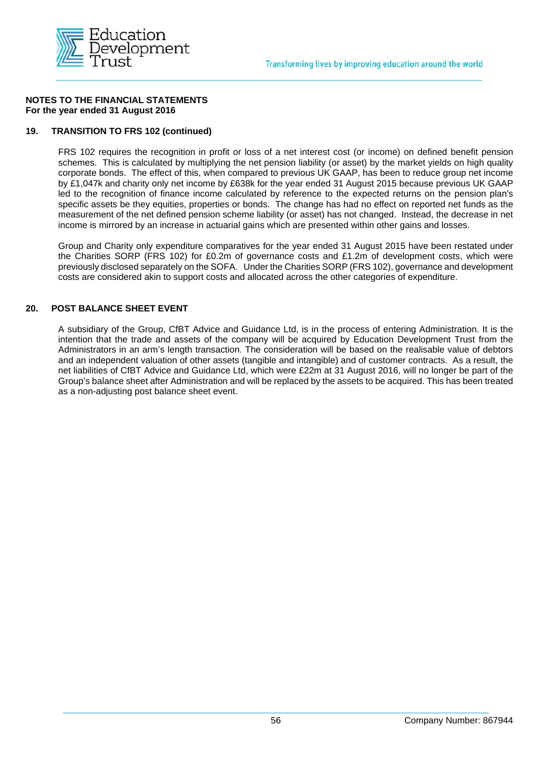**NOTES TO THE FINANCIAL STATEMENTS**
**For the year ended 31 August 2016**

## 19. TRANSITION TO FRS 102 (continued)

FRS 102 requires the recognition in profit or loss of a net interest cost (or income) on defined benefit pension schemes. This is calculated by multiplying the net pension liability (or asset) by the market yields on high quality corporate bonds. The effect of this, when compared to previous UK GAAP, has been to reduce group net income by £1,047k and charity only net income by £638k for the year ended 31 August 2015 because previous UK GAAP led to the recognition of finance income calculated by reference to the expected returns on the pension plan's specific assets be they equities, properties or bonds. The change has had no effect on reported net funds as the measurement of the net defined pension scheme liability (or asset) has not changed. Instead, the decrease in net income is mirrored by an increase in actuarial gains which are presented within other gains and losses.

Group and Charity only expenditure comparatives for the year ended 31 August 2015 have been restated under the Charities SORP (FRS 102) for £0.2m of governance costs and £1.2m of development costs, which were previously disclosed separately on the SOFA. Under the Charities SORP (FRS 102), governance and development costs are considered akin to support costs and allocated across the other categories of expenditure.

## 20. POST BALANCE SHEET EVENT

A subsidiary of the Group, CfBT Advice and Guidance Ltd, is in the process of entering Administration. It is the intention that the trade and assets of the company will be acquired by Education Development Trust from the Administrators in an arm's length transaction. The consideration will be based on the realisable value of debtors and an independent valuation of other assets (tangible and intangible) and of customer contracts. As a result, the net liabilities of CfBT Advice and Guidance Ltd, which were £22m at 31 August 2016, will no longer be part of the Group's balance sheet after Administration and will be replaced by the assets to be acquired. This has been treated as a non-adjusting post balance sheet event.